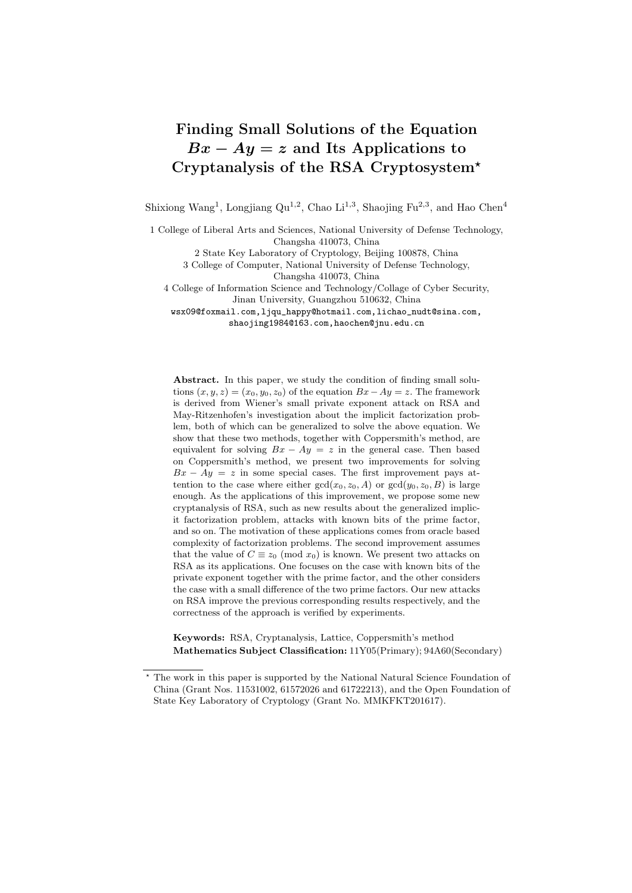# Finding Small Solutions of the Equation $Bx - Ay = z$ and Its Applications to Cryptanalysis of the RSA Cryptosystem*

Shixiong Wang[1], Longjiang Qu[1,2], Chao Li[1,3], Shaojing Fu[2,3], and Hao Chen[4]

1 College of Liberal Arts and Sciences, National University of Defense Technology, Changsha 410073, China

2 State Key Laboratory of Cryptology, Beijing 100878, China

3 College of Computer, National University of Defense Technology, Changsha 410073, China

4 College of Information Science and Technology/Collage of Cyber Security, Jinan University, Guangzhou 510632, China

wsx09@foxmail.com, ljqu_happy@hotmail.com, lichao_nudt@sina.com, shaojing1984@163.com, haochen@jnu.edu.cn

**Abstract.** In this paper, we study the condition of finding small solutions $(x, y, z) = (x_0, y_0, z_0)$ of the equation $Bx - Ay = z$. The framework is derived from Wiener's small private exponent attack on RSA and May-Ritzenhofen's investigation about the implicit factorization problem, both of which can be generalized to solve the above equation. We show that these two methods, together with Coppersmith's method, are equivalent for solving $Bx - Ay = z$ in the general case. Then based on Coppersmith's method, we present two improvements for solving $Bx - Ay = z$ in some special cases. The first improvement pays attention to the case where either $\gcd(x_0, z_0, A)$ or $\gcd(y_0, z_0, B)$ is large enough. As the applications of this improvement, we propose some new cryptanalysis of RSA, such as new results about the generalized implicit factorization problem, attacks with known bits of the prime factor, and so on. The motivation of these applications comes from oracle based complexity of factorization problems. The second improvement assumes that the value of $C \equiv z_0 \pmod{x_0}$ is known. We present two attacks on RSA as its applications. One focuses on the case with known bits of the private exponent together with the prime factor, and the other considers the case with a small difference of the two prime factors. Our new attacks on RSA improve the previous corresponding results respectively, and the correctness of the approach is verified by experiments.

**Keywords:** RSA, Cryptanalysis, Lattice, Coppersmith's method
**Mathematics Subject Classification:** 11Y05(Primary); 94A60(Secondary)

* The work in this paper is supported by the National Natural Science Foundation of China (Grant Nos. 11531002, 61572026 and 61722213), and the Open Foundation of State Key Laboratory of Cryptology (Grant No. MMKFKT201617).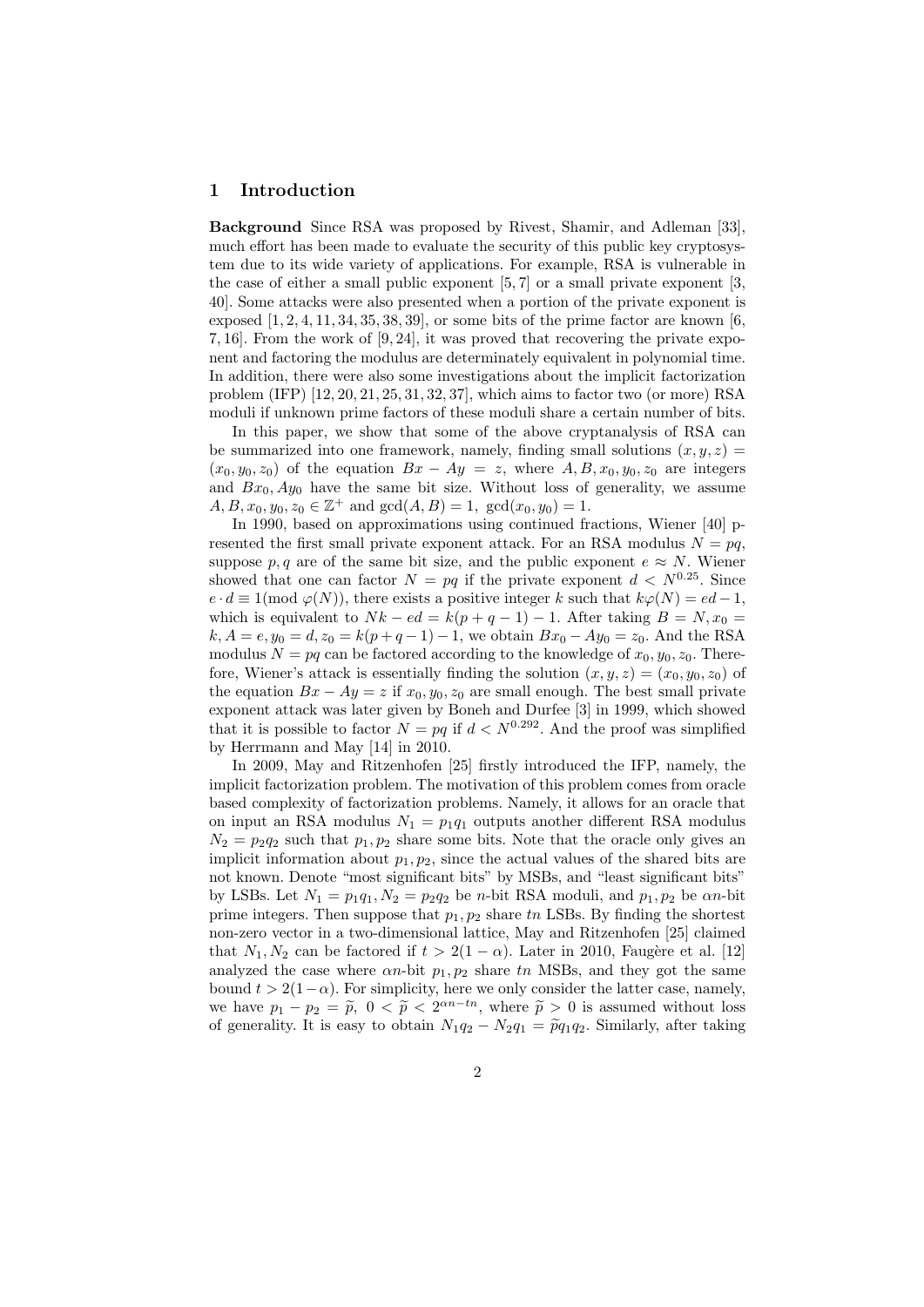## 1 Introduction

**Background** Since RSA was proposed by Rivest, Shamir, and Adleman [33], much effort has been made to evaluate the security of this public key cryptosystem due to its wide variety of applications. For example, RSA is vulnerable in the case of either a small public exponent [5, 7] or a small private exponent [3, 40]. Some attacks were also presented when a portion of the private exponent is exposed [1, 2, 4, 11, 34, 35, 38, 39], or some bits of the prime factor are known [6, 7, 16]. From the work of [9, 24], it was proved that recovering the private exponent and factoring the modulus are determinately equivalent in polynomial time. In addition, there were also some investigations about the implicit factorization problem (IFP) [12, 20, 21, 25, 31, 32, 37], which aims to factor two (or more) RSA moduli if unknown prime factors of these moduli share a certain number of bits.

In this paper, we show that some of the above cryptanalysis of RSA can be summarized into one framework, namely, finding small solutions $(x, y, z) = (x_0, y_0, z_0)$ of the equation $Bx - Ay = z$, where $A, B, x_0, y_0, z_0$ are integers and $Bx_0, Ay_0$ have the same bit size. Without loss of generality, we assume $A, B, x_0, y_0, z_0 \in \mathbb{Z}^+$ and $\gcd(A, B) = 1,\ \gcd(x_0, y_0) = 1$.

In 1990, based on approximations using continued fractions, Wiener [40] presented the first small private exponent attack. For an RSA modulus $N = pq$, suppose $p, q$ are of the same bit size, and the public exponent $e \approx N$. Wiener showed that one can factor $N = pq$ if the private exponent $d < N^{0.25}$. Since $e \cdot d \equiv 1 (\mathrm{mod}\ \varphi(N))$, there exists a positive integer $k$ such that $k\varphi(N) = ed - 1$, which is equivalent to $Nk - ed = k(p + q - 1) - 1$. After taking $B = N, x_0 = k, A = e, y_0 = d, z_0 = k(p + q - 1) - 1$, we obtain $Bx_0 - Ay_0 = z_0$. And the RSA modulus $N = pq$ can be factored according to the knowledge of $x_0, y_0, z_0$. Therefore, Wiener's attack is essentially finding the solution $(x, y, z) = (x_0, y_0, z_0)$ of the equation $Bx - Ay = z$ if $x_0, y_0, z_0$ are small enough. The best small private exponent attack was later given by Boneh and Durfee [3] in 1999, which showed that it is possible to factor $N = pq$ if $d < N^{0.292}$. And the proof was simplified by Herrmann and May [14] in 2010.

In 2009, May and Ritzenhofen [25] firstly introduced the IFP, namely, the implicit factorization problem. The motivation of this problem comes from oracle based complexity of factorization problems. Namely, it allows for an oracle that on input an RSA modulus $N_1 = p_1q_1$ outputs another different RSA modulus $N_2 = p_2q_2$ such that $p_1, p_2$ share some bits. Note that the oracle only gives an implicit information about $p_1, p_2$, since the actual values of the shared bits are not known. Denote "most significant bits" by MSBs, and "least significant bits" by LSBs. Let $N_1 = p_1q_1, N_2 = p_2q_2$ be $n$-bit RSA moduli, and $p_1, p_2$ be $\alpha n$-bit prime integers. Then suppose that $p_1, p_2$ share $tn$ LSBs. By finding the shortest non-zero vector in a two-dimensional lattice, May and Ritzenhofen [25] claimed that $N_1, N_2$ can be factored if $t > 2(1 - \alpha)$. Later in 2010, Faugère et al. [12] analyzed the case where $\alpha n$-bit $p_1, p_2$ share $tn$ MSBs, and they got the same bound $t > 2(1 - \alpha)$. For simplicity, here we only consider the latter case, namely, we have $p_1 - p_2 = \widetilde{p},\ 0 < \widetilde{p} < 2^{\alpha n - tn}$, where $\widetilde{p} > 0$ is assumed without loss of generality. It is easy to obtain $N_1q_2 - N_2q_1 = \widetilde{p}q_1q_2$. Similarly, after taking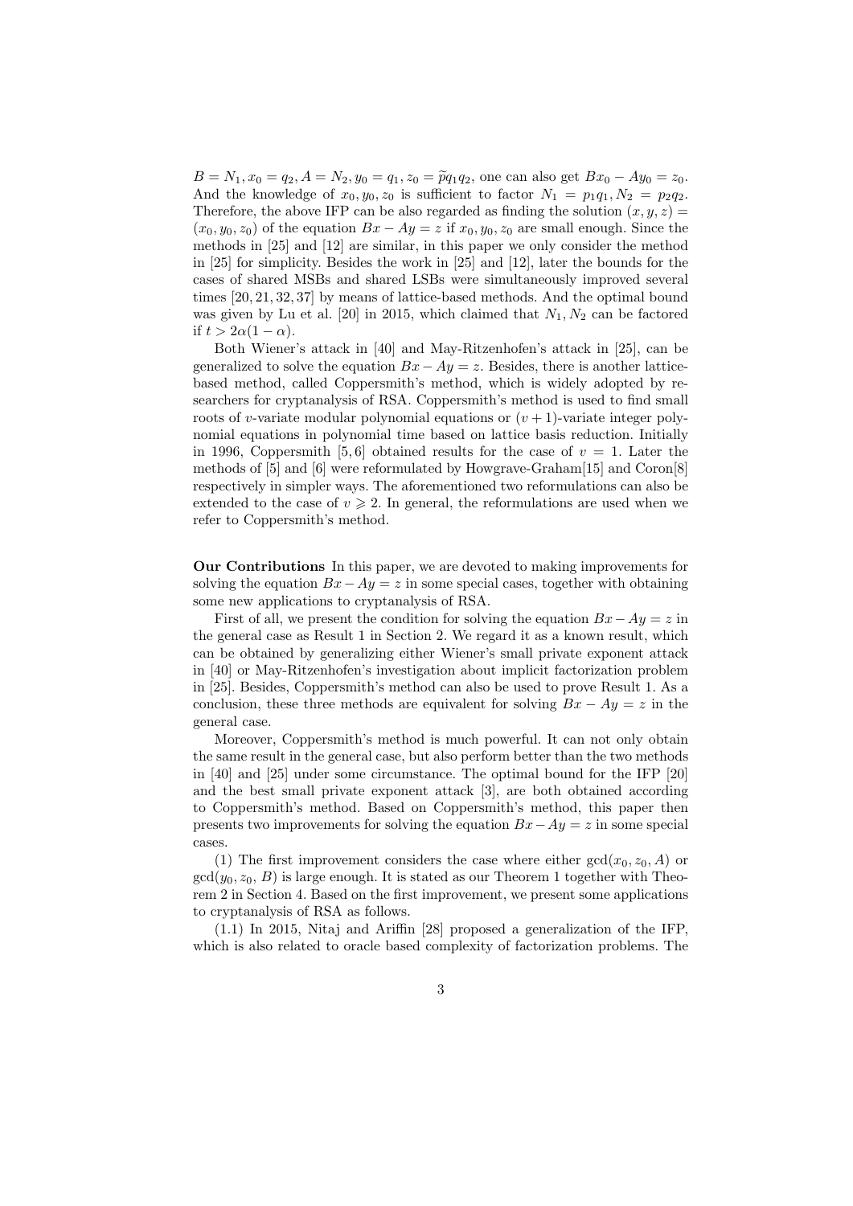$B = N_1, x_0 = q_2, A = N_2, y_0 = q_1, z_0 = \widetilde{p} q_1 q_2$, one can also get $Bx_0 - Ay_0 = z_0$. And the knowledge of $x_0, y_0, z_0$ is sufficient to factor $N_1 = p_1 q_1, N_2 = p_2 q_2$. Therefore, the above IFP can be also regarded as finding the solution $(x, y, z) = (x_0, y_0, z_0)$ of the equation $Bx - Ay = z$ if $x_0, y_0, z_0$ are small enough. Since the methods in [25] and [12] are similar, in this paper we only consider the method in [25] for simplicity. Besides the work in [25] and [12], later the bounds for the cases of shared MSBs and shared LSBs were simultaneously improved several times [20, 21, 32, 37] by means of lattice-based methods. And the optimal bound was given by Lu et al. [20] in 2015, which claimed that $N_1, N_2$ can be factored if $t > 2\alpha(1 - \alpha)$.

Both Wiener's attack in [40] and May-Ritzenhofen's attack in [25], can be generalized to solve the equation $Bx - Ay = z$. Besides, there is another lattice-based method, called Coppersmith's method, which is widely adopted by researchers for cryptanalysis of RSA. Coppersmith's method is used to find small roots of $v$-variate modular polynomial equations or $(v + 1)$-variate integer polynomial equations in polynomial time based on lattice basis reduction. Initially in 1996, Coppersmith [5, 6] obtained results for the case of $v = 1$. Later the methods of [5] and [6] were reformulated by Howgrave-Graham[15] and Coron[8] respectively in simpler ways. The aforementioned two reformulations can also be extended to the case of $v \geqslant 2$. In general, the reformulations are used when we refer to Coppersmith's method.

**Our Contributions** In this paper, we are devoted to making improvements for solving the equation $Bx - Ay = z$ in some special cases, together with obtaining some new applications to cryptanalysis of RSA.

First of all, we present the condition for solving the equation $Bx - Ay = z$ in the general case as Result 1 in Section 2. We regard it as a known result, which can be obtained by generalizing either Wiener's small private exponent attack in [40] or May-Ritzenhofen's investigation about implicit factorization problem in [25]. Besides, Coppersmith's method can also be used to prove Result 1. As a conclusion, these three methods are equivalent for solving $Bx - Ay = z$ in the general case.

Moreover, Coppersmith's method is much powerful. It can not only obtain the same result in the general case, but also perform better than the two methods in [40] and [25] under some circumstance. The optimal bound for the IFP [20] and the best small private exponent attack [3], are both obtained according to Coppersmith's method. Based on Coppersmith's method, this paper then presents two improvements for solving the equation $Bx - Ay = z$ in some special cases.

(1) The first improvement considers the case where either $\gcd(x_0, z_0, A)$ or $\gcd(y_0, z_0, B)$ is large enough. It is stated as our Theorem 1 together with Theorem 2 in Section 4. Based on the first improvement, we present some applications to cryptanalysis of RSA as follows.

(1.1) In 2015, Nitaj and Ariffin [28] proposed a generalization of the IFP, which is also related to oracle based complexity of factorization problems. The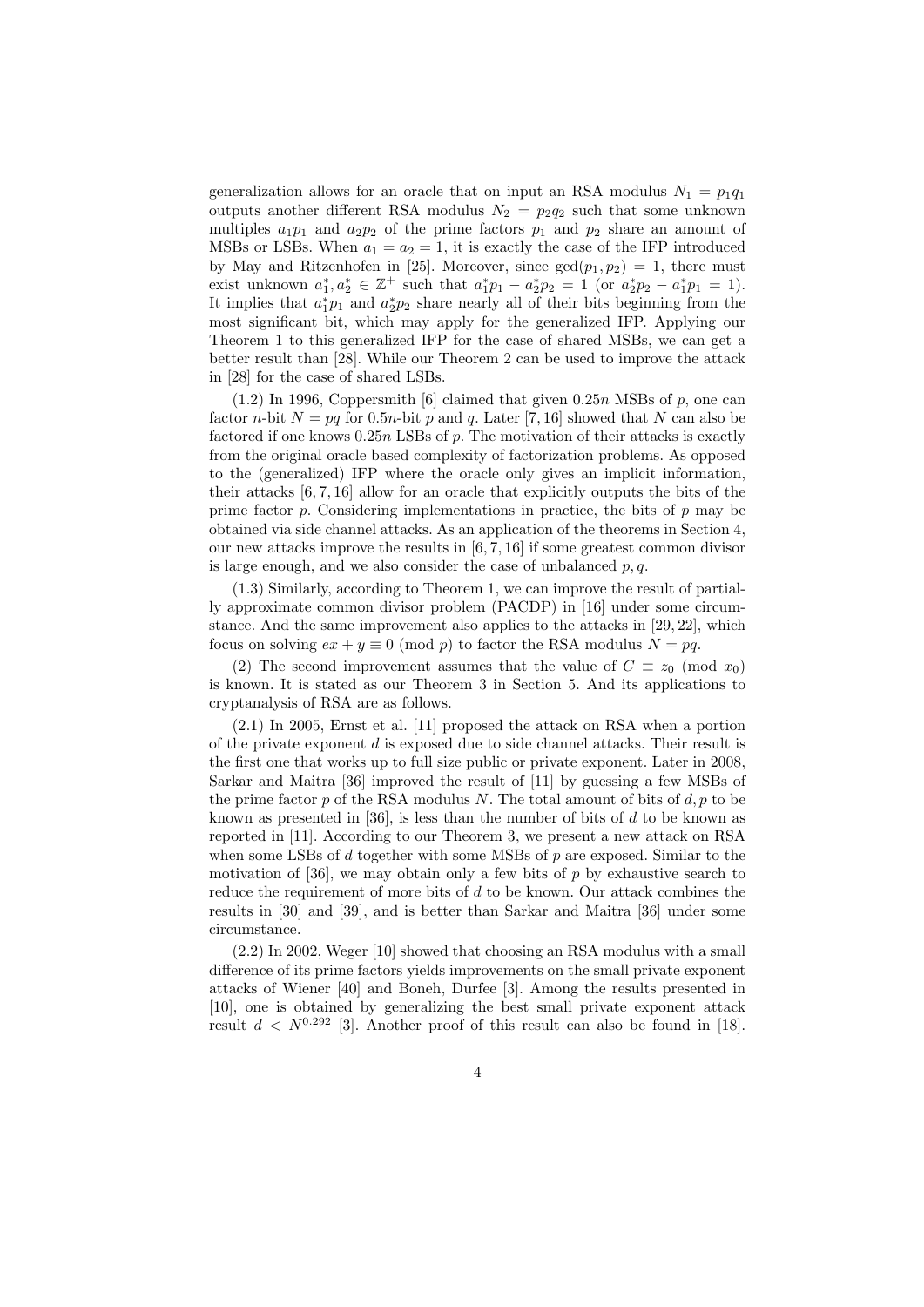generalization allows for an oracle that on input an RSA modulus $N_1 = p_1q_1$ outputs another different RSA modulus $N_2 = p_2q_2$ such that some unknown multiples $a_1p_1$ and $a_2p_2$ of the prime factors $p_1$ and $p_2$ share an amount of MSBs or LSBs. When $a_1 = a_2 = 1$, it is exactly the case of the IFP introduced by May and Ritzenhofen in [25]. Moreover, since $\gcd(p_1, p_2) = 1$, there must exist unknown $a_1^*, a_2^* \in \mathbb{Z}^+$ such that $a_1^*p_1 - a_2^*p_2 = 1$ (or $a_2^*p_2 - a_1^*p_1 = 1$). It implies that $a_1^*p_1$ and $a_2^*p_2$ share nearly all of their bits beginning from the most significant bit, which may apply for the generalized IFP. Applying our Theorem 1 to this generalized IFP for the case of shared MSBs, we can get a better result than [28]. While our Theorem 2 can be used to improve the attack in [28] for the case of shared LSBs.

(1.2) In 1996, Coppersmith [6] claimed that given $0.25n$ MSBs of $p$, one can factor $n$-bit $N = pq$ for $0.5n$-bit $p$ and $q$. Later [7, 16] showed that $N$ can also be factored if one knows $0.25n$ LSBs of $p$. The motivation of their attacks is exactly from the original oracle based complexity of factorization problems. As opposed to the (generalized) IFP where the oracle only gives an implicit information, their attacks [6, 7, 16] allow for an oracle that explicitly outputs the bits of the prime factor $p$. Considering implementations in practice, the bits of $p$ may be obtained via side channel attacks. As an application of the theorems in Section 4, our new attacks improve the results in [6, 7, 16] if some greatest common divisor is large enough, and we also consider the case of unbalanced $p, q$.

(1.3) Similarly, according to Theorem 1, we can improve the result of partially approximate common divisor problem (PACDP) in [16] under some circumstance. And the same improvement also applies to the attacks in [29, 22], which focus on solving $ex + y \equiv 0 \pmod{p}$ to factor the RSA modulus $N = pq$.

(2) The second improvement assumes that the value of $C \equiv z_0 \pmod{x_0}$ is known. It is stated as our Theorem 3 in Section 5. And its applications to cryptanalysis of RSA are as follows.

(2.1) In 2005, Ernst et al. [11] proposed the attack on RSA when a portion of the private exponent $d$ is exposed due to side channel attacks. Their result is the first one that works up to full size public or private exponent. Later in 2008, Sarkar and Maitra [36] improved the result of [11] by guessing a few MSBs of the prime factor $p$ of the RSA modulus $N$. The total amount of bits of $d, p$ to be known as presented in [36], is less than the number of bits of $d$ to be known as reported in [11]. According to our Theorem 3, we present a new attack on RSA when some LSBs of $d$ together with some MSBs of $p$ are exposed. Similar to the motivation of [36], we may obtain only a few bits of $p$ by exhaustive search to reduce the requirement of more bits of $d$ to be known. Our attack combines the results in [30] and [39], and is better than Sarkar and Maitra [36] under some circumstance.

(2.2) In 2002, Weger [10] showed that choosing an RSA modulus with a small difference of its prime factors yields improvements on the small private exponent attacks of Wiener [40] and Boneh, Durfee [3]. Among the results presented in [10], one is obtained by generalizing the best small private exponent attack result $d < N^{0.292}$ [3]. Another proof of this result can also be found in [18].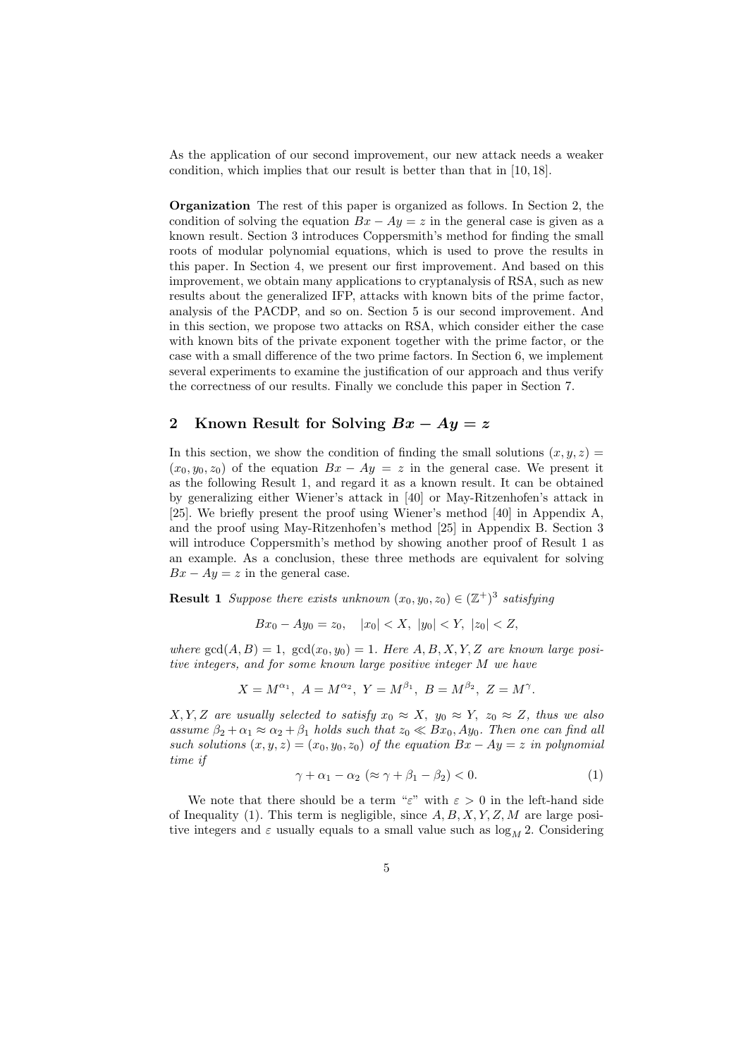As the application of our second improvement, our new attack needs a weaker condition, which implies that our result is better than that in [10, 18].

**Organization** The rest of this paper is organized as follows. In Section 2, the condition of solving the equation $Bx - Ay = z$ in the general case is given as a known result. Section 3 introduces Coppersmith's method for finding the small roots of modular polynomial equations, which is used to prove the results in this paper. In Section 4, we present our first improvement. And based on this improvement, we obtain many applications to cryptanalysis of RSA, such as new results about the generalized IFP, attacks with known bits of the prime factor, analysis of the PACDP, and so on. Section 5 is our second improvement. And in this section, we propose two attacks on RSA, which consider either the case with known bits of the private exponent together with the prime factor, or the case with a small difference of the two prime factors. In Section 6, we implement several experiments to examine the justification of our approach and thus verify the correctness of our results. Finally we conclude this paper in Section 7.

## 2 Known Result for Solving $Bx - Ay = z$

In this section, we show the condition of finding the small solutions $(x, y, z) = (x_0, y_0, z_0)$ of the equation $Bx - Ay = z$ in the general case. We present it as the following Result 1, and regard it as a known result. It can be obtained by generalizing either Wiener's attack in [40] or May-Ritzenhofen's attack in [25]. We briefly present the proof using Wiener's method [40] in Appendix A, and the proof using May-Ritzenhofen's method [25] in Appendix B. Section 3 will introduce Coppersmith's method by showing another proof of Result 1 as an example. As a conclusion, these three methods are equivalent for solving $Bx - Ay = z$ in the general case.

**Result 1** *Suppose there exists unknown $(x_0, y_0, z_0) \in (\mathbb{Z}^+)^3$ satisfying*

$$Bx_0 - Ay_0 = z_0, \quad |x_0| < X,\ |y_0| < Y,\ |z_0| < Z,$$

*where $\gcd(A, B) = 1$, $\gcd(x_0, y_0) = 1$. Here $A, B, X, Y, Z$ are known large positive integers, and for some known large positive integer $M$ we have*

$$X = M^{\alpha_1},\ A = M^{\alpha_2},\ Y = M^{\beta_1},\ B = M^{\beta_2},\ Z = M^{\gamma}.$$

*$X, Y, Z$ are usually selected to satisfy $x_0 \approx X$, $y_0 \approx Y$, $z_0 \approx Z$, thus we also assume $\beta_2 + \alpha_1 \approx \alpha_2 + \beta_1$ holds such that $z_0 \ll Bx_0, Ay_0$. Then one can find all such solutions $(x, y, z) = (x_0, y_0, z_0)$ of the equation $Bx - Ay = z$ in polynomial time if*

$$\gamma + \alpha_1 - \alpha_2\ (\approx \gamma + \beta_1 - \beta_2) < 0. \tag{1}$$

We note that there should be a term "$\varepsilon$" with $\varepsilon > 0$ in the left-hand side of Inequality (1). This term is negligible, since $A, B, X, Y, Z, M$ are large positive integers and $\varepsilon$ usually equals to a small value such as $\log_M 2$. Considering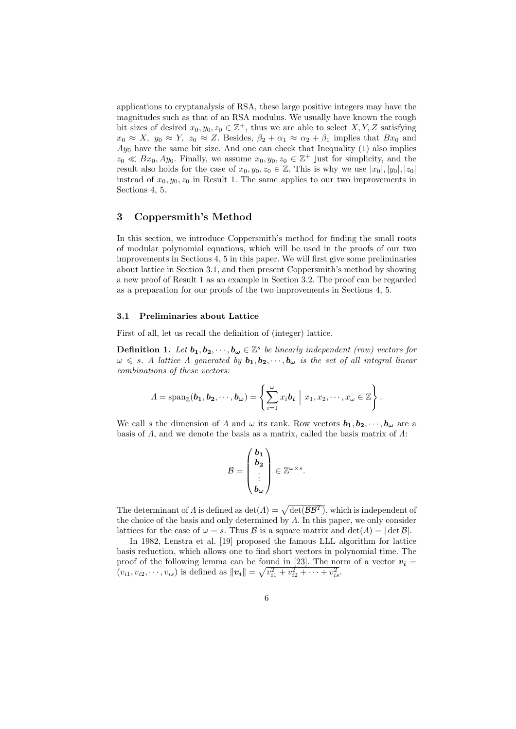applications to cryptanalysis of RSA, these large positive integers may have the magnitudes such as that of an RSA modulus. We usually have known the rough bit sizes of desired $x_0, y_0, z_0 \in \mathbb{Z}^+$, thus we are able to select $X, Y, Z$ satisfying $x_0 \approx X,\ y_0 \approx Y,\ z_0 \approx Z$. Besides, $\beta_2 + \alpha_1 \approx \alpha_2 + \beta_1$ implies that $Bx_0$ and $Ay_0$ have the same bit size. And one can check that Inequality (1) also implies $z_0 \ll Bx_0, Ay_0$. Finally, we assume $x_0, y_0, z_0 \in \mathbb{Z}^+$ just for simplicity, and the result also holds for the case of $x_0, y_0, z_0 \in \mathbb{Z}$. This is why we use $|x_0|, |y_0|, |z_0|$ instead of $x_0, y_0, z_0$ in Result 1. The same applies to our two improvements in Sections 4, 5.

## 3 Coppersmith's Method

In this section, we introduce Coppersmith's method for finding the small roots of modular polynomial equations, which will be used in the proofs of our two improvements in Sections 4, 5 in this paper. We will first give some preliminaries about lattice in Section 3.1, and then present Coppersmith's method by showing a new proof of Result 1 as an example in Section 3.2. The proof can be regarded as a preparation for our proofs of the two improvements in Sections 4, 5.

### 3.1 Preliminaries about Lattice

First of all, let us recall the definition of (integer) lattice.

**Definition 1.** *Let $\boldsymbol{b_1}, \boldsymbol{b_2}, \cdots, \boldsymbol{b_\omega} \in \mathbb{Z}^s$ be linearly independent (row) vectors for $\omega \leqslant s$. A lattice $\Lambda$ generated by $\boldsymbol{b_1}, \boldsymbol{b_2}, \cdots, \boldsymbol{b_\omega}$ is the set of all integral linear combinations of these vectors:*

$$\Lambda = \operatorname{span}_{\mathbb{Z}}(\boldsymbol{b_1}, \boldsymbol{b_2}, \cdots, \boldsymbol{b_\omega}) = \left\{ \sum_{i=1}^{\omega} x_i \boldsymbol{b_i} \;\middle|\; x_1, x_2, \cdots, x_\omega \in \mathbb{Z} \right\}.$$

We call $s$ the dimension of $\Lambda$ and $\omega$ its rank. Row vectors $\boldsymbol{b_1}, \boldsymbol{b_2}, \cdots, \boldsymbol{b_\omega}$ are a basis of $\Lambda$, and we denote the basis as a matrix, called the basis matrix of $\Lambda$:

$$\mathcal{B} = \begin{pmatrix} \boldsymbol{b_1} \\ \boldsymbol{b_2} \\ \vdots \\ \boldsymbol{b_\omega} \end{pmatrix} \in \mathbb{Z}^{\omega \times s}.$$

The determinant of $\Lambda$ is defined as $\det(\Lambda) = \sqrt{\det(\mathcal{B}\mathcal{B}^T)}$, which is independent of the choice of the basis and only determined by $\Lambda$. In this paper, we only consider lattices for the case of $\omega = s$. Thus $\mathcal{B}$ is a square matrix and $\det(\Lambda) = |\det \mathcal{B}|$.

In 1982, Lenstra et al. [19] proposed the famous LLL algorithm for lattice basis reduction, which allows one to find short vectors in polynomial time. The proof of the following lemma can be found in [23]. The norm of a vector $\boldsymbol{v_i} = (v_{i1}, v_{i2}, \cdots, v_{is})$ is defined as $\|\boldsymbol{v_i}\| = \sqrt{v_{i1}^2 + v_{i2}^2 + \cdots + v_{is}^2}$.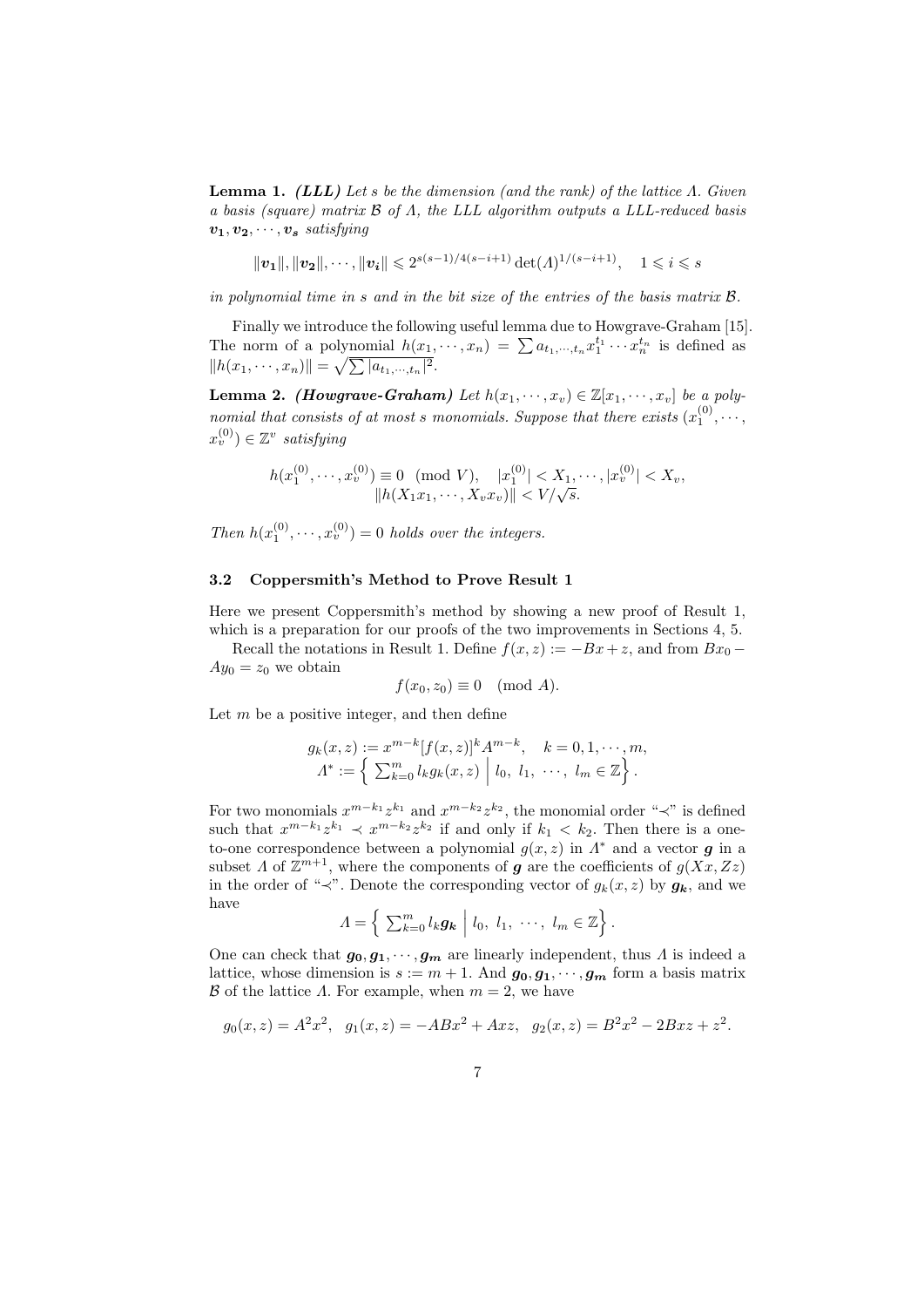**Lemma 1.** ***(LLL)*** *Let $s$ be the dimension (and the rank) of the lattice $\Lambda$. Given a basis (square) matrix $\mathcal{B}$ of $\Lambda$, the LLL algorithm outputs a LLL-reduced basis $\boldsymbol{v_1}, \boldsymbol{v_2}, \cdots, \boldsymbol{v_s}$ satisfying*

$$\|\boldsymbol{v_1}\|, \|\boldsymbol{v_2}\|, \cdots, \|\boldsymbol{v_i}\| \leqslant 2^{s(s-1)/4(s-i+1)} \det(\Lambda)^{1/(s-i+1)}, \quad 1 \leqslant i \leqslant s$$

*in polynomial time in $s$ and in the bit size of the entries of the basis matrix $\mathcal{B}$.*

Finally we introduce the following useful lemma due to Howgrave-Graham [15]. The norm of a polynomial $h(x_1, \cdots, x_n) = \sum a_{t_1,\cdots,t_n} x_1^{t_1} \cdots x_n^{t_n}$ is defined as $\|h(x_1, \cdots, x_n)\| = \sqrt{\sum |a_{t_1,\cdots,t_n}|^2}$.

**Lemma 2.** ***(Howgrave-Graham)*** *Let $h(x_1, \cdots, x_v) \in \mathbb{Z}[x_1, \cdots, x_v]$ be a polynomial that consists of at most $s$ monomials. Suppose that there exists $(x_1^{(0)}, \cdots, x_v^{(0)}) \in \mathbb{Z}^v$ satisfying*

$$h(x_1^{(0)}, \cdots, x_v^{(0)}) \equiv 0 \pmod{V}, \quad |x_1^{(0)}| < X_1, \cdots, |x_v^{(0)}| < X_v,$$
$$\|h(X_1 x_1, \cdots, X_v x_v)\| < V/\sqrt{s}.$$

*Then $h(x_1^{(0)}, \cdots, x_v^{(0)}) = 0$ holds over the integers.*

### 3.2 Coppersmith's Method to Prove Result 1

Here we present Coppersmith's method by showing a new proof of Result 1, which is a preparation for our proofs of the two improvements in Sections 4, 5.

Recall the notations in Result 1. Define $f(x, z) := -Bx + z$, and from $Bx_0 - Ay_0 = z_0$ we obtain

$$f(x_0, z_0) \equiv 0 \pmod{A}.$$

Let $m$ be a positive integer, and then define

$$g_k(x, z) := x^{m-k}[f(x, z)]^k A^{m-k}, \quad k = 0, 1, \cdots, m,$$
$$\Lambda^* := \left\{ \textstyle\sum_{k=0}^{m} l_k g_k(x, z) \;\middle|\; l_0,\ l_1,\ \cdots,\ l_m \in \mathbb{Z} \right\}.$$

For two monomials $x^{m-k_1} z^{k_1}$ and $x^{m-k_2} z^{k_2}$, the monomial order "$\prec$" is defined such that $x^{m-k_1} z^{k_1} \prec x^{m-k_2} z^{k_2}$ if and only if $k_1 < k_2$. Then there is a one-to-one correspondence between a polynomial $g(x, z)$ in $\Lambda^*$ and a vector $\boldsymbol{g}$ in a subset $\Lambda$ of $\mathbb{Z}^{m+1}$, where the components of $\boldsymbol{g}$ are the coefficients of $g(Xx, Zz)$ in the order of "$\prec$". Denote the corresponding vector of $g_k(x, z)$ by $\boldsymbol{g_k}$, and we have

$$\Lambda = \left\{ \textstyle\sum_{k=0}^{m} l_k \boldsymbol{g_k} \;\middle|\; l_0,\ l_1,\ \cdots,\ l_m \in \mathbb{Z} \right\}.$$

One can check that $\boldsymbol{g_0}, \boldsymbol{g_1}, \cdots, \boldsymbol{g_m}$ are linearly independent, thus $\Lambda$ is indeed a lattice, whose dimension is $s := m + 1$. And $\boldsymbol{g_0}, \boldsymbol{g_1}, \cdots, \boldsymbol{g_m}$ form a basis matrix $\mathcal{B}$ of the lattice $\Lambda$. For example, when $m = 2$, we have

$$g_0(x, z) = A^2 x^2, \quad g_1(x, z) = -ABx^2 + Axz, \quad g_2(x, z) = B^2 x^2 - 2Bxz + z^2.$$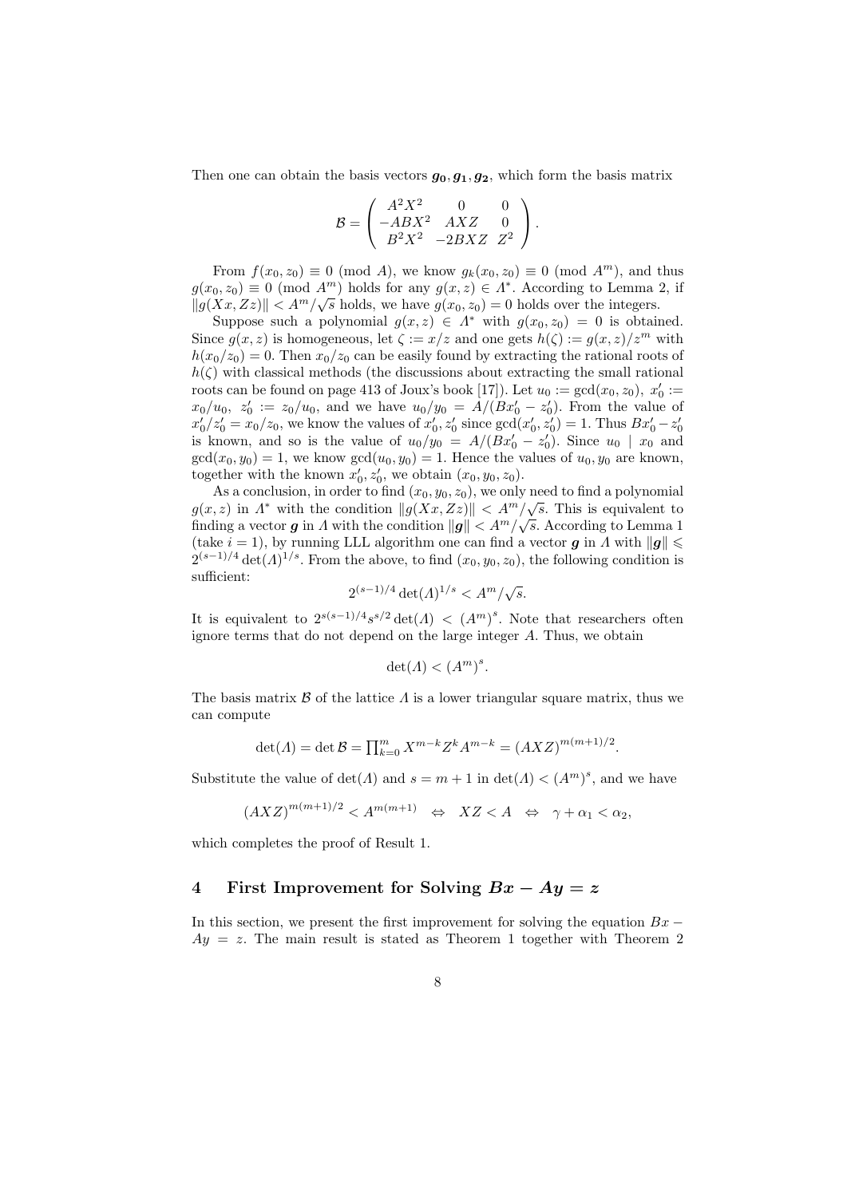Then one can obtain the basis vectors $\boldsymbol{g_0}, \boldsymbol{g_1}, \boldsymbol{g_2}$, which form the basis matrix

$$\mathcal{B} = \begin{pmatrix} A^2X^2 & 0 & 0 \\ -ABX^2 & AXZ & 0 \\ B^2X^2 & -2BXZ & Z^2 \end{pmatrix}.$$

From $f(x_0, z_0) \equiv 0 \pmod{A}$, we know $g_k(x_0, z_0) \equiv 0 \pmod{A^m}$, and thus $g(x_0, z_0) \equiv 0 \pmod{A^m}$ holds for any $g(x, z) \in \Lambda^*$. According to Lemma 2, if $\|g(Xx, Zz)\| < A^m/\sqrt{s}$ holds, we have $g(x_0, z_0) = 0$ holds over the integers.

Suppose such a polynomial $g(x, z) \in \Lambda^*$ with $g(x_0, z_0) = 0$ is obtained. Since $g(x, z)$ is homogeneous, let $\zeta := x/z$ and one gets $h(\zeta) := g(x, z)/z^m$ with $h(x_0/z_0) = 0$. Then $x_0/z_0$ can be easily found by extracting the rational roots of $h(\zeta)$ with classical methods (the discussions about extracting the small rational roots can be found on page 413 of Joux's book [17]). Let $u_0 := \gcd(x_0, z_0)$, $x_0' := x_0/u_0$, $z_0' := z_0/u_0$, and we have $u_0/y_0 = A/(Bx_0' - z_0')$. From the value of $x_0'/z_0' = x_0/z_0$, we know the values of $x_0', z_0'$ since $\gcd(x_0', z_0') = 1$. Thus $Bx_0' - z_0'$ is known, and so is the value of $u_0/y_0 = A/(Bx_0' - z_0')$. Since $u_0 \mid x_0$ and $\gcd(x_0, y_0) = 1$, we know $\gcd(u_0, y_0) = 1$. Hence the values of $u_0, y_0$ are known, together with the known $x_0', z_0'$, we obtain $(x_0, y_0, z_0)$.

As a conclusion, in order to find $(x_0, y_0, z_0)$, we only need to find a polynomial $g(x, z)$ in $\Lambda^*$ with the condition $\|g(Xx, Zz)\| < A^m/\sqrt{s}$. This is equivalent to finding a vector $\boldsymbol{g}$ in $\Lambda$ with the condition $\|\boldsymbol{g}\| < A^m/\sqrt{s}$. According to Lemma 1 (take $i = 1$), by running LLL algorithm one can find a vector $\boldsymbol{g}$ in $\Lambda$ with $\|\boldsymbol{g}\| \leqslant 2^{(s-1)/4} \det(\Lambda)^{1/s}$. From the above, to find $(x_0, y_0, z_0)$, the following condition is sufficient:

$$2^{(s-1)/4} \det(\Lambda)^{1/s} < A^m/\sqrt{s}.$$

It is equivalent to $2^{s(s-1)/4} s^{s/2} \det(\Lambda) < (A^m)^s$. Note that researchers often ignore terms that do not depend on the large integer $A$. Thus, we obtain

$$\det(\Lambda) < (A^m)^s.$$

The basis matrix $\mathcal{B}$ of the lattice $\Lambda$ is a lower triangular square matrix, thus we can compute

$$\det(\Lambda) = \det \mathcal{B} = \textstyle\prod_{k=0}^{m} X^{m-k} Z^k A^{m-k} = (AXZ)^{m(m+1)/2}.$$

Substitute the value of $\det(\Lambda)$ and $s = m + 1$ in $\det(\Lambda) < (A^m)^s$, and we have

$$(AXZ)^{m(m+1)/2} < A^{m(m+1)} \quad \Leftrightarrow \quad XZ < A \quad \Leftrightarrow \quad \gamma + \alpha_1 < \alpha_2,$$

which completes the proof of Result 1.

## 4 First Improvement for Solving $Bx - Ay = z$

In this section, we present the first improvement for solving the equation $Bx - Ay = z$. The main result is stated as Theorem 1 together with Theorem 2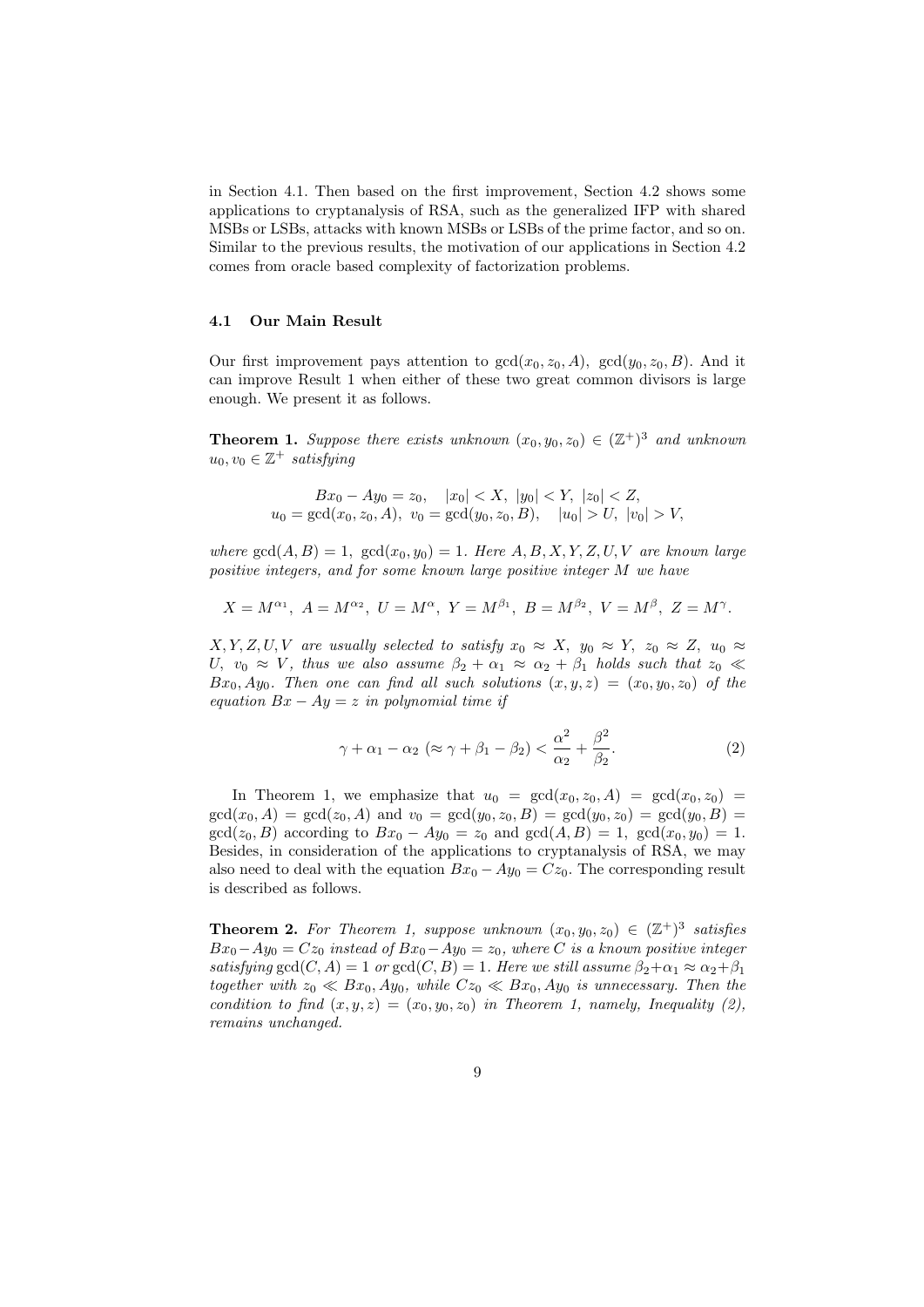in Section 4.1. Then based on the first improvement, Section 4.2 shows some applications to cryptanalysis of RSA, such as the generalized IFP with shared MSBs or LSBs, attacks with known MSBs or LSBs of the prime factor, and so on. Similar to the previous results, the motivation of our applications in Section 4.2 comes from oracle based complexity of factorization problems.

### 4.1 Our Main Result

Our first improvement pays attention to $\gcd(x_0, z_0, A)$, $\gcd(y_0, z_0, B)$. And it can improve Result 1 when either of these two great common divisors is large enough. We present it as follows.

**Theorem 1.** *Suppose there exists unknown $(x_0, y_0, z_0) \in (\mathbb{Z}^+)^3$ and unknown $u_0, v_0 \in \mathbb{Z}^+$ satisfying*

$$Bx_0 - Ay_0 = z_0, \quad |x_0| < X, \ |y_0| < Y, \ |z_0| < Z,$$
$$u_0 = \gcd(x_0, z_0, A), \ v_0 = \gcd(y_0, z_0, B), \quad |u_0| > U, \ |v_0| > V,$$

*where $\gcd(A, B) = 1$, $\gcd(x_0, y_0) = 1$. Here $A, B, X, Y, Z, U, V$ are known large positive integers, and for some known large positive integer $M$ we have*

$$X = M^{\alpha_1}, \ A = M^{\alpha_2}, \ U = M^{\alpha}, \ Y = M^{\beta_1}, \ B = M^{\beta_2}, \ V = M^{\beta}, \ Z = M^{\gamma}.$$

*$X, Y, Z, U, V$ are usually selected to satisfy $x_0 \approx X$, $y_0 \approx Y$, $z_0 \approx Z$, $u_0 \approx U$, $v_0 \approx V$, thus we also assume $\beta_2 + \alpha_1 \approx \alpha_2 + \beta_1$ holds such that $z_0 \ll Bx_0, Ay_0$. Then one can find all such solutions $(x, y, z) = (x_0, y_0, z_0)$ of the equation $Bx - Ay = z$ in polynomial time if*

$$\gamma + \alpha_1 - \alpha_2 \ (\approx \gamma + \beta_1 - \beta_2) < \frac{\alpha^2}{\alpha_2} + \frac{\beta^2}{\beta_2}. \tag{2}$$

In Theorem 1, we emphasize that $u_0 = \gcd(x_0, z_0, A) = \gcd(x_0, z_0) = \gcd(x_0, A) = \gcd(z_0, A)$ and $v_0 = \gcd(y_0, z_0, B) = \gcd(y_0, z_0) = \gcd(y_0, B) = \gcd(z_0, B)$ according to $Bx_0 - Ay_0 = z_0$ and $\gcd(A, B) = 1$, $\gcd(x_0, y_0) = 1$. Besides, in consideration of the applications to cryptanalysis of RSA, we may also need to deal with the equation $Bx_0 - Ay_0 = Cz_0$. The corresponding result is described as follows.

**Theorem 2.** *For Theorem 1, suppose unknown $(x_0, y_0, z_0) \in (\mathbb{Z}^+)^3$ satisfies $Bx_0 - Ay_0 = Cz_0$ instead of $Bx_0 - Ay_0 = z_0$, where $C$ is a known positive integer satisfying $\gcd(C, A) = 1$ or $\gcd(C, B) = 1$. Here we still assume $\beta_2 + \alpha_1 \approx \alpha_2 + \beta_1$ together with $z_0 \ll Bx_0, Ay_0$, while $Cz_0 \ll Bx_0, Ay_0$ is unnecessary. Then the condition to find $(x, y, z) = (x_0, y_0, z_0)$ in Theorem 1, namely, Inequality (2), remains unchanged.*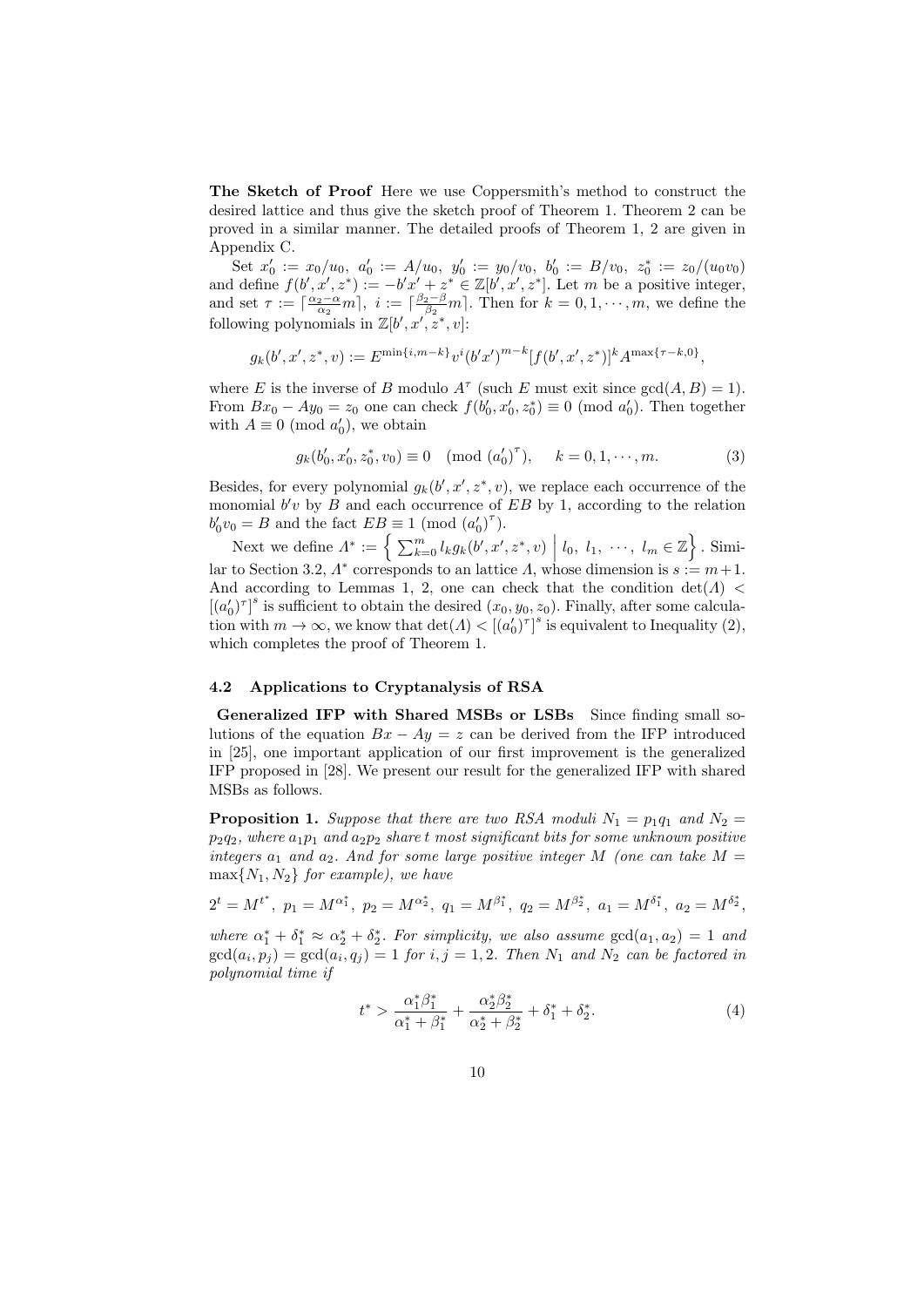**The Sketch of Proof** Here we use Coppersmith's method to construct the desired lattice and thus give the sketch proof of Theorem 1. Theorem 2 can be proved in a similar manner. The detailed proofs of Theorem 1, 2 are given in Appendix C.

Set $x_0' := x_0/u_0,\ a_0' := A/u_0,\ y_0' := y_0/v_0,\ b_0' := B/v_0,\ z_0^* := z_0/(u_0 v_0)$ and define $f(b', x', z^*) := -b'x' + z^* \in \mathbb{Z}[b', x', z^*]$. Let $m$ be a positive integer, and set $\tau := \lceil \frac{\alpha_2 - \alpha}{\alpha_2} m \rceil,\ i := \lceil \frac{\beta_2 - \beta}{\beta_2} m \rceil$. Then for $k = 0, 1, \cdots, m$, we define the following polynomials in $\mathbb{Z}[b', x', z^*, v]$:

$$g_k(b', x', z^*, v) := E^{\min\{i, m-k\}} v^i (b'x')^{m-k} [f(b', x', z^*)]^k A^{\max\{\tau - k, 0\}},$$

where $E$ is the inverse of $B$ modulo $A^\tau$ (such $E$ must exit since $\gcd(A, B) = 1$). From $Bx_0 - Ay_0 = z_0$ one can check $f(b_0', x_0', z_0^*) \equiv 0 \pmod{a_0'}$. Then together with $A \equiv 0 \pmod{a_0'}$, we obtain

$$g_k(b_0', x_0', z_0^*, v_0) \equiv 0 \pmod{(a_0')^\tau}, \qquad k = 0, 1, \cdots, m. \tag{3}$$

Besides, for every polynomial $g_k(b', x', z^*, v)$, we replace each occurrence of the monomial $b'v$ by $B$ and each occurrence of $EB$ by 1, according to the relation $b_0' v_0 = B$ and the fact $EB \equiv 1 \pmod{(a_0')^\tau}$.

Next we define $\Lambda^* := \left\{ \sum_{k=0}^{m} l_k g_k(b', x', z^*, v) \;\middle|\; l_0,\ l_1,\ \cdots,\ l_m \in \mathbb{Z} \right\}$. Similar to Section 3.2, $\Lambda^*$ corresponds to an lattice $\Lambda$, whose dimension is $s := m+1$. And according to Lemmas 1, 2, one can check that the condition $\det(\Lambda) < [(a_0')^\tau]^s$ is sufficient to obtain the desired $(x_0, y_0, z_0)$. Finally, after some calculation with $m \to \infty$, we know that $\det(\Lambda) < [(a_0')^\tau]^s$ is equivalent to Inequality (2), which completes the proof of Theorem 1.

### 4.2 Applications to Cryptanalysis of RSA

**Generalized IFP with Shared MSBs or LSBs** Since finding small solutions of the equation $Bx - Ay = z$ can be derived from the IFP introduced in [25], one important application of our first improvement is the generalized IFP proposed in [28]. We present our result for the generalized IFP with shared MSBs as follows.

**Proposition 1.** *Suppose that there are two RSA moduli $N_1 = p_1 q_1$ and $N_2 = p_2 q_2$, where $a_1 p_1$ and $a_2 p_2$ share $t$ most significant bits for some unknown positive integers $a_1$ and $a_2$. And for some large positive integer $M$ (one can take $M = \max\{N_1, N_2\}$ for example), we have*

$$2^t = M^{t^*},\ p_1 = M^{\alpha_1^*},\ p_2 = M^{\alpha_2^*},\ q_1 = M^{\beta_1^*},\ q_2 = M^{\beta_2^*},\ a_1 = M^{\delta_1^*},\ a_2 = M^{\delta_2^*},$$

*where $\alpha_1^* + \delta_1^* \approx \alpha_2^* + \delta_2^*$. For simplicity, we also assume $\gcd(a_1, a_2) = 1$ and $\gcd(a_i, p_j) = \gcd(a_i, q_j) = 1$ for $i, j = 1, 2$. Then $N_1$ and $N_2$ can be factored in polynomial time if*

$$t^* > \frac{\alpha_1^* \beta_1^*}{\alpha_1^* + \beta_1^*} + \frac{\alpha_2^* \beta_2^*}{\alpha_2^* + \beta_2^*} + \delta_1^* + \delta_2^*. \tag{4}$$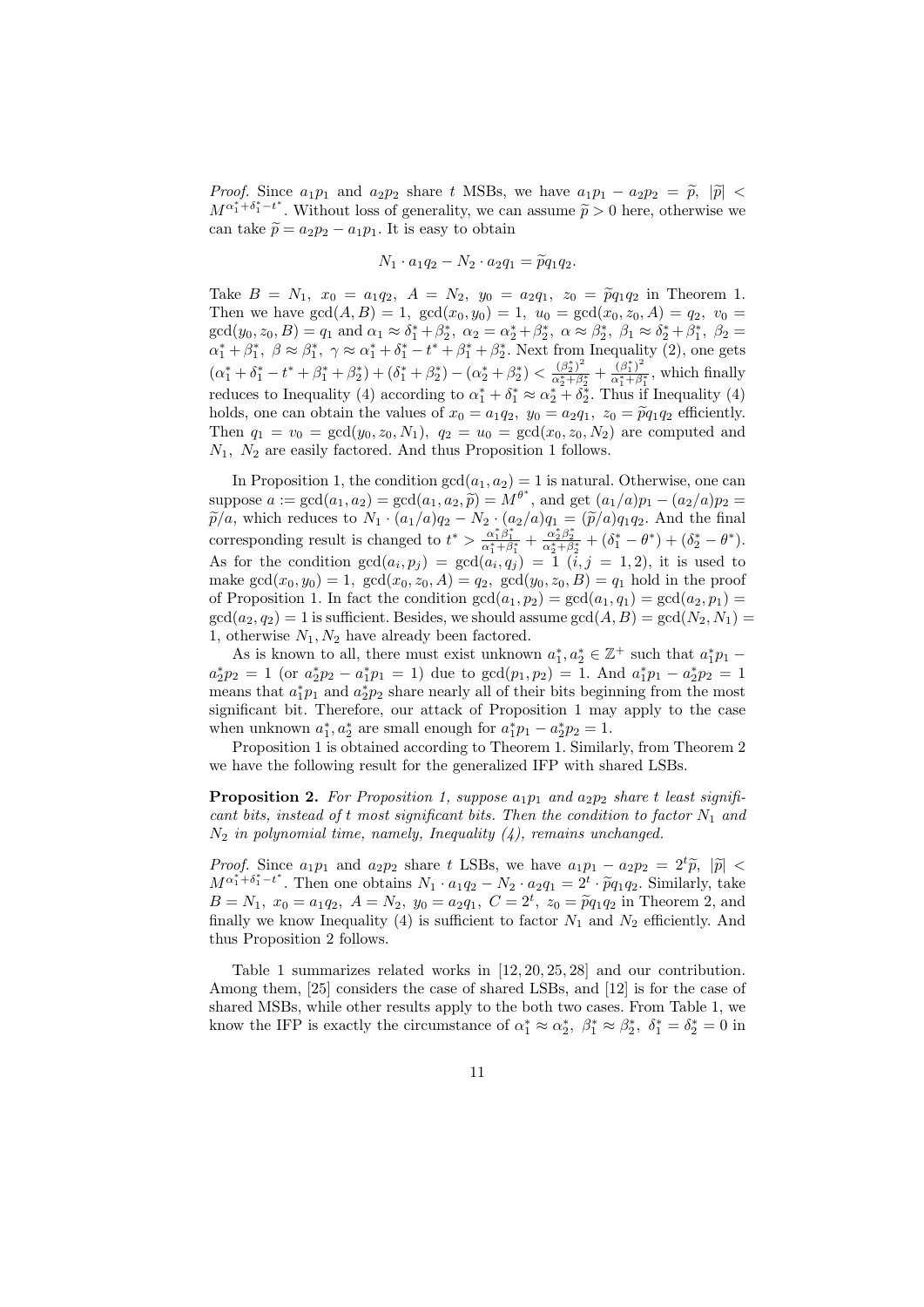*Proof.* Since $a_1p_1$ and $a_2p_2$ share $t$ MSBs, we have $a_1p_1 - a_2p_2 = \widetilde{p},\ |\widetilde{p}| < M^{\alpha_1^*+\delta_1^*-t^*}$. Without loss of generality, we can assume $\widetilde{p} > 0$ here, otherwise we can take $\widetilde{p} = a_2p_2 - a_1p_1$. It is easy to obtain

$$N_1 \cdot a_1q_2 - N_2 \cdot a_2q_1 = \widetilde{p}q_1q_2.$$

Take $B = N_1,\ x_0 = a_1q_2,\ A = N_2,\ y_0 = a_2q_1,\ z_0 = \widetilde{p}q_1q_2$ in Theorem 1. Then we have $\gcd(A,B) = 1,\ \gcd(x_0,y_0) = 1,\ u_0 = \gcd(x_0,z_0,A) = q_2,\ v_0 = \gcd(y_0,z_0,B) = q_1$ and $\alpha_1 \approx \delta_1^*+\beta_2^*,\ \alpha_2 = \alpha_2^*+\beta_2^*,\ \alpha \approx \beta_2^*,\ \beta_1 \approx \delta_2^*+\beta_1^*,\ \beta_2 = \alpha_1^*+\beta_1^*,\ \beta \approx \beta_1^*,\ \gamma \approx \alpha_1^*+\delta_1^*-t^*+\beta_1^*+\beta_2^*$. Next from Inequality (2), one gets $(\alpha_1^*+\delta_1^*-t^*+\beta_1^*+\beta_2^*)+(\delta_1^*+\beta_2^*)-(\alpha_2^*+\beta_2^*) < \frac{(\beta_2^*)^2}{\alpha_2^*+\beta_2^*}+\frac{(\beta_1^*)^2}{\alpha_1^*+\beta_1^*}$, which finally reduces to Inequality (4) according to $\alpha_1^*+\delta_1^* \approx \alpha_2^*+\delta_2^*$. Thus if Inequality (4) holds, one can obtain the values of $x_0 = a_1q_2,\ y_0 = a_2q_1,\ z_0 = \widetilde{p}q_1q_2$ efficiently. Then $q_1 = v_0 = \gcd(y_0,z_0,N_1),\ q_2 = u_0 = \gcd(x_0,z_0,N_2)$ are computed and $N_1,\ N_2$ are easily factored. And thus Proposition 1 follows.

In Proposition 1, the condition $\gcd(a_1,a_2) = 1$ is natural. Otherwise, one can suppose $a := \gcd(a_1,a_2) = \gcd(a_1,a_2,\widetilde{p}) = M^{\theta^*}$, and get $(a_1/a)p_1 - (a_2/a)p_2 = \widetilde{p}/a$, which reduces to $N_1 \cdot (a_1/a)q_2 - N_2 \cdot (a_2/a)q_1 = (\widetilde{p}/a)q_1q_2$. And the final corresponding result is changed to $t^* > \frac{\alpha_1^*\beta_1^*}{\alpha_1^*+\beta_1^*}+\frac{\alpha_2^*\beta_2^*}{\alpha_2^*+\beta_2^*}+(\delta_1^*-\theta^*)+(\delta_2^*-\theta^*)$. As for the condition $\gcd(a_i,p_j) = \gcd(a_i,q_j) = 1\ (i,j = 1,2)$, it is used to make $\gcd(x_0,y_0) = 1,\ \gcd(x_0,z_0,A) = q_2,\ \gcd(y_0,z_0,B) = q_1$ hold in the proof of Proposition 1. In fact the condition $\gcd(a_1,p_2) = \gcd(a_1,q_1) = \gcd(a_2,p_1) = \gcd(a_2,q_2) = 1$ is sufficient. Besides, we should assume $\gcd(A,B) = \gcd(N_2,N_1) = 1$, otherwise $N_1,N_2$ have already been factored.

As is known to all, there must exist unknown $a_1^*,a_2^* \in \mathbb{Z}^+$ such that $a_1^*p_1 - a_2^*p_2 = 1$ (or $a_2^*p_2 - a_1^*p_1 = 1$) due to $\gcd(p_1,p_2) = 1$. And $a_1^*p_1 - a_2^*p_2 = 1$ means that $a_1^*p_1$ and $a_2^*p_2$ share nearly all of their bits beginning from the most significant bit. Therefore, our attack of Proposition 1 may apply to the case when unknown $a_1^*,a_2^*$ are small enough for $a_1^*p_1 - a_2^*p_2 = 1$.

Proposition 1 is obtained according to Theorem 1. Similarly, from Theorem 2 we have the following result for the generalized IFP with shared LSBs.

**Proposition 2.** *For Proposition 1, suppose $a_1p_1$ and $a_2p_2$ share $t$ least significant bits, instead of $t$ most significant bits. Then the condition to factor $N_1$ and $N_2$ in polynomial time, namely, Inequality (4), remains unchanged.*

*Proof.* Since $a_1p_1$ and $a_2p_2$ share $t$ LSBs, we have $a_1p_1 - a_2p_2 = 2^t\widetilde{p},\ |\widetilde{p}| < M^{\alpha_1^*+\delta_1^*-t^*}$. Then one obtains $N_1 \cdot a_1q_2 - N_2 \cdot a_2q_1 = 2^t \cdot \widetilde{p}q_1q_2$. Similarly, take $B = N_1,\ x_0 = a_1q_2,\ A = N_2,\ y_0 = a_2q_1,\ C = 2^t,\ z_0 = \widetilde{p}q_1q_2$ in Theorem 2, and finally we know Inequality (4) is sufficient to factor $N_1$ and $N_2$ efficiently. And thus Proposition 2 follows.

Table 1 summarizes related works in [12, 20, 25, 28] and our contribution. Among them, [25] considers the case of shared LSBs, and [12] is for the case of shared MSBs, while other results apply to the both two cases. From Table 1, we know the IFP is exactly the circumstance of $\alpha_1^* \approx \alpha_2^*,\ \beta_1^* \approx \beta_2^*,\ \delta_1^* = \delta_2^* = 0$ in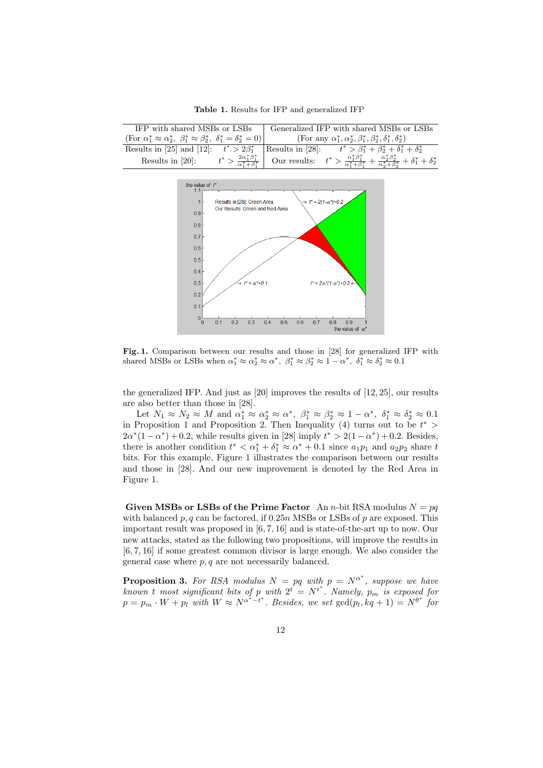**Table 1.** Results for IFP and generalized IFP

| IFP with shared MSBs or LSBs (For $\alpha_1^* \approx \alpha_2^*,\ \beta_1^* \approx \beta_2^*,\ \delta_1^* = \delta_2^* = 0$) | Generalized IFP with shared MSBs or LSBs (For any $\alpha_1^*, \alpha_2^*, \beta_1^*, \beta_2^*, \delta_1^*, \delta_2^*$) |
|---|---|
| Results in [25] and [12]: $t^* > 2\beta_1^*$ | Results in [28]: $t^* > \beta_1^* + \beta_2^* + \delta_1^* + \delta_2^*$ |
| Results in [20]: $t^* > \frac{2\alpha_1^*\beta_1^*}{\alpha_1^*+\beta_1^*}$ | Our results: $t^* > \frac{\alpha_1^*\beta_1^*}{\alpha_1^*+\beta_1^*} + \frac{\alpha_2^*\beta_2^*}{\alpha_2^*+\beta_2^*} + \delta_1^* + \delta_2^*$ |

**Fig. 1.** Comparison between our results and those in [28] for generalized IFP with shared MSBs or LSBs when $\alpha_1^* \approx \alpha_2^* \approx \alpha^*,\ \beta_1^* \approx \beta_2^* \approx 1-\alpha^*,\ \delta_1^* \approx \delta_2^* \approx 0.1$

the generalized IFP. And just as [20] improves the results of [12, 25], our results are also better than those in [28].

Let $N_1 \approx N_2 \approx M$ and $\alpha_1^* \approx \alpha_2^* \approx \alpha^*,\ \beta_1^* \approx \beta_2^* \approx 1-\alpha^*,\ \delta_1^* \approx \delta_2^* \approx 0.1$ in Proposition 1 and Proposition 2. Then Inequality (4) turns out to be $t^* > 2\alpha^*(1-\alpha^*) + 0.2$, while results given in [28] imply $t^* > 2(1-\alpha^*) + 0.2$. Besides, there is another condition $t^* < \alpha_1^* + \delta_1^* \approx \alpha^* + 0.1$ since $a_1p_1$ and $a_2p_2$ share $t$ bits. For this example, Figure 1 illustrates the comparison between our results and those in [28]. And our new improvement is denoted by the Red Area in Figure 1.

**Given MSBs or LSBs of the Prime Factor** An $n$-bit RSA modulus $N = pq$ with balanced $p, q$ can be factored, if $0.25n$ MSBs or LSBs of $p$ are exposed. This important result was proposed in [6, 7, 16] and is state-of-the-art up to now. Our new attacks, stated as the following two propositions, will improve the results in [6, 7, 16] if some greatest common divisor is large enough. We also consider the general case where $p, q$ are not necessarily balanced.

**Proposition 3.** *For RSA modulus $N = pq$ with $p = N^{\alpha^*}$, suppose we have known $t$ most significant bits of $p$ with $2^t = N^{t^*}$. Namely, $p_m$ is exposed for $p = p_m \cdot W + p_l$ with $W \approx N^{\alpha^*-t^*}$. Besides, we set $\gcd(p_l, kq+1) = N^{\theta^*}$ for*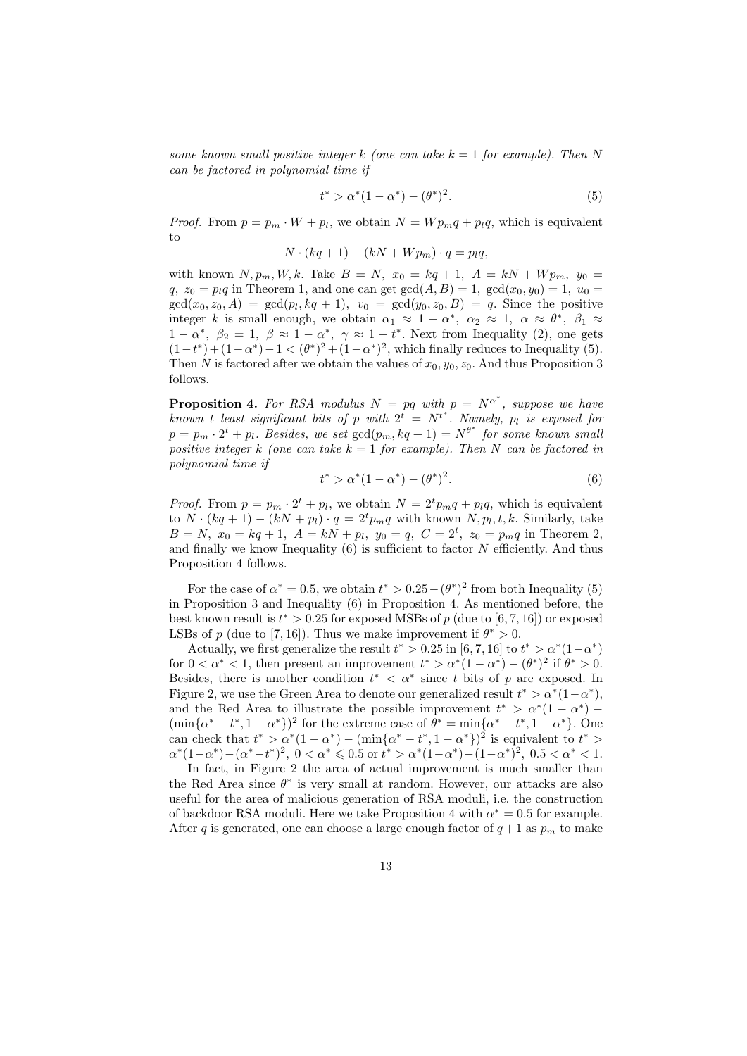*some known small positive integer $k$ (one can take $k = 1$ for example). Then $N$ can be factored in polynomial time if*

$$t^* > \alpha^*(1-\alpha^*) - (\theta^*)^2. \tag{5}$$

*Proof.* From $p = p_m \cdot W + p_l$, we obtain $N = Wp_m q + p_l q$, which is equivalent to

$$N \cdot (kq+1) - (kN + Wp_m) \cdot q = p_l q,$$

with known $N, p_m, W, k$. Take $B = N,\ x_0 = kq+1,\ A = kN + Wp_m,\ y_0 = q,\ z_0 = p_l q$ in Theorem 1, and one can get $\gcd(A, B) = 1,\ \gcd(x_0, y_0) = 1,\ u_0 = \gcd(x_0, z_0, A) = \gcd(p_l, kq+1),\ v_0 = \gcd(y_0, z_0, B) = q$. Since the positive integer $k$ is small enough, we obtain $\alpha_1 \approx 1-\alpha^*,\ \alpha_2 \approx 1,\ \alpha \approx \theta^*,\ \beta_1 \approx 1-\alpha^*,\ \beta_2 = 1,\ \beta \approx 1-\alpha^*,\ \gamma \approx 1-t^*$. Next from Inequality (2), one gets $(1-t^*)+(1-\alpha^*)-1 < (\theta^*)^2+(1-\alpha^*)^2$, which finally reduces to Inequality (5). Then $N$ is factored after we obtain the values of $x_0, y_0, z_0$. And thus Proposition 3 follows.

**Proposition 4.** *For RSA modulus $N = pq$ with $p = N^{\alpha^*}$, suppose we have known $t$ least significant bits of $p$ with $2^t = N^{t^*}$. Namely, $p_l$ is exposed for $p = p_m \cdot 2^t + p_l$. Besides, we set $\gcd(p_m, kq+1) = N^{\theta^*}$ for some known small positive integer $k$ (one can take $k = 1$ for example). Then $N$ can be factored in polynomial time if*

$$t^* > \alpha^*(1-\alpha^*) - (\theta^*)^2. \tag{6}$$

*Proof.* From $p = p_m \cdot 2^t + p_l$, we obtain $N = 2^t p_m q + p_l q$, which is equivalent to $N \cdot (kq+1) - (kN + p_l) \cdot q = 2^t p_m q$ with known $N, p_l, t, k$. Similarly, take $B = N,\ x_0 = kq+1,\ A = kN + p_l,\ y_0 = q,\ C = 2^t,\ z_0 = p_m q$ in Theorem 2, and finally we know Inequality (6) is sufficient to factor $N$ efficiently. And thus Proposition 4 follows.

For the case of $\alpha^* = 0.5$, we obtain $t^* > 0.25 - (\theta^*)^2$ from both Inequality (5) in Proposition 3 and Inequality (6) in Proposition 4. As mentioned before, the best known result is $t^* > 0.25$ for exposed MSBs of $p$ (due to [6, 7, 16]) or exposed LSBs of $p$ (due to [7, 16]). Thus we make improvement if $\theta^* > 0$.

Actually, we first generalize the result $t^* > 0.25$ in [6, 7, 16] to $t^* > \alpha^*(1-\alpha^*)$ for $0 < \alpha^* < 1$, then present an improvement $t^* > \alpha^*(1-\alpha^*) - (\theta^*)^2$ if $\theta^* > 0$. Besides, there is another condition $t^* < \alpha^*$ since $t$ bits of $p$ are exposed. In Figure 2, we use the Green Area to denote our generalized result $t^* > \alpha^*(1-\alpha^*)$, and the Red Area to illustrate the possible improvement $t^* > \alpha^*(1-\alpha^*) - (\min\{\alpha^* - t^*, 1-\alpha^*\})^2$ for the extreme case of $\theta^* = \min\{\alpha^* - t^*, 1-\alpha^*\}$. One can check that $t^* > \alpha^*(1-\alpha^*) - (\min\{\alpha^* - t^*, 1-\alpha^*\})^2$ is equivalent to $t^* > \alpha^*(1-\alpha^*) - (\alpha^* - t^*)^2,\ 0 < \alpha^* \leqslant 0.5$ or $t^* > \alpha^*(1-\alpha^*) - (1-\alpha^*)^2,\ 0.5 < \alpha^* < 1$.

In fact, in Figure 2 the area of actual improvement is much smaller than the Red Area since $\theta^*$ is very small at random. However, our attacks are also useful for the area of malicious generation of RSA moduli, i.e. the construction of backdoor RSA moduli. Here we take Proposition 4 with $\alpha^* = 0.5$ for example. After $q$ is generated, one can choose a large enough factor of $q+1$ as $p_m$ to make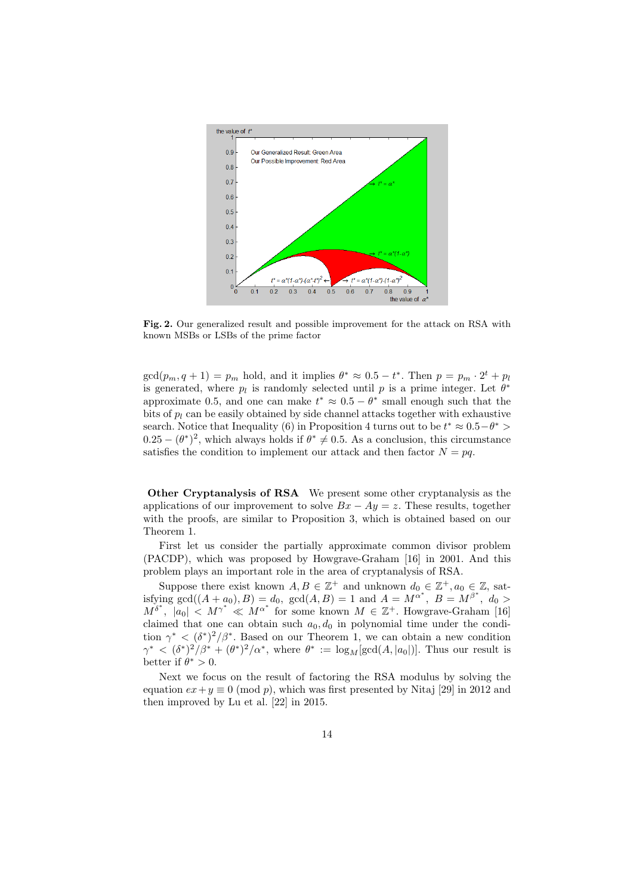**Fig. 2.** Our generalized result and possible improvement for the attack on RSA with known MSBs or LSBs of the prime factor

$\gcd(p_m, q+1) = p_m$ hold, and it implies $\theta^* \approx 0.5 - t^*$. Then $p = p_m \cdot 2^t + p_l$ is generated, where $p_l$ is randomly selected until $p$ is a prime integer. Let $\theta^*$ approximate 0.5, and one can make $t^* \approx 0.5 - \theta^*$ small enough such that the bits of $p_l$ can be easily obtained by side channel attacks together with exhaustive search. Notice that Inequality (6) in Proposition 4 turns out to be $t^* \approx 0.5 - \theta^* > 0.25 - (\theta^*)^2$, which always holds if $\theta^* \neq 0.5$. As a conclusion, this circumstance satisfies the condition to implement our attack and then factor $N = pq$.

**Other Cryptanalysis of RSA** We present some other cryptanalysis as the applications of our improvement to solve $Bx - Ay = z$. These results, together with the proofs, are similar to Proposition 3, which is obtained based on our Theorem 1.

First let us consider the partially approximate common divisor problem (PACDP), which was proposed by Howgrave-Graham [16] in 2001. And this problem plays an important role in the area of cryptanalysis of RSA.

Suppose there exist known $A, B \in \mathbb{Z}^+$ and unknown $d_0 \in \mathbb{Z}^+, a_0 \in \mathbb{Z}$, satisfying $\gcd((A + a_0), B) = d_0$, $\gcd(A, B) = 1$ and $A = M^{\alpha^*}$, $B = M^{\beta^*}$, $d_0 > M^{\delta^*}$, $|a_0| < M^{\gamma^*} \ll M^{\alpha^*}$ for some known $M \in \mathbb{Z}^+$. Howgrave-Graham [16] claimed that one can obtain such $a_0, d_0$ in polynomial time under the condition $\gamma^* < (\delta^*)^2/\beta^*$. Based on our Theorem 1, we can obtain a new condition $\gamma^* < (\delta^*)^2/\beta^* + (\theta^*)^2/\alpha^*$, where $\theta^* := \log_M[\gcd(A, |a_0|)]$. Thus our result is better if $\theta^* > 0$.

Next we focus on the result of factoring the RSA modulus by solving the equation $ex + y \equiv 0 \pmod p$, which was first presented by Nitaj [29] in 2012 and then improved by Lu et al. [22] in 2015.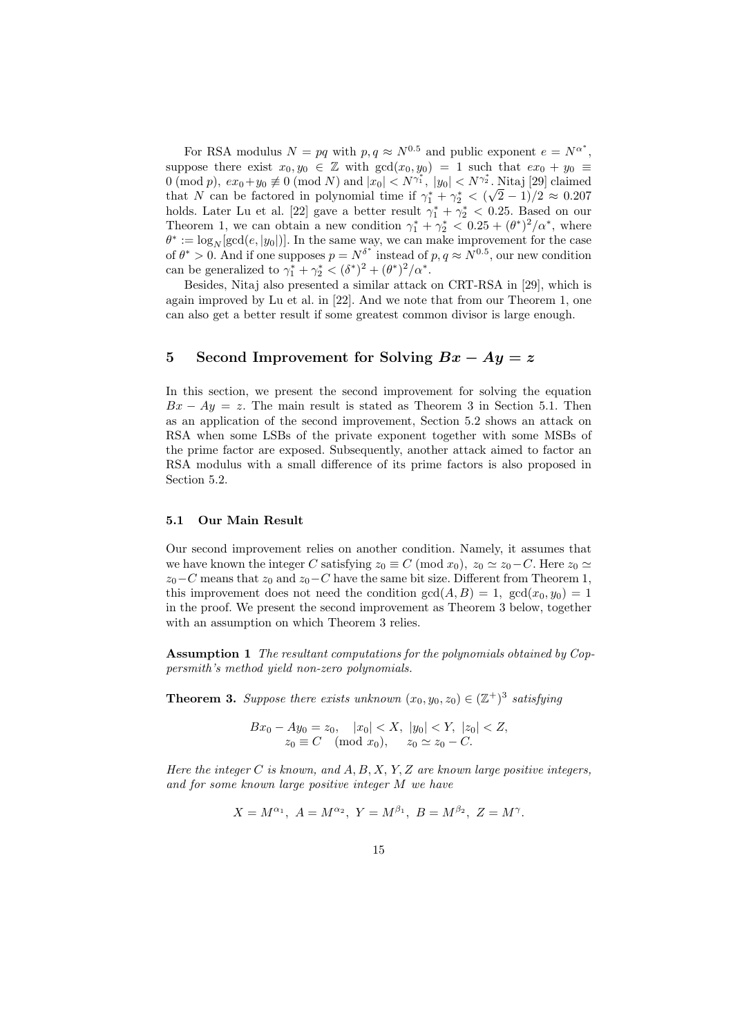For RSA modulus $N = pq$ with $p, q \approx N^{0.5}$ and public exponent $e = N^{\alpha^*}$, suppose there exist $x_0, y_0 \in \mathbb{Z}$ with $\gcd(x_0, y_0) = 1$ such that $ex_0 + y_0 \equiv 0 \pmod p$, $ex_0 + y_0 \not\equiv 0 \pmod N$ and $|x_0| < N^{\gamma_1^*}$, $|y_0| < N^{\gamma_2^*}$. Nitaj [29] claimed that $N$ can be factored in polynomial time if $\gamma_1^* + \gamma_2^* < (\sqrt{2}-1)/2 \approx 0.207$ holds. Later Lu et al. [22] gave a better result $\gamma_1^* + \gamma_2^* < 0.25$. Based on our Theorem 1, we can obtain a new condition $\gamma_1^* + \gamma_2^* < 0.25 + (\theta^*)^2/\alpha^*$, where $\theta^* := \log_N[\gcd(e, |y_0|)]$. In the same way, we can make improvement for the case of $\theta^* > 0$. And if one supposes $p = N^{\delta^*}$ instead of $p, q \approx N^{0.5}$, our new condition can be generalized to $\gamma_1^* + \gamma_2^* < (\delta^*)^2 + (\theta^*)^2/\alpha^*$.

Besides, Nitaj also presented a similar attack on CRT-RSA in [29], which is again improved by Lu et al. in [22]. And we note that from our Theorem 1, one can also get a better result if some greatest common divisor is large enough.

## 5 Second Improvement for Solving $Bx - Ay = z$

In this section, we present the second improvement for solving the equation $Bx - Ay = z$. The main result is stated as Theorem 3 in Section 5.1. Then as an application of the second improvement, Section 5.2 shows an attack on RSA when some LSBs of the private exponent together with some MSBs of the prime factor are exposed. Subsequently, another attack aimed to factor an RSA modulus with a small difference of its prime factors is also proposed in Section 5.2.

### 5.1 Our Main Result

Our second improvement relies on another condition. Namely, it assumes that we have known the integer $C$ satisfying $z_0 \equiv C \pmod{x_0}$, $z_0 \simeq z_0 - C$. Here $z_0 \simeq z_0 - C$ means that $z_0$ and $z_0 - C$ have the same bit size. Different from Theorem 1, this improvement does not need the condition $\gcd(A, B) = 1$, $\gcd(x_0, y_0) = 1$ in the proof. We present the second improvement as Theorem 3 below, together with an assumption on which Theorem 3 relies.

**Assumption 1** *The resultant computations for the polynomials obtained by Coppersmith's method yield non-zero polynomials.*

**Theorem 3.** *Suppose there exists unknown $(x_0, y_0, z_0) \in (\mathbb{Z}^+)^3$ satisfying*

$$Bx_0 - Ay_0 = z_0, \quad |x_0| < X, \ |y_0| < Y, \ |z_0| < Z,$$
$$z_0 \equiv C \pmod{x_0}, \quad z_0 \simeq z_0 - C.$$

*Here the integer $C$ is known, and $A, B, X, Y, Z$ are known large positive integers, and for some known large positive integer $M$ we have*

$$X = M^{\alpha_1}, \ A = M^{\alpha_2}, \ Y = M^{\beta_1}, \ B = M^{\beta_2}, \ Z = M^{\gamma}.$$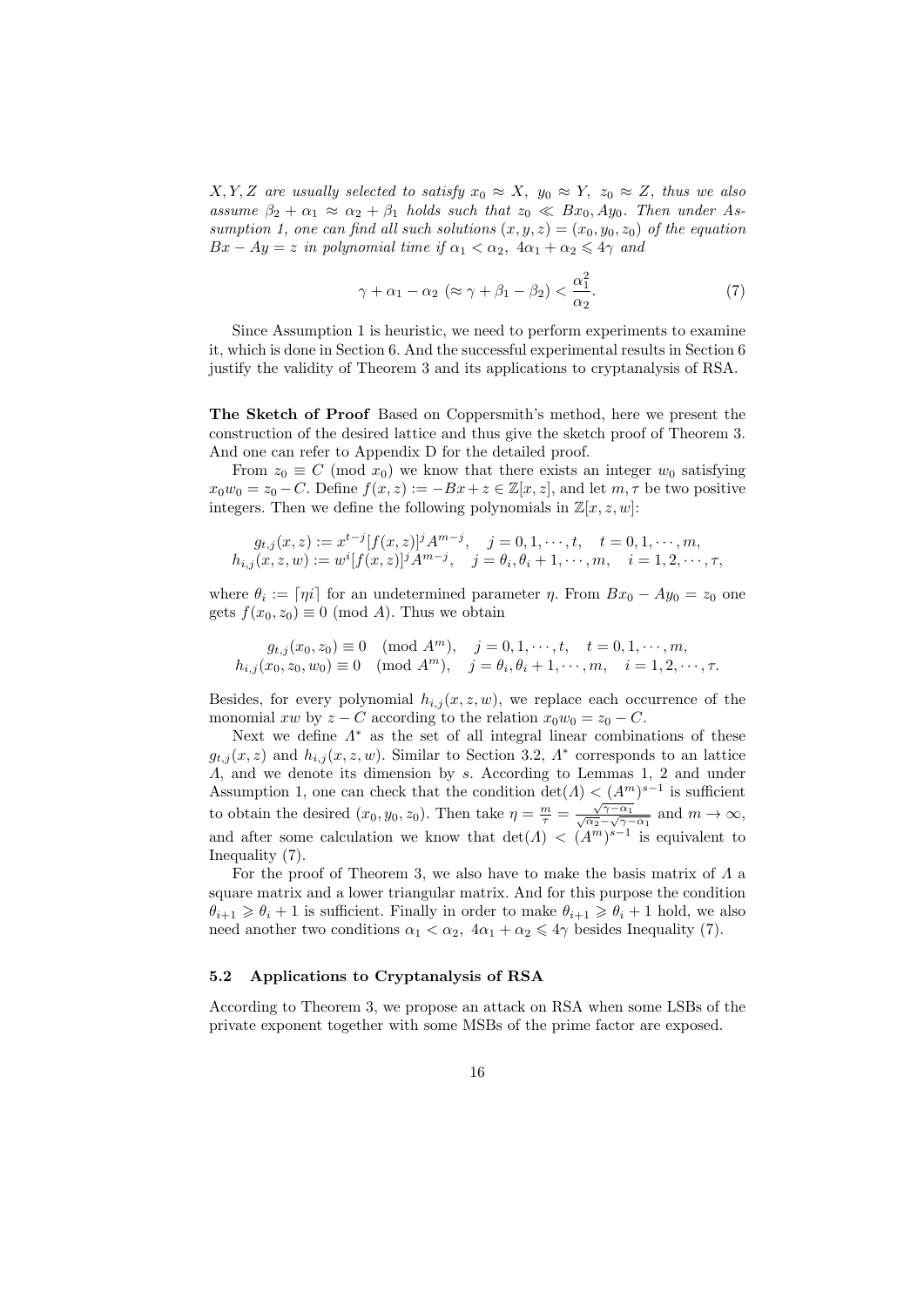*$X, Y, Z$ are usually selected to satisfy $x_0 \approx X,\ y_0 \approx Y,\ z_0 \approx Z$, thus we also assume $\beta_2 + \alpha_1 \approx \alpha_2 + \beta_1$ holds such that $z_0 \ll Bx_0, Ay_0$. Then under Assumption 1, one can find all such solutions $(x, y, z) = (x_0, y_0, z_0)$ of the equation $Bx - Ay = z$ in polynomial time if $\alpha_1 < \alpha_2,\ 4\alpha_1 + \alpha_2 \leqslant 4\gamma$ and*

$$\gamma + \alpha_1 - \alpha_2 \ (\approx \gamma + \beta_1 - \beta_2) < \frac{\alpha_1^2}{\alpha_2}. \tag{7}$$

Since Assumption 1 is heuristic, we need to perform experiments to examine it, which is done in Section 6. And the successful experimental results in Section 6 justify the validity of Theorem 3 and its applications to cryptanalysis of RSA.

**The Sketch of Proof** Based on Coppersmith's method, here we present the construction of the desired lattice and thus give the sketch proof of Theorem 3. And one can refer to Appendix D for the detailed proof.

From $z_0 \equiv C \pmod{x_0}$ we know that there exists an integer $w_0$ satisfying $x_0 w_0 = z_0 - C$. Define $f(x, z) := -Bx + z \in \mathbb{Z}[x, z]$, and let $m, \tau$ be two positive integers. Then we define the following polynomials in $\mathbb{Z}[x, z, w]$:

$$\begin{aligned} g_{t,j}(x, z) &:= x^{t-j}[f(x, z)]^j A^{m-j}, \quad j = 0, 1, \cdots, t, \quad t = 0, 1, \cdots, m, \\ h_{i,j}(x, z, w) &:= w^i [f(x, z)]^j A^{m-j}, \quad j = \theta_i, \theta_i + 1, \cdots, m, \quad i = 1, 2, \cdots, \tau, \end{aligned}$$

where $\theta_i := \lceil \eta i \rceil$ for an undetermined parameter $\eta$. From $Bx_0 - Ay_0 = z_0$ one gets $f(x_0, z_0) \equiv 0 \pmod{A}$. Thus we obtain

$$\begin{aligned} g_{t,j}(x_0, z_0) &\equiv 0 \pmod{A^m}, \quad j = 0, 1, \cdots, t, \quad t = 0, 1, \cdots, m, \\ h_{i,j}(x_0, z_0, w_0) &\equiv 0 \pmod{A^m}, \quad j = \theta_i, \theta_i + 1, \cdots, m, \quad i = 1, 2, \cdots, \tau. \end{aligned}$$

Besides, for every polynomial $h_{i,j}(x, z, w)$, we replace each occurrence of the monomial $xw$ by $z - C$ according to the relation $x_0 w_0 = z_0 - C$.

Next we define $\Lambda^*$ as the set of all integral linear combinations of these $g_{t,j}(x, z)$ and $h_{i,j}(x, z, w)$. Similar to Section 3.2, $\Lambda^*$ corresponds to an lattice $\Lambda$, and we denote its dimension by $s$. According to Lemmas 1, 2 and under Assumption 1, one can check that the condition $\det(\Lambda) < (A^m)^{s-1}$ is sufficient to obtain the desired $(x_0, y_0, z_0)$. Then take $\eta = \frac{m}{\tau} = \frac{\sqrt{\gamma - \alpha_1}}{\sqrt{\alpha_2} - \sqrt{\gamma - \alpha_1}}$ and $m \to \infty$, and after some calculation we know that $\det(\Lambda) < (A^m)^{s-1}$ is equivalent to Inequality (7).

For the proof of Theorem 3, we also have to make the basis matrix of $\Lambda$ a square matrix and a lower triangular matrix. And for this purpose the condition $\theta_{i+1} \geqslant \theta_i + 1$ is sufficient. Finally in order to make $\theta_{i+1} \geqslant \theta_i + 1$ hold, we also need another two conditions $\alpha_1 < \alpha_2,\ 4\alpha_1 + \alpha_2 \leqslant 4\gamma$ besides Inequality (7).

### 5.2 Applications to Cryptanalysis of RSA

According to Theorem 3, we propose an attack on RSA when some LSBs of the private exponent together with some MSBs of the prime factor are exposed.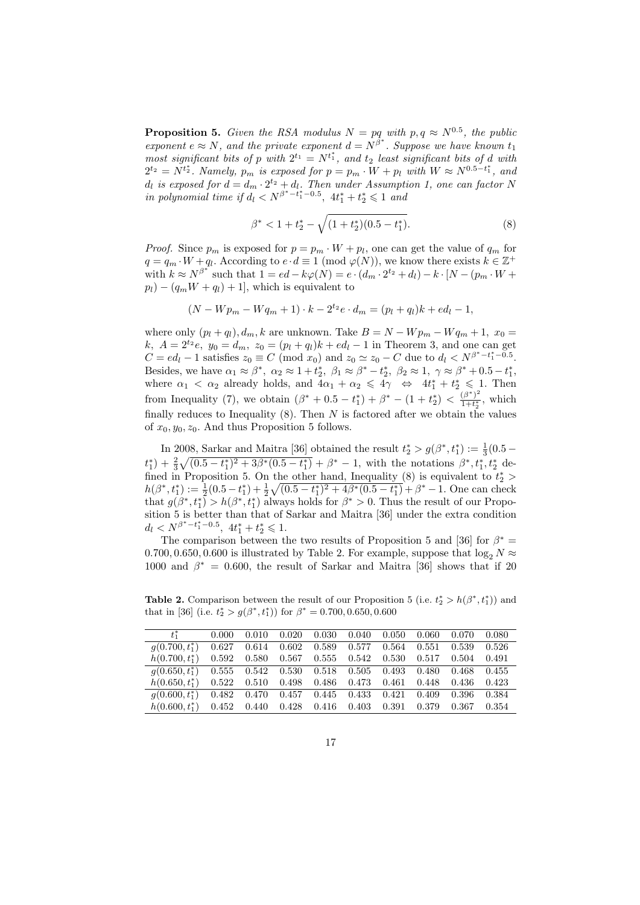**Proposition 5.** *Given the RSA modulus $N = pq$ with $p, q \approx N^{0.5}$, the public exponent $e \approx N$, and the private exponent $d = N^{\beta^*}$. Suppose we have known $t_1$ most significant bits of $p$ with $2^{t_1} = N^{t_1^*}$, and $t_2$ least significant bits of $d$ with $2^{t_2} = N^{t_2^*}$. Namely, $p_m$ is exposed for $p = p_m \cdot W + p_l$ with $W \approx N^{0.5-t_1^*}$, and $d_l$ is exposed for $d = d_m \cdot 2^{t_2} + d_l$. Then under Assumption 1, one can factor $N$ in polynomial time if $d_l < N^{\beta^* - t_1^* - 0.5}$, $4t_1^* + t_2^* \leqslant 1$ and*

$$\beta^* < 1 + t_2^* - \sqrt{(1 + t_2^*)(0.5 - t_1^*)}. \tag{8}$$

*Proof.* Since $p_m$ is exposed for $p = p_m \cdot W + p_l$, one can get the value of $q_m$ for $q = q_m \cdot W + q_l$. According to $e \cdot d \equiv 1 \pmod{\varphi(N)}$, we know there exists $k \in \mathbb{Z}^+$ with $k \approx N^{\beta^*}$ such that $1 = ed - k\varphi(N) = e \cdot (d_m \cdot 2^{t_2} + d_l) - k \cdot [N - (p_m \cdot W + p_l) - (q_m W + q_l) + 1]$, which is equivalent to

$$(N - Wp_m - Wq_m + 1) \cdot k - 2^{t_2} e \cdot d_m = (p_l + q_l)k + ed_l - 1,$$

where only $(p_l + q_l), d_m, k$ are unknown. Take $B = N - Wp_m - Wq_m + 1$, $x_0 = k$, $A = 2^{t_2} e$, $y_0 = d_m$, $z_0 = (p_l + q_l)k + ed_l - 1$ in Theorem 3, and one can get $C = ed_l - 1$ satisfies $z_0 \equiv C \pmod{x_0}$ and $z_0 \simeq z_0 - C$ due to $d_l < N^{\beta^* - t_1^* - 0.5}$. Besides, we have $\alpha_1 \approx \beta^*$, $\alpha_2 \approx 1 + t_2^*$, $\beta_1 \approx \beta^* - t_2^*$, $\beta_2 \approx 1$, $\gamma \approx \beta^* + 0.5 - t_1^*$, where $\alpha_1 < \alpha_2$ already holds, and $4\alpha_1 + \alpha_2 \leqslant 4\gamma \;\Leftrightarrow\; 4t_1^* + t_2^* \leqslant 1$. Then from Inequality (7), we obtain $(\beta^* + 0.5 - t_1^*) + \beta^* - (1 + t_2^*) < \frac{(\beta^*)^2}{1+t_2^*}$, which finally reduces to Inequality (8). Then $N$ is factored after we obtain the values of $x_0, y_0, z_0$. And thus Proposition 5 follows.

In 2008, Sarkar and Maitra [36] obtained the result $t_2^* > g(\beta^*, t_1^*) := \frac{1}{3}(0.5 - t_1^*) + \frac{2}{3}\sqrt{(0.5 - t_1^*)^2 + 3\beta^*(0.5 - t_1^*)} + \beta^* - 1$, with the notations $\beta^*, t_1^*, t_2^*$ defined in Proposition 5. On the other hand, Inequality (8) is equivalent to $t_2^* > h(\beta^*, t_1^*) := \frac{1}{2}(0.5 - t_1^*) + \frac{1}{2}\sqrt{(0.5 - t_1^*)^2 + 4\beta^*(0.5 - t_1^*)} + \beta^* - 1$. One can check that $g(\beta^*, t_1^*) > h(\beta^*, t_1^*)$ always holds for $\beta^* > 0$. Thus the result of our Proposition 5 is better than that of Sarkar and Maitra [36] under the extra condition $d_l < N^{\beta^* - t_1^* - 0.5}$, $4t_1^* + t_2^* \leqslant 1$.

The comparison between the two results of Proposition 5 and [36] for $\beta^* = 0.700, 0.650, 0.600$ is illustrated by Table 2. For example, suppose that $\log_2 N \approx 1000$ and $\beta^* = 0.600$, the result of Sarkar and Maitra [36] shows that if 20

**Table 2.** Comparison between the result of our Proposition 5 (i.e. $t_2^* > h(\beta^*, t_1^*)$) and that in [36] (i.e. $t_2^* > g(\beta^*, t_1^*)$) for $\beta^* = 0.700, 0.650, 0.600$

| $t_1^*$ | 0.000 | 0.010 | 0.020 | 0.030 | 0.040 | 0.050 | 0.060 | 0.070 | 0.080 |
|---|---|---|---|---|---|---|---|---|---|
| $g(0.700, t_1^*)$ | 0.627 | 0.614 | 0.602 | 0.589 | 0.577 | 0.564 | 0.551 | 0.539 | 0.526 |
| $h(0.700, t_1^*)$ | 0.592 | 0.580 | 0.567 | 0.555 | 0.542 | 0.530 | 0.517 | 0.504 | 0.491 |
| $g(0.650, t_1^*)$ | 0.555 | 0.542 | 0.530 | 0.518 | 0.505 | 0.493 | 0.480 | 0.468 | 0.455 |
| $h(0.650, t_1^*)$ | 0.522 | 0.510 | 0.498 | 0.486 | 0.473 | 0.461 | 0.448 | 0.436 | 0.423 |
| $g(0.600, t_1^*)$ | 0.482 | 0.470 | 0.457 | 0.445 | 0.433 | 0.421 | 0.409 | 0.396 | 0.384 |
| $h(0.600, t_1^*)$ | 0.452 | 0.440 | 0.428 | 0.416 | 0.403 | 0.391 | 0.379 | 0.367 | 0.354 |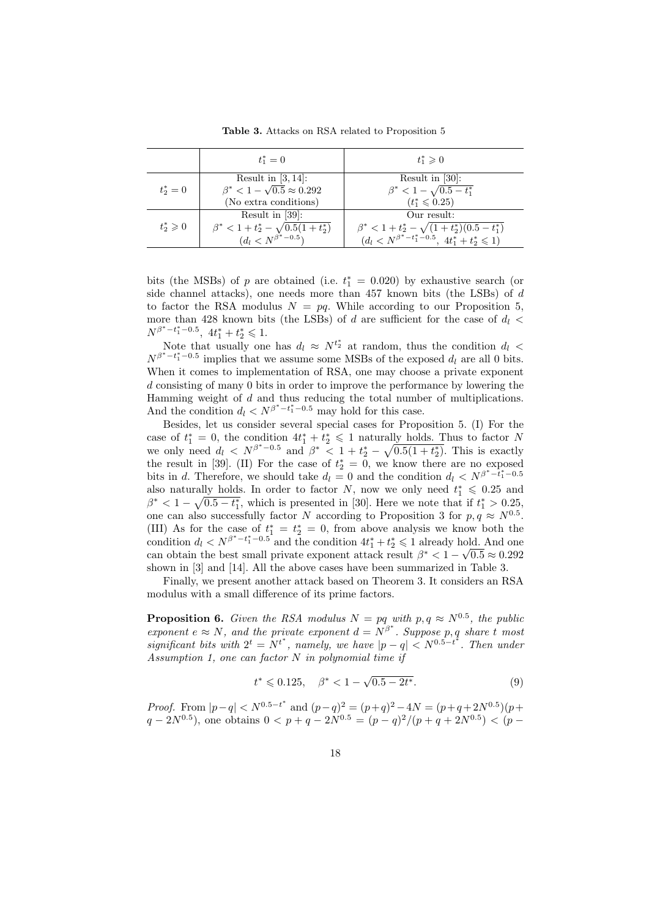**Table 3.** Attacks on RSA related to Proposition 5

| | $t_1^* = 0$ | $t_1^* \geqslant 0$ |
|---|---|---|
| $t_2^* = 0$ | Result in [3, 14]: $\beta^* < 1 - \sqrt{0.5} \approx 0.292$ (No extra conditions) | Result in [30]: $\beta^* < 1 - \sqrt{0.5 - t_1^*}$ ($t_1^* \leqslant 0.25$) |
| $t_2^* \geqslant 0$ | Result in [39]: $\beta^* < 1 + t_2^* - \sqrt{0.5(1 + t_2^*)}$ ($d_l < N^{\beta^* - 0.5}$) | Our result: $\beta^* < 1 + t_2^* - \sqrt{(1 + t_2^*)(0.5 - t_1^*)}$ ($d_l < N^{\beta^* - t_1^* - 0.5}$, $4t_1^* + t_2^* \leqslant 1$) |

bits (the MSBs) of $p$ are obtained (i.e. $t_1^* = 0.020$) by exhaustive search (or side channel attacks), one needs more than 457 known bits (the LSBs) of $d$ to factor the RSA modulus $N = pq$. While according to our Proposition 5, more than 428 known bits (the LSBs) of $d$ are sufficient for the case of $d_l < N^{\beta^* - t_1^* - 0.5}$, $4t_1^* + t_2^* \leqslant 1$.

Note that usually one has $d_l \approx N^{t_2^*}$ at random, thus the condition $d_l < N^{\beta^* - t_1^* - 0.5}$ implies that we assume some MSBs of the exposed $d_l$ are all 0 bits. When it comes to implementation of RSA, one may choose a private exponent $d$ consisting of many 0 bits in order to improve the performance by lowering the Hamming weight of $d$ and thus reducing the total number of multiplications. And the condition $d_l < N^{\beta^* - t_1^* - 0.5}$ may hold for this case.

Besides, let us consider several special cases for Proposition 5. (I) For the case of $t_1^* = 0$, the condition $4t_1^* + t_2^* \leqslant 1$ naturally holds. Thus to factor $N$ we only need $d_l < N^{\beta^* - 0.5}$ and $\beta^* < 1 + t_2^* - \sqrt{0.5(1 + t_2^*)}$. This is exactly the result in [39]. (II) For the case of $t_2^* = 0$, we know there are no exposed bits in $d$. Therefore, we should take $d_l = 0$ and the condition $d_l < N^{\beta^* - t_1^* - 0.5}$ also naturally holds. In order to factor $N$, now we only need $t_1^* \leqslant 0.25$ and $\beta^* < 1 - \sqrt{0.5 - t_1^*}$, which is presented in [30]. Here we note that if $t_1^* > 0.25$, one can also successfully factor $N$ according to Proposition 3 for $p, q \approx N^{0.5}$. (III) As for the case of $t_1^* = t_2^* = 0$, from above analysis we know both the condition $d_l < N^{\beta^* - t_1^* - 0.5}$ and the condition $4t_1^* + t_2^* \leqslant 1$ already hold. And one can obtain the best small private exponent attack result $\beta^* < 1 - \sqrt{0.5} \approx 0.292$ shown in [3] and [14]. All the above cases have been summarized in Table 3.

Finally, we present another attack based on Theorem 3. It considers an RSA modulus with a small difference of its prime factors.

**Proposition 6.** *Given the RSA modulus $N = pq$ with $p, q \approx N^{0.5}$, the public exponent $e \approx N$, and the private exponent $d = N^{\beta^*}$. Suppose $p, q$ share $t$ most significant bits with $2^t = N^{t^*}$, namely, we have $|p - q| < N^{0.5 - t^*}$. Then under Assumption 1, one can factor $N$ in polynomial time if*

$$t^* \leqslant 0.125, \quad \beta^* < 1 - \sqrt{0.5 - 2t^*}. \tag{9}$$

*Proof.* From $|p - q| < N^{0.5 - t^*}$ and $(p - q)^2 = (p + q)^2 - 4N = (p + q + 2N^{0.5})(p + q - 2N^{0.5})$, one obtains $0 < p + q - 2N^{0.5} = (p - q)^2/(p + q + 2N^{0.5}) < (p -$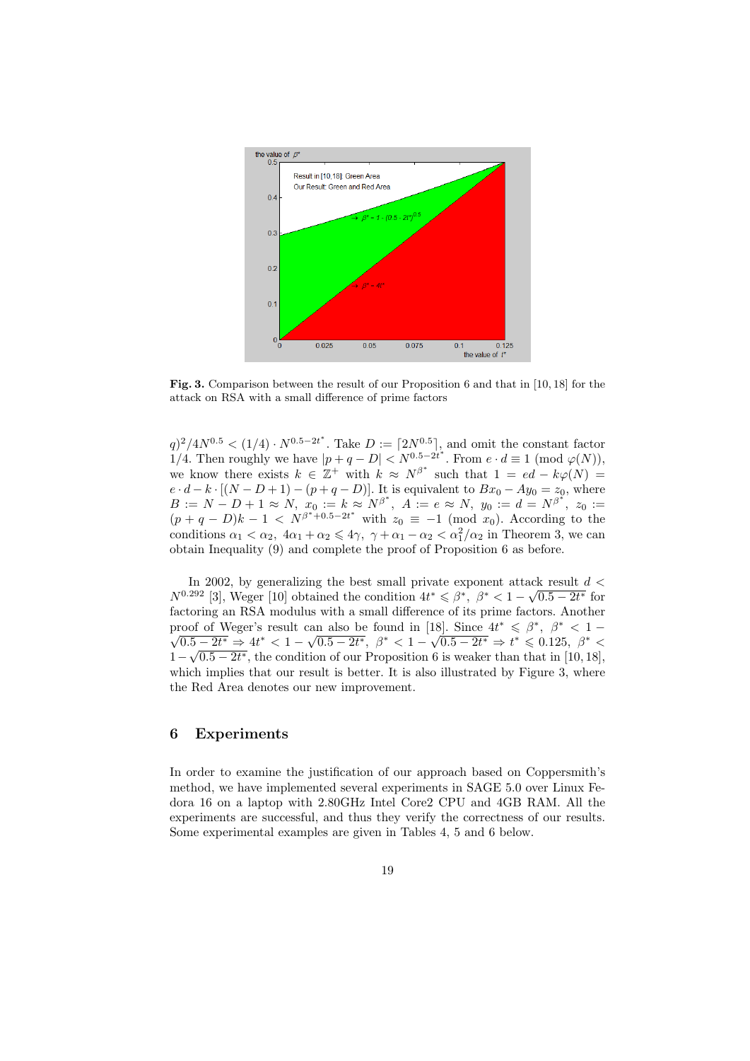Fig. 3. Comparison between the result of our Proposition 6 and that in [10, 18] for the attack on RSA with a small difference of prime factors

$q)^2/4N^{0.5} < (1/4) \cdot N^{0.5-2t^*}$. Take $D := \lceil 2N^{0.5} \rceil$, and omit the constant factor 1/4. Then roughly we have $|p+q-D| < N^{0.5-2t^*}$. From $e \cdot d \equiv 1 \pmod{\varphi(N)}$, we know there exists $k \in \mathbb{Z}^+$ with $k \approx N^{\beta^*}$ such that $1 = ed - k\varphi(N) = e \cdot d - k \cdot [(N-D+1)-(p+q-D)]$. It is equivalent to $Bx_0 - Ay_0 = z_0$, where $B := N - D + 1 \approx N$, $x_0 := k \approx N^{\beta^*}$, $A := e \approx N$, $y_0 := d = N^{\beta^*}$, $z_0 := (p+q-D)k - 1 < N^{\beta^*+0.5-2t^*}$ with $z_0 \equiv -1 \pmod{x_0}$. According to the conditions $\alpha_1 < \alpha_2$, $4\alpha_1 + \alpha_2 \leqslant 4\gamma$, $\gamma + \alpha_1 - \alpha_2 < \alpha_1^2/\alpha_2$ in Theorem 3, we can obtain Inequality (9) and complete the proof of Proposition 6 as before.

In 2002, by generalizing the best small private exponent attack result $d < N^{0.292}$ [3], Weger [10] obtained the condition $4t^* \leqslant \beta^*$, $\beta^* < 1 - \sqrt{0.5 - 2t^*}$ for factoring an RSA modulus with a small difference of its prime factors. Another proof of Weger's result can also be found in [18]. Since $4t^* \leqslant \beta^*$, $\beta^* < 1 - \sqrt{0.5-2t^*} \Rightarrow 4t^* < 1 - \sqrt{0.5-2t^*}$, $\beta^* < 1 - \sqrt{0.5-2t^*} \Rightarrow t^* \leqslant 0.125$, $\beta^* < 1 - \sqrt{0.5-2t^*}$, the condition of our Proposition 6 is weaker than that in [10, 18], which implies that our result is better. It is also illustrated by Figure 3, where the Red Area denotes our new improvement.

## 6 Experiments

In order to examine the justification of our approach based on Coppersmith's method, we have implemented several experiments in SAGE 5.0 over Linux Fedora 16 on a laptop with 2.80GHz Intel Core2 CPU and 4GB RAM. All the experiments are successful, and thus they verify the correctness of our results. Some experimental examples are given in Tables 4, 5 and 6 below.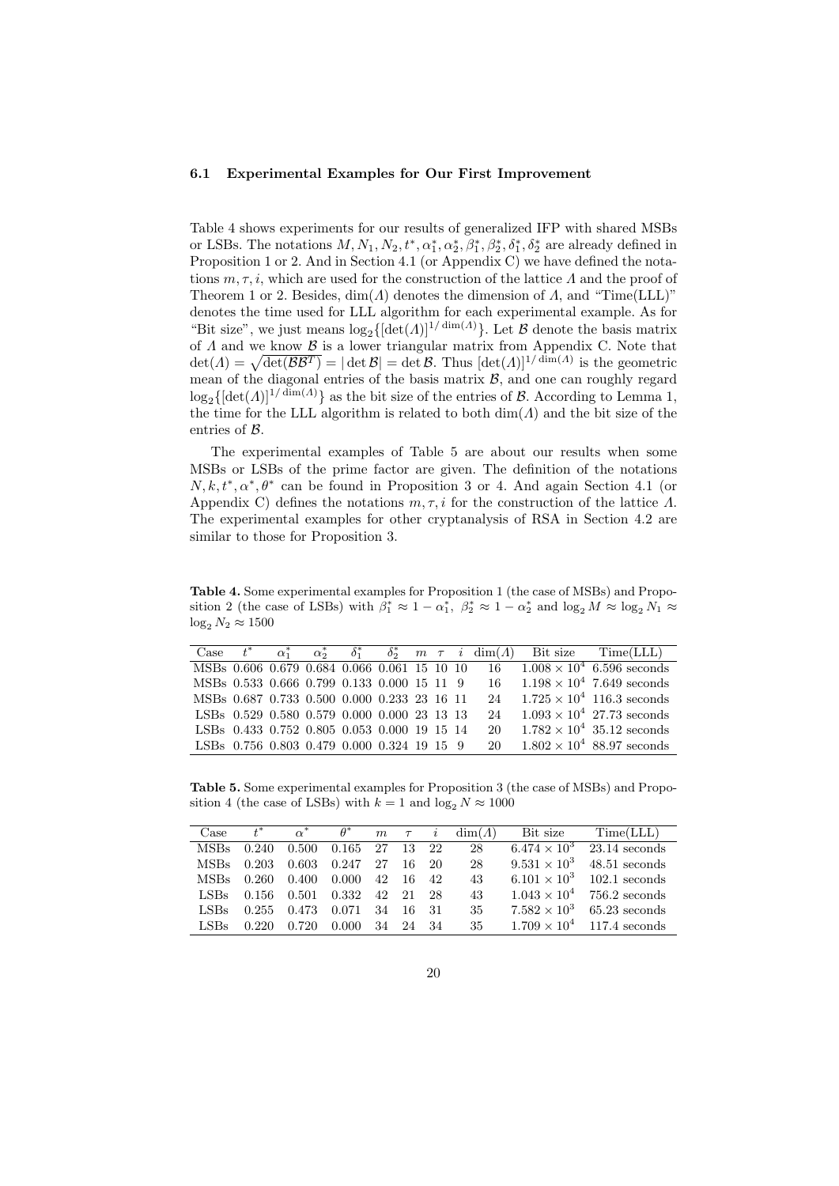### 6.1 Experimental Examples for Our First Improvement

Table 4 shows experiments for our results of generalized IFP with shared MSBs or LSBs. The notations $M, N_1, N_2, t^*, \alpha_1^*, \alpha_2^*, \beta_1^*, \beta_2^*, \delta_1^*, \delta_2^*$ are already defined in Proposition 1 or 2. And in Section 4.1 (or Appendix C) we have defined the notations $m, \tau, i$, which are used for the construction of the lattice $\Lambda$ and the proof of Theorem 1 or 2. Besides, $\dim(\Lambda)$ denotes the dimension of $\Lambda$, and "Time(LLL)" denotes the time used for LLL algorithm for each experimental example. As for "Bit size", we just means $\log_2\{[\det(\Lambda)]^{1/\dim(\Lambda)}\}$. Let $\mathcal{B}$ denote the basis matrix of $\Lambda$ and we know $\mathcal{B}$ is a lower triangular matrix from Appendix C. Note that $\det(\Lambda) = \sqrt{\det(\mathcal{B}\mathcal{B}^T)} = |\det \mathcal{B}| = \det \mathcal{B}$. Thus $[\det(\Lambda)]^{1/\dim(\Lambda)}$ is the geometric mean of the diagonal entries of the basis matrix $\mathcal{B}$, and one can roughly regard $\log_2\{[\det(\Lambda)]^{1/\dim(\Lambda)}\}$ as the bit size of the entries of $\mathcal{B}$. According to Lemma 1, the time for the LLL algorithm is related to both $\dim(\Lambda)$ and the bit size of the entries of $\mathcal{B}$.

The experimental examples of Table 5 are about our results when some MSBs or LSBs of the prime factor are given. The definition of the notations $N, k, t^*, \alpha^*, \theta^*$ can be found in Proposition 3 or 4. And again Section 4.1 (or Appendix C) defines the notations $m, \tau, i$ for the construction of the lattice $\Lambda$. The experimental examples for other cryptanalysis of RSA in Section 4.2 are similar to those for Proposition 3.

**Table 4.** Some experimental examples for Proposition 1 (the case of MSBs) and Proposition 2 (the case of LSBs) with $\beta_1^* \approx 1 - \alpha_1^*$, $\beta_2^* \approx 1 - \alpha_2^*$ and $\log_2 M \approx \log_2 N_1 \approx \log_2 N_2 \approx 1500$

| Case | $t^*$ | $\alpha_1^*$ | $\alpha_2^*$ | $\delta_1^*$ | $\delta_2^*$ | $m$ | $\tau$ | $i$ | $\dim(\Lambda)$ | Bit size | Time(LLL) |
|---|---|---|---|---|---|---|---|---|---|---|---|
| MSBs | 0.606 | 0.679 | 0.684 | 0.066 | 0.061 | 15 | 10 | 10 | 16 | $1.008 \times 10^4$ | 6.596 seconds |
| MSBs | 0.533 | 0.666 | 0.799 | 0.133 | 0.000 | 15 | 11 | 9 | 16 | $1.198 \times 10^4$ | 7.649 seconds |
| MSBs | 0.687 | 0.733 | 0.500 | 0.000 | 0.233 | 23 | 16 | 11 | 24 | $1.725 \times 10^4$ | 116.3 seconds |
| LSBs | 0.529 | 0.580 | 0.579 | 0.000 | 0.000 | 23 | 13 | 13 | 24 | $1.093 \times 10^4$ | 27.73 seconds |
| LSBs | 0.433 | 0.752 | 0.805 | 0.053 | 0.000 | 19 | 15 | 14 | 20 | $1.782 \times 10^4$ | 35.12 seconds |
| LSBs | 0.756 | 0.803 | 0.479 | 0.000 | 0.324 | 19 | 15 | 9 | 20 | $1.802 \times 10^4$ | 88.97 seconds |

**Table 5.** Some experimental examples for Proposition 3 (the case of MSBs) and Proposition 4 (the case of LSBs) with $k = 1$ and $\log_2 N \approx 1000$

| Case | $t^*$ | $\alpha^*$ | $\theta^*$ | $m$ | $\tau$ | $i$ | $\dim(\Lambda)$ | Bit size | Time(LLL) |
|---|---|---|---|---|---|---|---|---|---|
| MSBs | 0.240 | 0.500 | 0.165 | 27 | 13 | 22 | 28 | $6.474 \times 10^3$ | 23.14 seconds |
| MSBs | 0.203 | 0.603 | 0.247 | 27 | 16 | 20 | 28 | $9.531 \times 10^3$ | 48.51 seconds |
| MSBs | 0.260 | 0.400 | 0.000 | 42 | 16 | 42 | 43 | $6.101 \times 10^3$ | 102.1 seconds |
| LSBs | 0.156 | 0.501 | 0.332 | 42 | 21 | 28 | 43 | $1.043 \times 10^4$ | 756.2 seconds |
| LSBs | 0.255 | 0.473 | 0.071 | 34 | 16 | 31 | 35 | $7.582 \times 10^3$ | 65.23 seconds |
| LSBs | 0.220 | 0.720 | 0.000 | 34 | 24 | 34 | 35 | $1.709 \times 10^4$ | 117.4 seconds |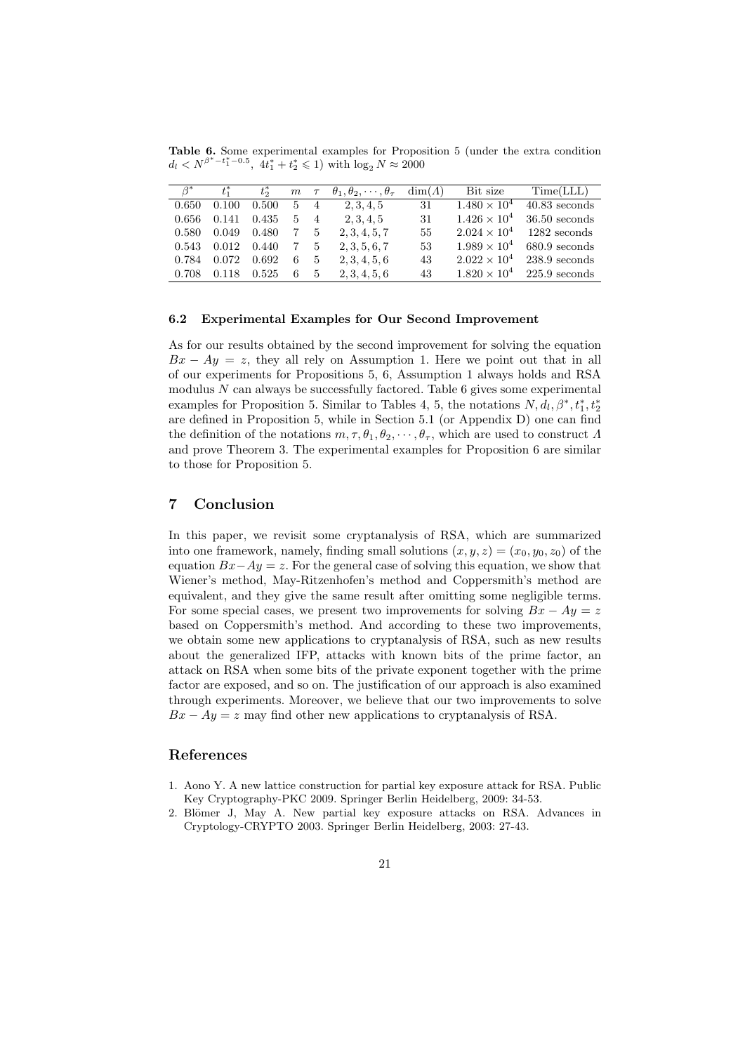**Table 6.** Some experimental examples for Proposition 5 (under the extra condition $d_l < N^{\beta^* - t_1^* - 0.5}$, $4t_1^* + t_2^* \leqslant 1$) with $\log_2 N \approx 2000$

| $\beta^*$ | $t_1^*$ | $t_2^*$ | $m$ | $\tau$ | $\theta_1, \theta_2, \cdots, \theta_\tau$ | $\dim(\Lambda)$ | Bit size | Time(LLL) |
|---|---|---|---|---|---|---|---|---|
| 0.650 | 0.100 | 0.500 | 5 | 4 | $2, 3, 4, 5$ | 31 | $1.480 \times 10^4$ | 40.83 seconds |
| 0.656 | 0.141 | 0.435 | 5 | 4 | $2, 3, 4, 5$ | 31 | $1.426 \times 10^4$ | 36.50 seconds |
| 0.580 | 0.049 | 0.480 | 7 | 5 | $2, 3, 4, 5, 7$ | 55 | $2.024 \times 10^4$ | 1282 seconds |
| 0.543 | 0.012 | 0.440 | 7 | 5 | $2, 3, 5, 6, 7$ | 53 | $1.989 \times 10^4$ | 680.9 seconds |
| 0.784 | 0.072 | 0.692 | 6 | 5 | $2, 3, 4, 5, 6$ | 43 | $2.022 \times 10^4$ | 238.9 seconds |
| 0.708 | 0.118 | 0.525 | 6 | 5 | $2, 3, 4, 5, 6$ | 43 | $1.820 \times 10^4$ | 225.9 seconds |

### 6.2 Experimental Examples for Our Second Improvement

As for our results obtained by the second improvement for solving the equation $Bx - Ay = z$, they all rely on Assumption 1. Here we point out that in all of our experiments for Propositions 5, 6, Assumption 1 always holds and RSA modulus $N$ can always be successfully factored. Table 6 gives some experimental examples for Proposition 5. Similar to Tables 4, 5, the notations $N, d_l, \beta^*, t_1^*, t_2^*$ are defined in Proposition 5, while in Section 5.1 (or Appendix D) one can find the definition of the notations $m, \tau, \theta_1, \theta_2, \cdots, \theta_\tau$, which are used to construct $\Lambda$ and prove Theorem 3. The experimental examples for Proposition 6 are similar to those for Proposition 5.

## 7 Conclusion

In this paper, we revisit some cryptanalysis of RSA, which are summarized into one framework, namely, finding small solutions $(x, y, z) = (x_0, y_0, z_0)$ of the equation $Bx - Ay = z$. For the general case of solving this equation, we show that Wiener's method, May-Ritzenhofen's method and Coppersmith's method are equivalent, and they give the same result after omitting some negligible terms. For some special cases, we present two improvements for solving $Bx - Ay = z$ based on Coppersmith's method. And according to these two improvements, we obtain some new applications to cryptanalysis of RSA, such as new results about the generalized IFP, attacks with known bits of the prime factor, an attack on RSA when some bits of the private exponent together with the prime factor are exposed, and so on. The justification of our approach is also examined through experiments. Moreover, we believe that our two improvements to solve $Bx - Ay = z$ may find other new applications to cryptanalysis of RSA.

## References

1. Aono Y. A new lattice construction for partial key exposure attack for RSA. Public Key Cryptography-PKC 2009. Springer Berlin Heidelberg, 2009: 34-53.
2. Blömer J, May A. New partial key exposure attacks on RSA. Advances in Cryptology-CRYPTO 2003. Springer Berlin Heidelberg, 2003: 27-43.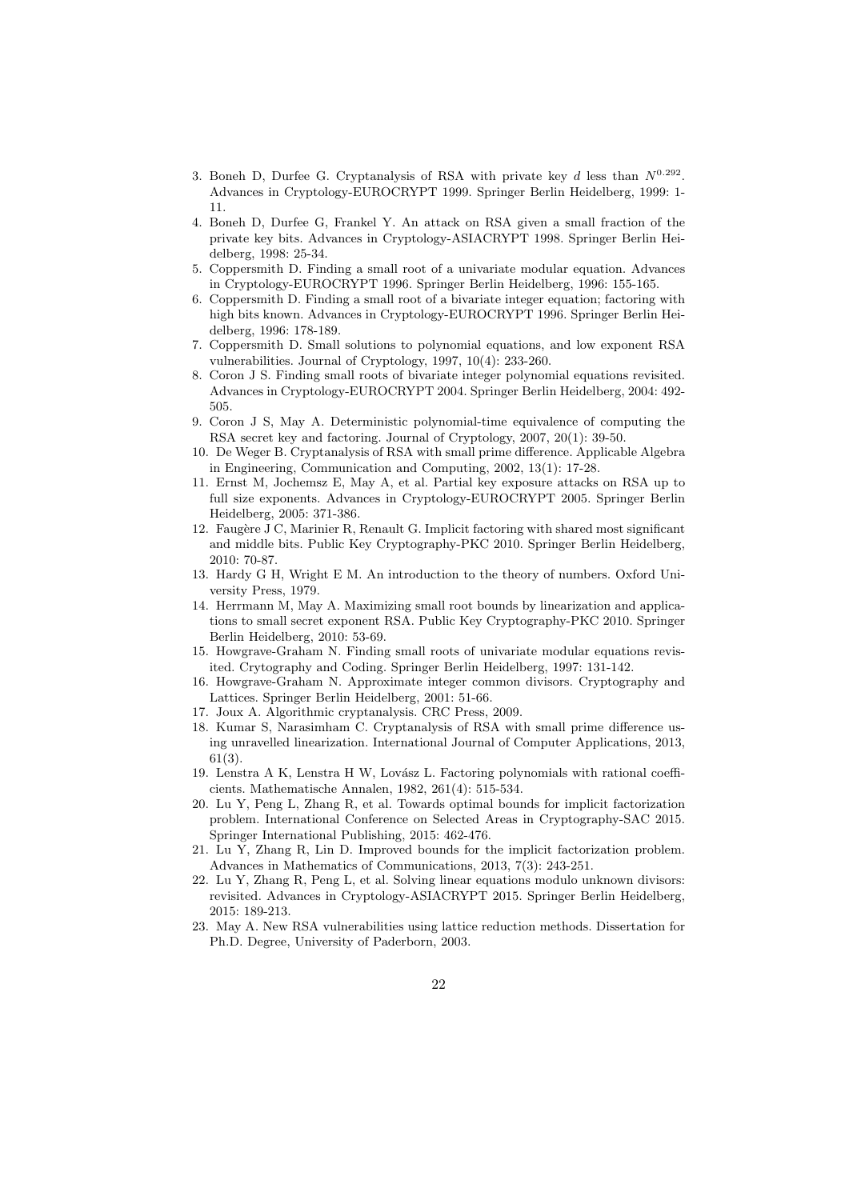3. Boneh D, Durfee G. Cryptanalysis of RSA with private key $d$ less than $N^{0.292}$. Advances in Cryptology-EUROCRYPT 1999. Springer Berlin Heidelberg, 1999: 1-11.
4. Boneh D, Durfee G, Frankel Y. An attack on RSA given a small fraction of the private key bits. Advances in Cryptology-ASIACRYPT 1998. Springer Berlin Heidelberg, 1998: 25-34.
5. Coppersmith D. Finding a small root of a univariate modular equation. Advances in Cryptology-EUROCRYPT 1996. Springer Berlin Heidelberg, 1996: 155-165.
6. Coppersmith D. Finding a small root of a bivariate integer equation; factoring with high bits known. Advances in Cryptology-EUROCRYPT 1996. Springer Berlin Heidelberg, 1996: 178-189.
7. Coppersmith D. Small solutions to polynomial equations, and low exponent RSA vulnerabilities. Journal of Cryptology, 1997, 10(4): 233-260.
8. Coron J S. Finding small roots of bivariate integer polynomial equations revisited. Advances in Cryptology-EUROCRYPT 2004. Springer Berlin Heidelberg, 2004: 492-505.
9. Coron J S, May A. Deterministic polynomial-time equivalence of computing the RSA secret key and factoring. Journal of Cryptology, 2007, 20(1): 39-50.
10. De Weger B. Cryptanalysis of RSA with small prime difference. Applicable Algebra in Engineering, Communication and Computing, 2002, 13(1): 17-28.
11. Ernst M, Jochemsz E, May A, et al. Partial key exposure attacks on RSA up to full size exponents. Advances in Cryptology-EUROCRYPT 2005. Springer Berlin Heidelberg, 2005: 371-386.
12. Faugère J C, Marinier R, Renault G. Implicit factoring with shared most significant and middle bits. Public Key Cryptography-PKC 2010. Springer Berlin Heidelberg, 2010: 70-87.
13. Hardy G H, Wright E M. An introduction to the theory of numbers. Oxford University Press, 1979.
14. Herrmann M, May A. Maximizing small root bounds by linearization and applications to small secret exponent RSA. Public Key Cryptography-PKC 2010. Springer Berlin Heidelberg, 2010: 53-69.
15. Howgrave-Graham N. Finding small roots of univariate modular equations revisited. Crytography and Coding. Springer Berlin Heidelberg, 1997: 131-142.
16. Howgrave-Graham N. Approximate integer common divisors. Cryptography and Lattices. Springer Berlin Heidelberg, 2001: 51-66.
17. Joux A. Algorithmic cryptanalysis. CRC Press, 2009.
18. Kumar S, Narasimham C. Cryptanalysis of RSA with small prime difference using unravelled linearization. International Journal of Computer Applications, 2013, 61(3).
19. Lenstra A K, Lenstra H W, Lovász L. Factoring polynomials with rational coefficients. Mathematische Annalen, 1982, 261(4): 515-534.
20. Lu Y, Peng L, Zhang R, et al. Towards optimal bounds for implicit factorization problem. International Conference on Selected Areas in Cryptography-SAC 2015. Springer International Publishing, 2015: 462-476.
21. Lu Y, Zhang R, Lin D. Improved bounds for the implicit factorization problem. Advances in Mathematics of Communications, 2013, 7(3): 243-251.
22. Lu Y, Zhang R, Peng L, et al. Solving linear equations modulo unknown divisors: revisited. Advances in Cryptology-ASIACRYPT 2015. Springer Berlin Heidelberg, 2015: 189-213.
23. May A. New RSA vulnerabilities using lattice reduction methods. Dissertation for Ph.D. Degree, University of Paderborn, 2003.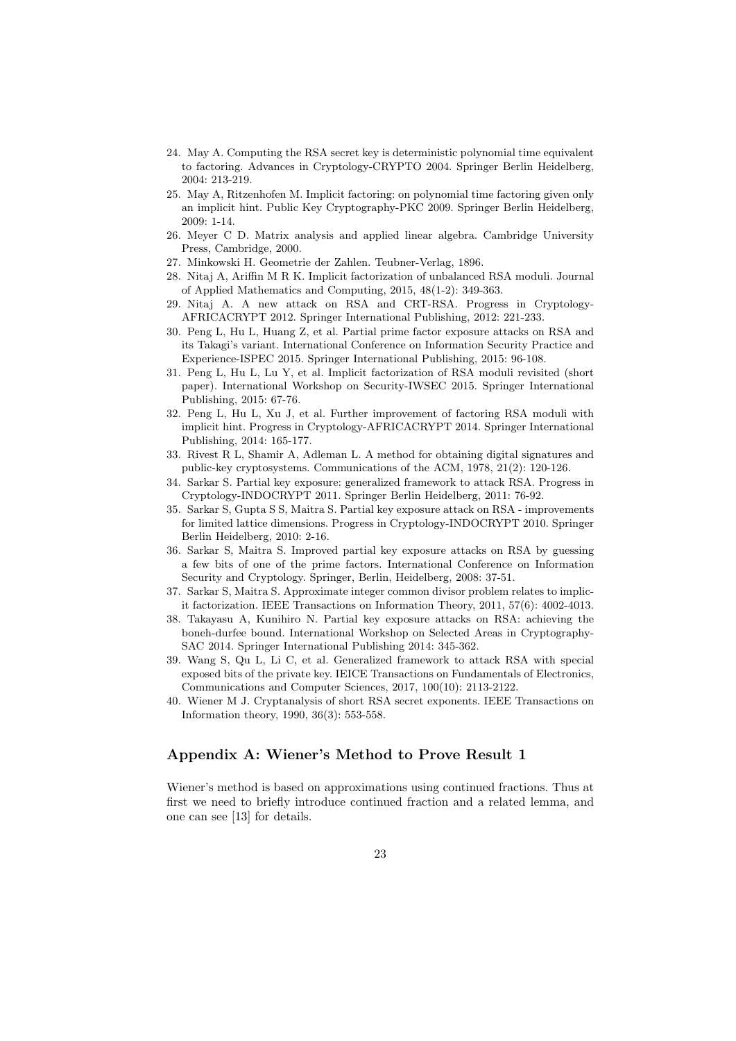24. May A. Computing the RSA secret key is deterministic polynomial time equivalent to factoring. Advances in Cryptology-CRYPTO 2004. Springer Berlin Heidelberg, 2004: 213-219.
25. May A, Ritzenhofen M. Implicit factoring: on polynomial time factoring given only an implicit hint. Public Key Cryptography-PKC 2009. Springer Berlin Heidelberg, 2009: 1-14.
26. Meyer C D. Matrix analysis and applied linear algebra. Cambridge University Press, Cambridge, 2000.
27. Minkowski H. Geometrie der Zahlen. Teubner-Verlag, 1896.
28. Nitaj A, Ariffin M R K. Implicit factorization of unbalanced RSA moduli. Journal of Applied Mathematics and Computing, 2015, 48(1-2): 349-363.
29. Nitaj A. A new attack on RSA and CRT-RSA. Progress in Cryptology-AFRICACRYPT 2012. Springer International Publishing, 2012: 221-233.
30. Peng L, Hu L, Huang Z, et al. Partial prime factor exposure attacks on RSA and its Takagi's variant. International Conference on Information Security Practice and Experience-ISPEC 2015. Springer International Publishing, 2015: 96-108.
31. Peng L, Hu L, Lu Y, et al. Implicit factorization of RSA moduli revisited (short paper). International Workshop on Security-IWSEC 2015. Springer International Publishing, 2015: 67-76.
32. Peng L, Hu L, Xu J, et al. Further improvement of factoring RSA moduli with implicit hint. Progress in Cryptology-AFRICACRYPT 2014. Springer International Publishing, 2014: 165-177.
33. Rivest R L, Shamir A, Adleman L. A method for obtaining digital signatures and public-key cryptosystems. Communications of the ACM, 1978, 21(2): 120-126.
34. Sarkar S. Partial key exposure: generalized framework to attack RSA. Progress in Cryptology-INDOCRYPT 2011. Springer Berlin Heidelberg, 2011: 76-92.
35. Sarkar S, Gupta S S, Maitra S. Partial key exposure attack on RSA - improvements for limited lattice dimensions. Progress in Cryptology-INDOCRYPT 2010. Springer Berlin Heidelberg, 2010: 2-16.
36. Sarkar S, Maitra S. Improved partial key exposure attacks on RSA by guessing a few bits of one of the prime factors. International Conference on Information Security and Cryptology. Springer, Berlin, Heidelberg, 2008: 37-51.
37. Sarkar S, Maitra S. Approximate integer common divisor problem relates to implicit factorization. IEEE Transactions on Information Theory, 2011, 57(6): 4002-4013.
38. Takayasu A, Kunihiro N. Partial key exposure attacks on RSA: achieving the boneh-durfee bound. International Workshop on Selected Areas in Cryptography-SAC 2014. Springer International Publishing 2014: 345-362.
39. Wang S, Qu L, Li C, et al. Generalized framework to attack RSA with special exposed bits of the private key. IEICE Transactions on Fundamentals of Electronics, Communications and Computer Sciences, 2017, 100(10): 2113-2122.
40. Wiener M J. Cryptanalysis of short RSA secret exponents. IEEE Transactions on Information theory, 1990, 36(3): 553-558.

## Appendix A: Wiener's Method to Prove Result 1

Wiener's method is based on approximations using continued fractions. Thus at first we need to briefly introduce continued fraction and a related lemma, and one can see [13] for details.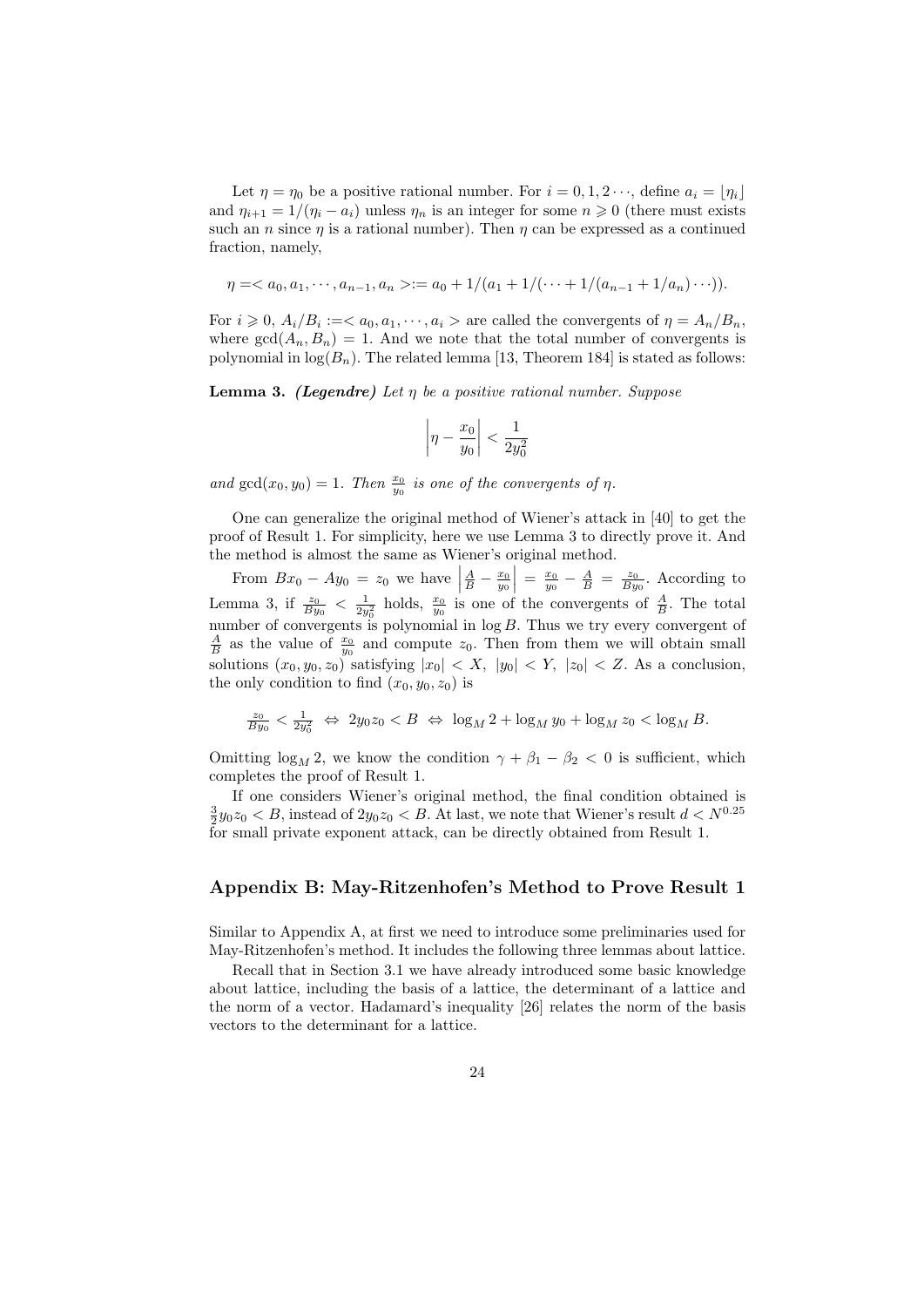Let $\eta = \eta_0$ be a positive rational number. For $i = 0, 1, 2 \cdots$, define $a_i = \lfloor \eta_i \rfloor$ and $\eta_{i+1} = 1/(\eta_i - a_i)$ unless $\eta_n$ is an integer for some $n \geqslant 0$ (there must exists such an $n$ since $\eta$ is a rational number). Then $\eta$ can be expressed as a continued fraction, namely,

$$\eta =< a_0, a_1, \cdots, a_{n-1}, a_n >:= a_0 + 1/(a_1 + 1/(\cdots + 1/(a_{n-1} + 1/a_n)\cdots)).$$

For $i \geqslant 0$, $A_i/B_i :=< a_0, a_1, \cdots, a_i >$ are called the convergents of $\eta = A_n/B_n$, where $\gcd(A_n, B_n) = 1$. And we note that the total number of convergents is polynomial in $\log(B_n)$. The related lemma [13, Theorem 184] is stated as follows:

**Lemma 3.** ***(Legendre)*** *Let $\eta$ be a positive rational number. Suppose*

$$\left|\eta - \frac{x_0}{y_0}\right| < \frac{1}{2y_0^2}$$

*and $\gcd(x_0, y_0) = 1$. Then $\frac{x_0}{y_0}$ is one of the convergents of $\eta$.*

One can generalize the original method of Wiener's attack in [40] to get the proof of Result 1. For simplicity, here we use Lemma 3 to directly prove it. And the method is almost the same as Wiener's original method.

From $Bx_0 - Ay_0 = z_0$ we have $\left|\frac{A}{B} - \frac{x_0}{y_0}\right| = \frac{x_0}{y_0} - \frac{A}{B} = \frac{z_0}{By_0}$. According to Lemma 3, if $\frac{z_0}{By_0} < \frac{1}{2y_0^2}$ holds, $\frac{x_0}{y_0}$ is one of the convergents of $\frac{A}{B}$. The total number of convergents is polynomial in $\log B$. Thus we try every convergent of $\frac{A}{B}$ as the value of $\frac{x_0}{y_0}$ and compute $z_0$. Then from them we will obtain small solutions $(x_0, y_0, z_0)$ satisfying $|x_0| < X,\ |y_0| < Y,\ |z_0| < Z$. As a conclusion, the only condition to find $(x_0, y_0, z_0)$ is

$$\tfrac{z_0}{By_0} < \tfrac{1}{2y_0^2} \ \Leftrightarrow\ 2y_0 z_0 < B \ \Leftrightarrow\ \log_M 2 + \log_M y_0 + \log_M z_0 < \log_M B.$$

Omitting $\log_M 2$, we know the condition $\gamma + \beta_1 - \beta_2 < 0$ is sufficient, which completes the proof of Result 1.

If one considers Wiener's original method, the final condition obtained is $\frac{3}{2}y_0 z_0 < B$, instead of $2y_0 z_0 < B$. At last, we note that Wiener's result $d < N^{0.25}$ for small private exponent attack, can be directly obtained from Result 1.

## Appendix B: May-Ritzenhofen's Method to Prove Result 1

Similar to Appendix A, at first we need to introduce some preliminaries used for May-Ritzenhofen's method. It includes the following three lemmas about lattice.

Recall that in Section 3.1 we have already introduced some basic knowledge about lattice, including the basis of a lattice, the determinant of a lattice and the norm of a vector. Hadamard's inequality [26] relates the norm of the basis vectors to the determinant for a lattice.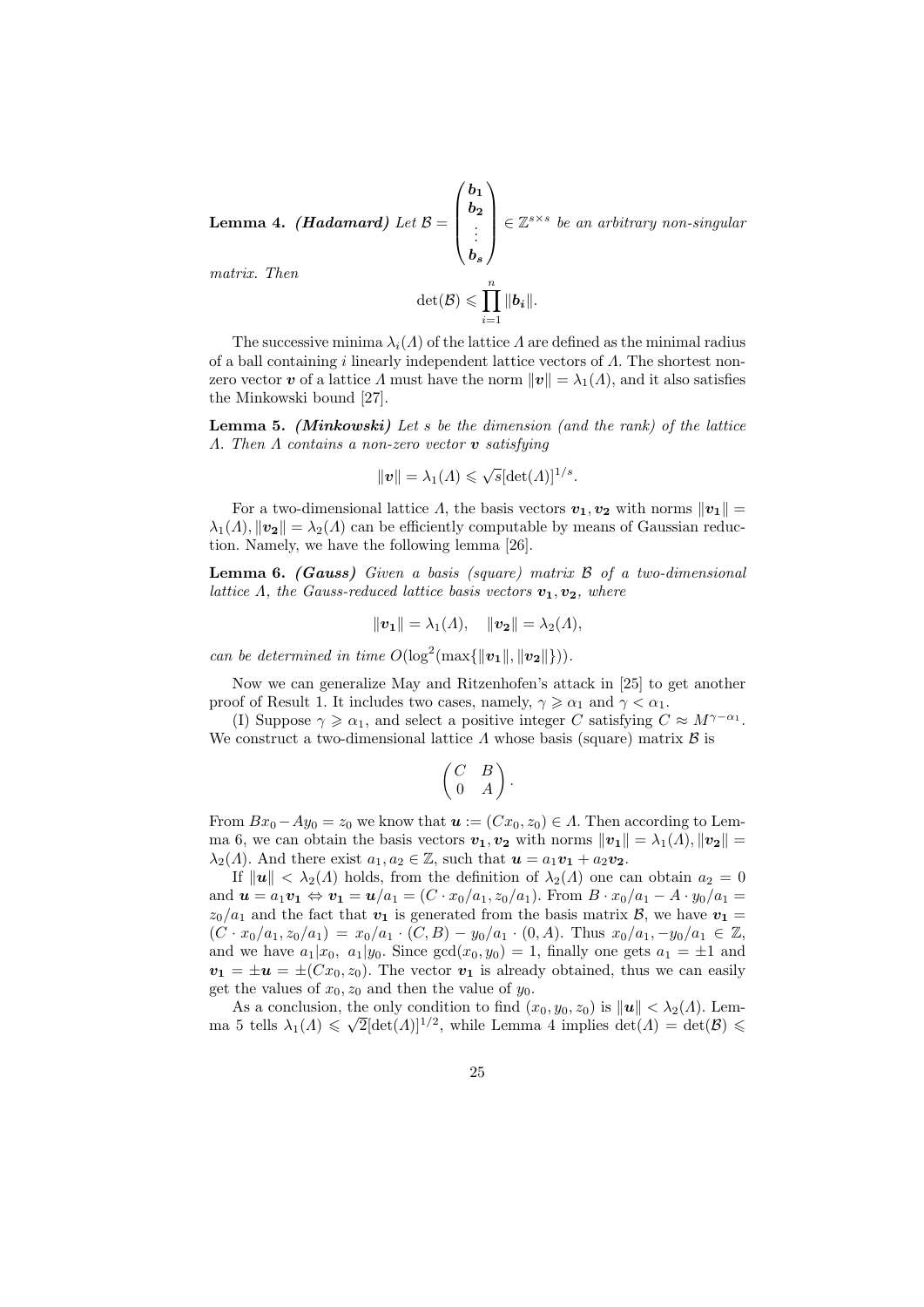**Lemma 4.** ***(Hadamard)*** *Let* $\mathcal{B} = \begin{pmatrix} \boldsymbol{b_1} \\ \boldsymbol{b_2} \\ \vdots \\ \boldsymbol{b_s} \end{pmatrix} \in \mathbb{Z}^{s \times s}$ *be an arbitrary non-singular matrix. Then*

$$\det(\mathcal{B}) \leqslant \prod_{i=1}^{n} \|\boldsymbol{b_i}\|.$$

The successive minima $\lambda_i(\Lambda)$ of the lattice $\Lambda$ are defined as the minimal radius of a ball containing $i$ linearly independent lattice vectors of $\Lambda$. The shortest non-zero vector $\boldsymbol{v}$ of a lattice $\Lambda$ must have the norm $\|\boldsymbol{v}\| = \lambda_1(\Lambda)$, and it also satisfies the Minkowski bound [27].

**Lemma 5.** ***(Minkowski)*** *Let $s$ be the dimension (and the rank) of the lattice $\Lambda$. Then $\Lambda$ contains a non-zero vector $\boldsymbol{v}$ satisfying*

$$\|\boldsymbol{v}\| = \lambda_1(\Lambda) \leqslant \sqrt{s}[\det(\Lambda)]^{1/s}.$$

For a two-dimensional lattice $\Lambda$, the basis vectors $\boldsymbol{v_1}, \boldsymbol{v_2}$ with norms $\|\boldsymbol{v_1}\| = \lambda_1(\Lambda), \|\boldsymbol{v_2}\| = \lambda_2(\Lambda)$ can be efficiently computable by means of Gaussian reduction. Namely, we have the following lemma [26].

**Lemma 6.** ***(Gauss)*** *Given a basis (square) matrix $\mathcal{B}$ of a two-dimensional lattice $\Lambda$, the Gauss-reduced lattice basis vectors $\boldsymbol{v_1}, \boldsymbol{v_2}$, where*

$$\|\boldsymbol{v_1}\| = \lambda_1(\Lambda), \quad \|\boldsymbol{v_2}\| = \lambda_2(\Lambda),$$

*can be determined in time $O(\log^2(\max\{\|\boldsymbol{v_1}\|, \|\boldsymbol{v_2}\|\}))$.*

Now we can generalize May and Ritzenhofen's attack in [25] to get another proof of Result 1. It includes two cases, namely, $\gamma \geqslant \alpha_1$ and $\gamma < \alpha_1$.

(I) Suppose $\gamma \geqslant \alpha_1$, and select a positive integer $C$ satisfying $C \approx M^{\gamma - \alpha_1}$. We construct a two-dimensional lattice $\Lambda$ whose basis (square) matrix $\mathcal{B}$ is

$$\begin{pmatrix} C & B \\ 0 & A \end{pmatrix}.$$

From $Bx_0 - Ay_0 = z_0$ we know that $\boldsymbol{u} := (Cx_0, z_0) \in \Lambda$. Then according to Lemma 6, we can obtain the basis vectors $\boldsymbol{v_1}, \boldsymbol{v_2}$ with norms $\|\boldsymbol{v_1}\| = \lambda_1(\Lambda), \|\boldsymbol{v_2}\| = \lambda_2(\Lambda)$. And there exist $a_1, a_2 \in \mathbb{Z}$, such that $\boldsymbol{u} = a_1\boldsymbol{v_1} + a_2\boldsymbol{v_2}$.

If $\|\boldsymbol{u}\| < \lambda_2(\Lambda)$ holds, from the definition of $\lambda_2(\Lambda)$ one can obtain $a_2 = 0$ and $\boldsymbol{u} = a_1\boldsymbol{v_1} \Leftrightarrow \boldsymbol{v_1} = \boldsymbol{u}/a_1 = (C \cdot x_0/a_1, z_0/a_1)$. From $B \cdot x_0/a_1 - A \cdot y_0/a_1 = z_0/a_1$ and the fact that $\boldsymbol{v_1}$ is generated from the basis matrix $\mathcal{B}$, we have $\boldsymbol{v_1} = (C \cdot x_0/a_1, z_0/a_1) = x_0/a_1 \cdot (C, B) - y_0/a_1 \cdot (0, A)$. Thus $x_0/a_1, -y_0/a_1 \in \mathbb{Z}$, and we have $a_1|x_0,\ a_1|y_0$. Since $\gcd(x_0, y_0) = 1$, finally one gets $a_1 = \pm 1$ and $\boldsymbol{v_1} = \pm\boldsymbol{u} = \pm(Cx_0, z_0)$. The vector $\boldsymbol{v_1}$ is already obtained, thus we can easily get the values of $x_0, z_0$ and then the value of $y_0$.

As a conclusion, the only condition to find $(x_0, y_0, z_0)$ is $\|\boldsymbol{u}\| < \lambda_2(\Lambda)$. Lemma 5 tells $\lambda_1(\Lambda) \leqslant \sqrt{2}[\det(\Lambda)]^{1/2}$, while Lemma 4 implies $\det(\Lambda) = \det(\mathcal{B}) \leqslant$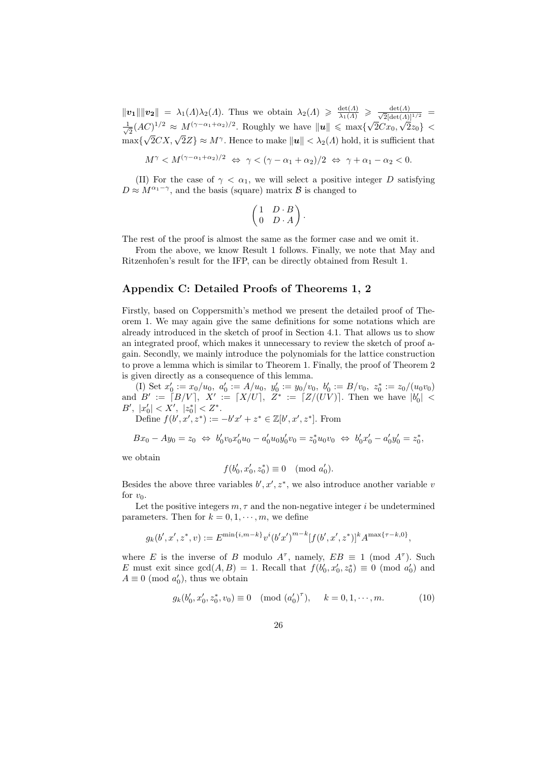$\|\boldsymbol{v_1}\|\|\boldsymbol{v_2}\| = \lambda_1(\Lambda)\lambda_2(\Lambda)$. Thus we obtain $\lambda_2(\Lambda) \geqslant \frac{\det(\Lambda)}{\lambda_1(\Lambda)} \geqslant \frac{\det(\Lambda)}{\sqrt{2}[\det(\Lambda)]^{1/2}} = \frac{1}{\sqrt{2}}(AC)^{1/2} \approx M^{(\gamma-\alpha_1+\alpha_2)/2}$. Roughly we have $\|\boldsymbol{u}\| \leqslant \max\{\sqrt{2}Cx_0, \sqrt{2}z_0\} < \max\{\sqrt{2}CX, \sqrt{2}Z\} \approx M^{\gamma}$. Hence to make $\|\boldsymbol{u}\| < \lambda_2(\Lambda)$ hold, it is sufficient that

$$M^{\gamma} < M^{(\gamma-\alpha_1+\alpha_2)/2} \;\Leftrightarrow\; \gamma < (\gamma-\alpha_1+\alpha_2)/2 \;\Leftrightarrow\; \gamma+\alpha_1-\alpha_2 < 0.$$

(II) For the case of $\gamma < \alpha_1$, we will select a positive integer $D$ satisfying $D \approx M^{\alpha_1-\gamma}$, and the basis (square) matrix $\mathcal{B}$ is changed to

$$\begin{pmatrix} 1 & D\cdot B \\ 0 & D\cdot A \end{pmatrix}.$$

The rest of the proof is almost the same as the former case and we omit it.

From the above, we know Result 1 follows. Finally, we note that May and Ritzenhofen's result for the IFP, can be directly obtained from Result 1.

## Appendix C: Detailed Proofs of Theorems 1, 2

Firstly, based on Coppersmith's method we present the detailed proof of Theorem 1. We may again give the same definitions for some notations which are already introduced in the sketch of proof in Section 4.1. That allows us to show an integrated proof, which makes it unnecessary to review the sketch of proof again. Secondly, we mainly introduce the polynomials for the lattice construction to prove a lemma which is similar to Theorem 1. Finally, the proof of Theorem 2 is given directly as a consequence of this lemma.

(I) Set $x_0' := x_0/u_0,\ a_0' := A/u_0,\ y_0' := y_0/v_0,\ b_0' := B/v_0,\ z_0^* := z_0/(u_0v_0)$ and $B' := \lceil B/V \rceil,\ X' := \lceil X/U \rceil,\ Z^* := \lceil Z/(UV) \rceil$. Then we have $|b_0'| < B',\ |x_0'| < X',\ |z_0^*| < Z^*$.

Define $f(b', x', z^*) := -b'x' + z^* \in \mathbb{Z}[b', x', z^*]$. From

$$Bx_0 - Ay_0 = z_0 \;\Leftrightarrow\; b_0'v_0x_0'u_0 - a_0'u_0y_0'v_0 = z_0^*u_0v_0 \;\Leftrightarrow\; b_0'x_0' - a_0'y_0' = z_0^*,$$

we obtain

$$f(b_0', x_0', z_0^*) \equiv 0 \pmod{a_0'}.$$

Besides the above three variables $b', x', z^*$, we also introduce another variable $v$ for $v_0$.

Let the positive integers $m, \tau$ and the non-negative integer $i$ be undetermined parameters. Then for $k = 0, 1, \cdots, m$, we define

$$g_k(b', x', z^*, v) := E^{\min\{i, m-k\}} v^i (b'x')^{m-k} [f(b', x', z^*)]^k A^{\max\{\tau-k, 0\}},$$

where $E$ is the inverse of $B$ modulo $A^{\tau}$, namely, $EB \equiv 1 \pmod{A^{\tau}}$. Such $E$ must exit since $\gcd(A, B) = 1$. Recall that $f(b_0', x_0', z_0^*) \equiv 0 \pmod{a_0'}$ and $A \equiv 0 \pmod{a_0'}$, thus we obtain

$$g_k(b_0', x_0', z_0^*, v_0) \equiv 0 \pmod{(a_0')^{\tau}}, \qquad k = 0, 1, \cdots, m. \tag{10}$$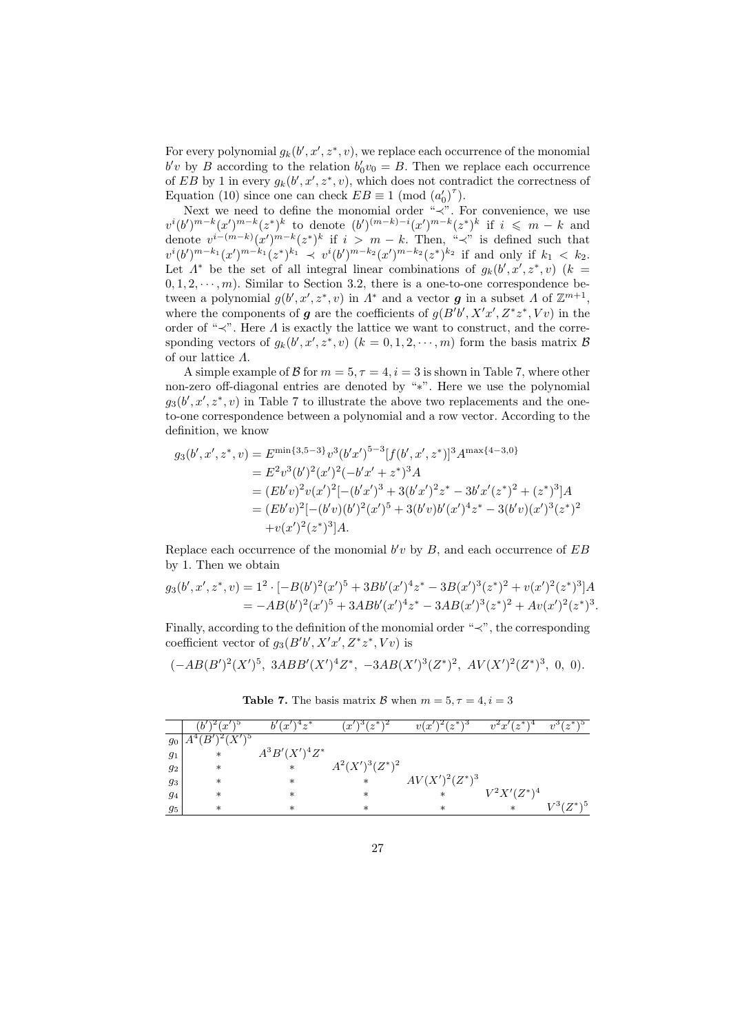For every polynomial $g_k(b', x', z^*, v)$, we replace each occurrence of the monomial $b'v$ by $B$ according to the relation $b'_0 v_0 = B$. Then we replace each occurrence of $EB$ by 1 in every $g_k(b', x', z^*, v)$, which does not contradict the correctness of Equation (10) since one can check $EB \equiv 1 \pmod{(a'_0)^{\tau}}$.

Next we need to define the monomial order "$\prec$". For convenience, we use $v^i (b')^{m-k} (x')^{m-k} (z^*)^k$ to denote $(b')^{(m-k)-i} (x')^{m-k} (z^*)^k$ if $i \leqslant m - k$ and denote $v^{i-(m-k)} (x')^{m-k} (z^*)^k$ if $i > m - k$. Then, "$\prec$" is defined such that $v^i (b')^{m-k_1} (x')^{m-k_1} (z^*)^{k_1} \prec v^i (b')^{m-k_2} (x')^{m-k_2} (z^*)^{k_2}$ if and only if $k_1 < k_2$. Let $\Lambda^*$ be the set of all integral linear combinations of $g_k(b', x', z^*, v)$ ($k = 0, 1, 2, \cdots, m$). Similar to Section 3.2, there is a one-to-one correspondence between a polynomial $g(b', x', z^*, v)$ in $\Lambda^*$ and a vector $\boldsymbol{g}$ in a subset $\Lambda$ of $\mathbb{Z}^{m+1}$, where the components of $\boldsymbol{g}$ are the coefficients of $g(B'b', X'x', Z^*z^*, Vv)$ in the order of "$\prec$". Here $\Lambda$ is exactly the lattice we want to construct, and the corresponding vectors of $g_k(b', x', z^*, v)$ ($k = 0, 1, 2, \cdots, m$) form the basis matrix $\mathcal{B}$ of our lattice $\Lambda$.

A simple example of $\mathcal{B}$ for $m = 5, \tau = 4, i = 3$ is shown in Table 7, where other non-zero off-diagonal entries are denoted by "$*$". Here we use the polynomial $g_3(b', x', z^*, v)$ in Table 7 to illustrate the above two replacements and the one-to-one correspondence between a polynomial and a row vector. According to the definition, we know

$$
\begin{aligned}
g_3(b', x', z^*, v) &= E^{\min\{3, 5-3\}} v^3 (b'x')^{5-3} [f(b', x', z^*)]^3 A^{\max\{4-3, 0\}} \\
&= E^2 v^3 (b')^2 (x')^2 (-b'x' + z^*)^3 A \\
&= (Eb'v)^2 v (x')^2 [-(b'x')^3 + 3(b'x')^2 z^* - 3b'x'(z^*)^2 + (z^*)^3] A \\
&= (Eb'v)^2 [-(b'v)(b')^2 (x')^5 + 3(b'v) b' (x')^4 z^* - 3(b'v)(x')^3 (z^*)^2 \\
&\quad + v(x')^2 (z^*)^3] A.
\end{aligned}
$$

Replace each occurrence of the monomial $b'v$ by $B$, and each occurrence of $EB$ by 1. Then we obtain

$$
\begin{aligned}
g_3(b', x', z^*, v) &= 1^2 \cdot [-B(b')^2 (x')^5 + 3Bb'(x')^4 z^* - 3B(x')^3 (z^*)^2 + v(x')^2 (z^*)^3] A \\
&= -AB(b')^2 (x')^5 + 3ABb'(x')^4 z^* - 3AB(x')^3 (z^*)^2 + Av(x')^2 (z^*)^3.
\end{aligned}
$$

Finally, according to the definition of the monomial order "$\prec$", the corresponding coefficient vector of $g_3(B'b', X'x', Z^*z^*, Vv)$ is

$$
(-AB(B')^2 (X')^5,\ 3ABB'(X')^4 Z^*,\ -3AB(X')^3 (Z^*)^2,\ AV(X')^2 (Z^*)^3,\ 0,\ 0).
$$

**Table 7.** The basis matrix $\mathcal{B}$ when $m = 5, \tau = 4, i = 3$

| | $(b')^2(x')^5$ | $b'(x')^4 z^*$ | $(x')^3(z^*)^2$ | $v(x')^2(z^*)^3$ | $v^2 x'(z^*)^4$ | $v^3(z^*)^5$ |
|---|---|---|---|---|---|---|
| $g_0$ | $A^4(B')^2(X')^5$ | | | | | |
| $g_1$ | $*$ | $A^3 B'(X')^4 Z^*$ | | | | |
| $g_2$ | $*$ | $*$ | $A^2(X')^3(Z^*)^2$ | | | |
| $g_3$ | $*$ | $*$ | $*$ | $AV(X')^2(Z^*)^3$ | | |
| $g_4$ | $*$ | $*$ | $*$ | $*$ | $V^2 X'(Z^*)^4$ | |
| $g_5$ | $*$ | $*$ | $*$ | $*$ | $*$ | $V^3(Z^*)^5$ |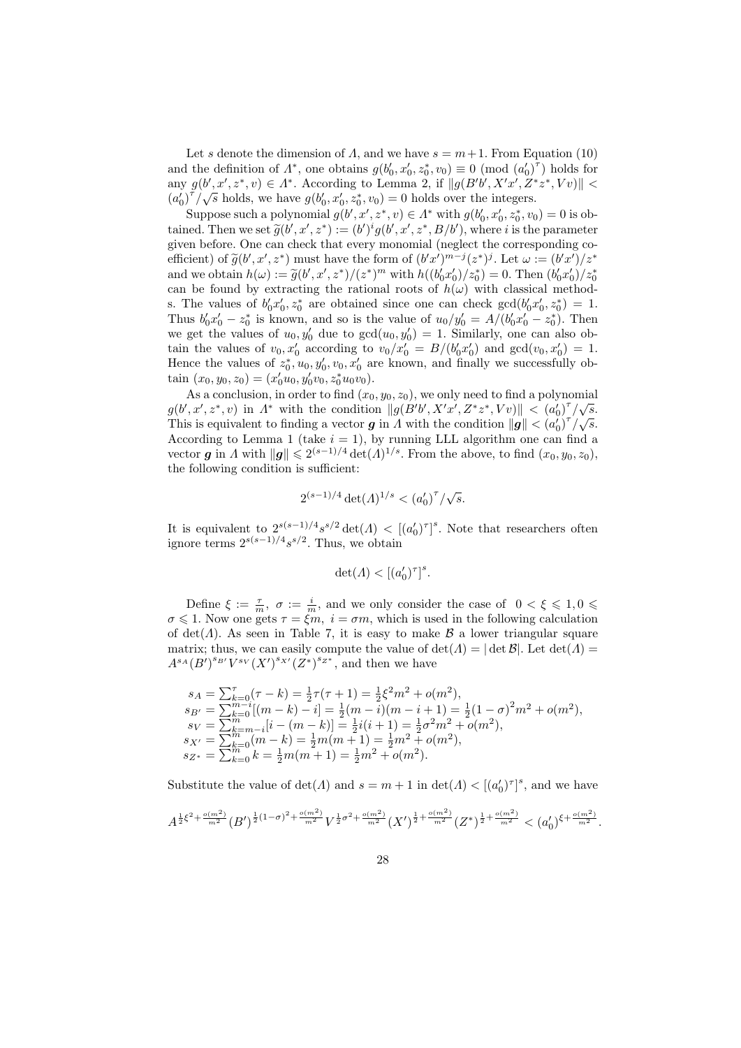Let $s$ denote the dimension of $\Lambda$, and we have $s = m+1$. From Equation (10) and the definition of $\Lambda^*$, one obtains $g(b'_0, x'_0, z^*_0, v_0) \equiv 0 \pmod{(a'_0)^\tau}$ holds for any $g(b', x', z^*, v) \in \Lambda^*$. According to Lemma 2, if $\|g(B'b', X'x', Z^*z^*, Vv)\| < (a'_0)^\tau/\sqrt{s}$ holds, we have $g(b'_0, x'_0, z^*_0, v_0) = 0$ holds over the integers.

Suppose such a polynomial $g(b', x', z^*, v) \in \Lambda^*$ with $g(b'_0, x'_0, z^*_0, v_0) = 0$ is obtained. Then we set $\widetilde{g}(b', x', z^*) := (b')^i g(b', x', z^*, B/b')$, where $i$ is the parameter given before. One can check that every monomial (neglect the corresponding coefficient) of $\widetilde{g}(b', x', z^*)$ must have the form of $(b'x')^{m-j}(z^*)^j$. Let $\omega := (b'x')/z^*$ and we obtain $h(\omega) := \widetilde{g}(b', x', z^*)/(z^*)^m$ with $h((b'_0x'_0)/z^*_0) = 0$. Then $(b'_0x'_0)/z^*_0$ can be found by extracting the rational roots of $h(\omega)$ with classical methods. The values of $b'_0x'_0, z^*_0$ are obtained since one can check $\gcd(b'_0x'_0, z^*_0) = 1$. Thus $b'_0x'_0 - z^*_0$ is known, and so is the value of $u_0/y'_0 = A/(b'_0x'_0 - z^*_0)$. Then we get the values of $u_0, y'_0$ due to $\gcd(u_0, y'_0) = 1$. Similarly, one can also obtain the values of $v_0, x'_0$ according to $v_0/x'_0 = B/(b'_0x'_0)$ and $\gcd(v_0, x'_0) = 1$. Hence the values of $z^*_0, u_0, y'_0, v_0, x'_0$ are known, and finally we successfully obtain $(x_0, y_0, z_0) = (x'_0u_0, y'_0v_0, z^*_0u_0v_0)$.

As a conclusion, in order to find $(x_0, y_0, z_0)$, we only need to find a polynomial $g(b', x', z^*, v)$ in $\Lambda^*$ with the condition $\|g(B'b', X'x', Z^*z^*, Vv)\| < (a'_0)^\tau/\sqrt{s}$. This is equivalent to finding a vector $\boldsymbol{g}$ in $\Lambda$ with the condition $\|\boldsymbol{g}\| < (a'_0)^\tau/\sqrt{s}$. According to Lemma 1 (take $i = 1$), by running LLL algorithm one can find a vector $\boldsymbol{g}$ in $\Lambda$ with $\|\boldsymbol{g}\| \leqslant 2^{(s-1)/4}\det(\Lambda)^{1/s}$. From the above, to find $(x_0, y_0, z_0)$, the following condition is sufficient:

$$2^{(s-1)/4}\det(\Lambda)^{1/s} < (a'_0)^\tau/\sqrt{s}.$$

It is equivalent to $2^{s(s-1)/4}s^{s/2}\det(\Lambda) < [(a'_0)^\tau]^s$. Note that researchers often ignore terms $2^{s(s-1)/4}s^{s/2}$. Thus, we obtain

$$\det(\Lambda) < [(a'_0)^\tau]^s.$$

Define $\xi := \frac{\tau}{m},\ \sigma := \frac{i}{m}$, and we only consider the case of $0 < \xi \leqslant 1, 0 \leqslant \sigma \leqslant 1$. Now one gets $\tau = \xi m,\ i = \sigma m$, which is used in the following calculation of $\det(\Lambda)$. As seen in Table 7, it is easy to make $\mathcal{B}$ a lower triangular square matrix; thus, we can easily compute the value of $\det(\Lambda) = |\det\mathcal{B}|$. Let $\det(\Lambda) = A^{s_A}(B')^{s_{B'}}V^{s_V}(X')^{s_{X'}}(Z^*)^{s_{Z^*}}$, and then we have

$$\begin{aligned}
s_A &= \textstyle\sum_{k=0}^{\tau}(\tau - k) = \frac{1}{2}\tau(\tau+1) = \frac{1}{2}\xi^2m^2 + o(m^2),\\
s_{B'} &= \textstyle\sum_{k=0}^{m-i}[(m-k) - i] = \frac{1}{2}(m-i)(m-i+1) = \frac{1}{2}(1-\sigma)^2m^2 + o(m^2),\\
s_V &= \textstyle\sum_{k=m-i}^{m}[i - (m-k)] = \frac{1}{2}i(i+1) = \frac{1}{2}\sigma^2m^2 + o(m^2),\\
s_{X'} &= \textstyle\sum_{k=0}^{m}(m-k) = \frac{1}{2}m(m+1) = \frac{1}{2}m^2 + o(m^2),\\
s_{Z^*} &= \textstyle\sum_{k=0}^{m}k = \frac{1}{2}m(m+1) = \frac{1}{2}m^2 + o(m^2).
\end{aligned}$$

Substitute the value of $\det(\Lambda)$ and $s = m+1$ in $\det(\Lambda) < [(a'_0)^\tau]^s$, and we have

$$A^{\frac{1}{2}\xi^2 + \frac{o(m^2)}{m^2}}(B')^{\frac{1}{2}(1-\sigma)^2 + \frac{o(m^2)}{m^2}}V^{\frac{1}{2}\sigma^2 + \frac{o(m^2)}{m^2}}(X')^{\frac{1}{2} + \frac{o(m^2)}{m^2}}(Z^*)^{\frac{1}{2} + \frac{o(m^2)}{m^2}} < (a'_0)^{\xi + \frac{o(m^2)}{m^2}}.$$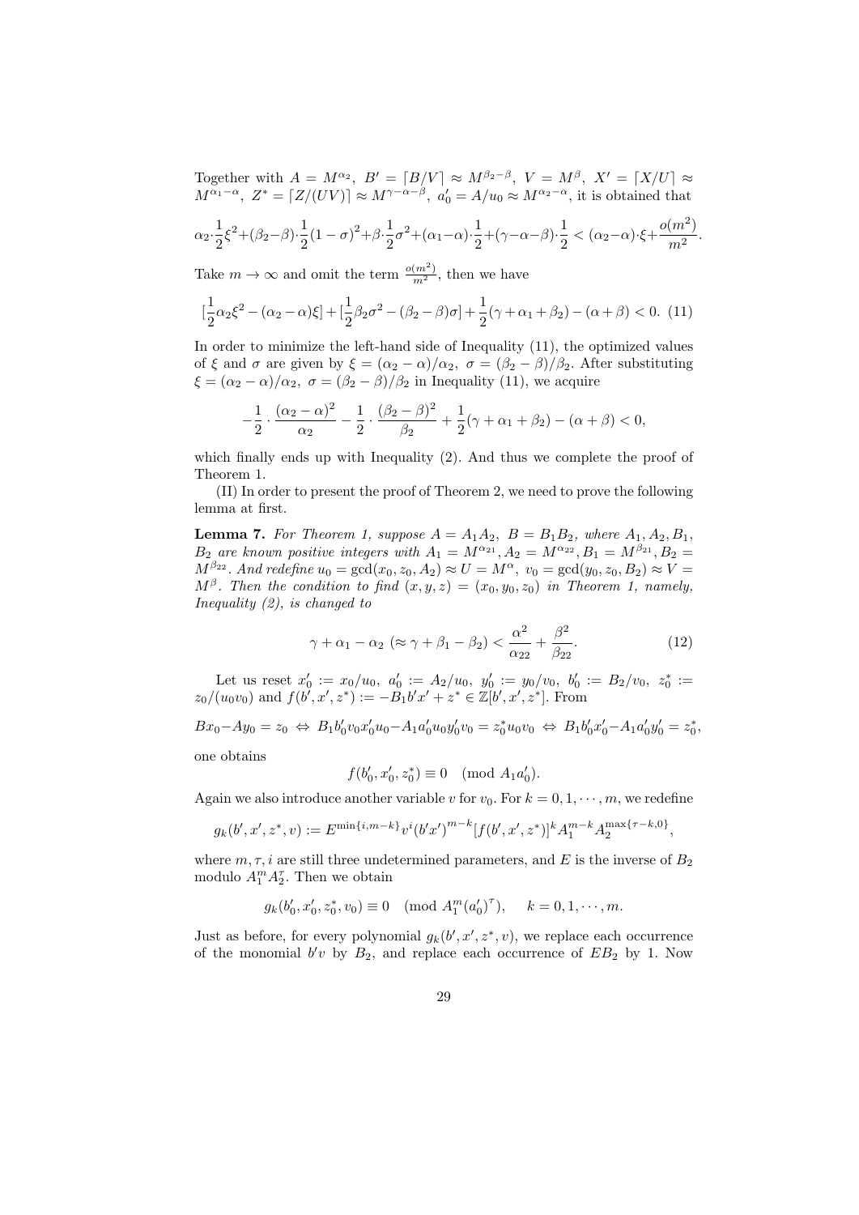Together with $A = M^{\alpha_2},\ B' = \lceil B/V \rceil \approx M^{\beta_2-\beta},\ V = M^{\beta},\ X' = \lceil X/U \rceil \approx M^{\alpha_1-\alpha},\ Z^* = \lceil Z/(UV) \rceil \approx M^{\gamma-\alpha-\beta},\ a_0' = A/u_0 \approx M^{\alpha_2-\alpha}$, it is obtained that

$$\alpha_2 \cdot \frac{1}{2}\xi^2 + (\beta_2-\beta)\cdot\frac{1}{2}(1-\sigma)^2 + \beta\cdot\frac{1}{2}\sigma^2 + (\alpha_1-\alpha)\cdot\frac{1}{2} + (\gamma-\alpha-\beta)\cdot\frac{1}{2} < (\alpha_2-\alpha)\cdot\xi + \frac{o(m^2)}{m^2}.$$

Take $m \to \infty$ and omit the term $\frac{o(m^2)}{m^2}$, then we have

$$[\frac{1}{2}\alpha_2\xi^2 - (\alpha_2-\alpha)\xi] + [\frac{1}{2}\beta_2\sigma^2 - (\beta_2-\beta)\sigma] + \frac{1}{2}(\gamma+\alpha_1+\beta_2) - (\alpha+\beta) < 0. \quad (11)$$

In order to minimize the left-hand side of Inequality (11), the optimized values of $\xi$ and $\sigma$ are given by $\xi = (\alpha_2-\alpha)/\alpha_2,\ \sigma = (\beta_2-\beta)/\beta_2$. After substituting $\xi = (\alpha_2-\alpha)/\alpha_2,\ \sigma = (\beta_2-\beta)/\beta_2$ in Inequality (11), we acquire

$$-\frac{1}{2}\cdot\frac{(\alpha_2-\alpha)^2}{\alpha_2} - \frac{1}{2}\cdot\frac{(\beta_2-\beta)^2}{\beta_2} + \frac{1}{2}(\gamma+\alpha_1+\beta_2) - (\alpha+\beta) < 0,$$

which finally ends up with Inequality (2). And thus we complete the proof of Theorem 1.

(II) In order to present the proof of Theorem 2, we need to prove the following lemma at first.

**Lemma 7.** *For Theorem 1, suppose $A = A_1A_2,\ B = B_1B_2$, where $A_1, A_2, B_1, B_2$ are known positive integers with $A_1 = M^{\alpha_{21}}, A_2 = M^{\alpha_{22}}, B_1 = M^{\beta_{21}}, B_2 = M^{\beta_{22}}$. And redefine $u_0 = \gcd(x_0, z_0, A_2) \approx U = M^{\alpha},\ v_0 = \gcd(y_0, z_0, B_2) \approx V = M^{\beta}$. Then the condition to find $(x, y, z) = (x_0, y_0, z_0)$ in Theorem 1, namely, Inequality (2), is changed to*

$$\gamma + \alpha_1 - \alpha_2\ (\approx \gamma + \beta_1 - \beta_2) < \frac{\alpha^2}{\alpha_{22}} + \frac{\beta^2}{\beta_{22}}. \quad (12)$$

Let us reset $x_0' := x_0/u_0,\ a_0' := A_2/u_0,\ y_0' := y_0/v_0,\ b_0' := B_2/v_0,\ z_0^* := z_0/(u_0v_0)$ and $f(b', x', z^*) := -B_1b'x' + z^* \in \mathbb{Z}[b', x', z^*]$. From

$$Bx_0 - Ay_0 = z_0 \Leftrightarrow B_1b_0'v_0x_0'u_0 - A_1a_0'u_0y_0'v_0 = z_0^*u_0v_0 \Leftrightarrow B_1b_0'x_0' - A_1a_0'y_0' = z_0^*,$$

one obtains

$$f(b_0', x_0', z_0^*) \equiv 0 \pmod{A_1a_0'}.$$

Again we also introduce another variable $v$ for $v_0$. For $k = 0, 1, \cdots, m$, we redefine

$$g_k(b', x', z^*, v) := E^{\min\{i, m-k\}}v^i(b'x')^{m-k}[f(b', x', z^*)]^kA_1^{m-k}A_2^{\max\{\tau-k,0\}},$$

where $m, \tau, i$ are still three undetermined parameters, and $E$ is the inverse of $B_2$ modulo $A_1^mA_2^{\tau}$. Then we obtain

$$g_k(b_0', x_0', z_0^*, v_0) \equiv 0 \pmod{A_1^m(a_0')^{\tau}}, \quad k = 0, 1, \cdots, m.$$

Just as before, for every polynomial $g_k(b', x', z^*, v)$, we replace each occurrence of the monomial $b'v$ by $B_2$, and replace each occurrence of $EB_2$ by 1. Now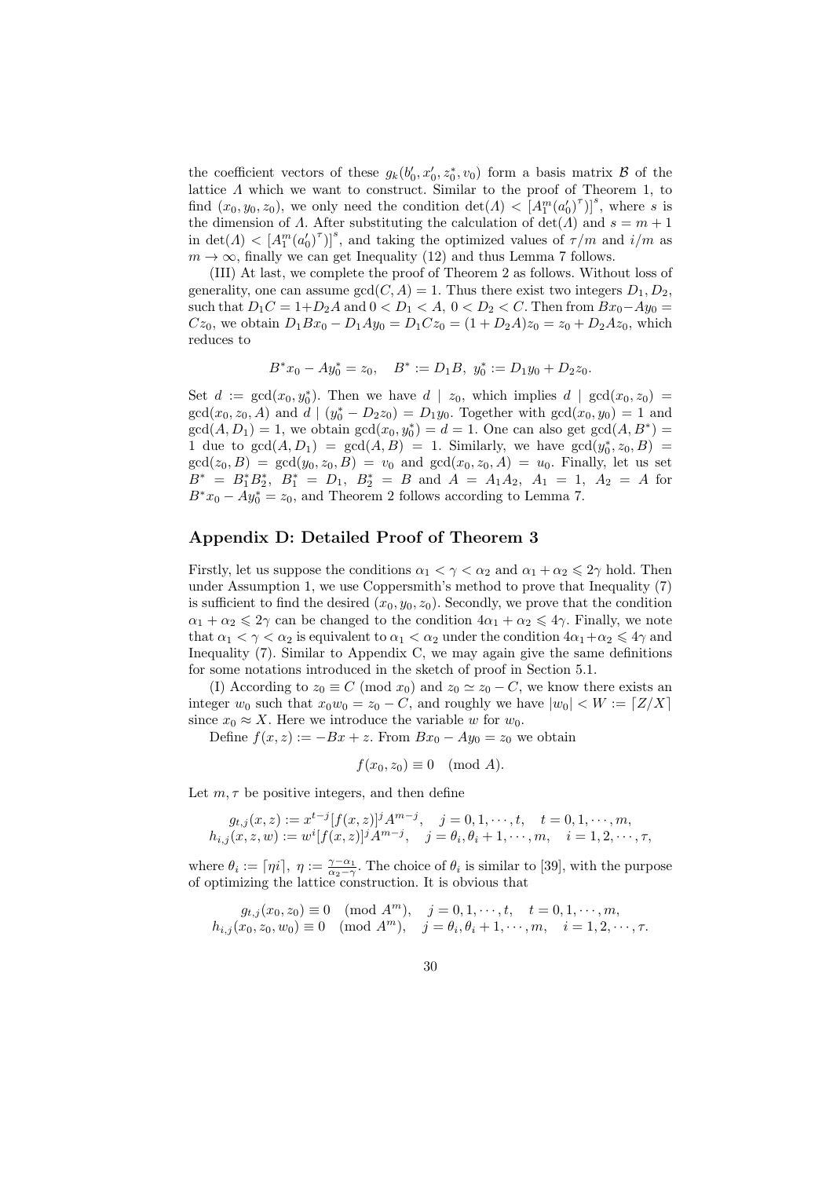the coefficient vectors of these $g_k(b_0', x_0', z_0^*, v_0)$ form a basis matrix $\mathcal{B}$ of the lattice $\Lambda$ which we want to construct. Similar to the proof of Theorem 1, to find $(x_0, y_0, z_0)$, we only need the condition $\det(\Lambda) < \left[A_1^m (a_0')^\tau\right]^s$, where $s$ is the dimension of $\Lambda$. After substituting the calculation of $\det(\Lambda)$ and $s = m+1$ in $\det(\Lambda) < \left[A_1^m (a_0')^\tau\right]^s$, and taking the optimized values of $\tau/m$ and $i/m$ as $m \to \infty$, finally we can get Inequality (12) and thus Lemma 7 follows.

(III) At last, we complete the proof of Theorem 2 as follows. Without loss of generality, one can assume $\gcd(C, A) = 1$. Thus there exist two integers $D_1, D_2$, such that $D_1 C = 1 + D_2 A$ and $0 < D_1 < A$, $0 < D_2 < C$. Then from $Bx_0 - Ay_0 = Cz_0$, we obtain $D_1 B x_0 - D_1 A y_0 = D_1 C z_0 = (1 + D_2 A) z_0 = z_0 + D_2 A z_0$, which reduces to

$$B^* x_0 - A y_0^* = z_0, \quad B^* := D_1 B, \ y_0^* := D_1 y_0 + D_2 z_0.$$

Set $d := \gcd(x_0, y_0^*)$. Then we have $d \mid z_0$, which implies $d \mid \gcd(x_0, z_0) = \gcd(x_0, z_0, A)$ and $d \mid (y_0^* - D_2 z_0) = D_1 y_0$. Together with $\gcd(x_0, y_0) = 1$ and $\gcd(A, D_1) = 1$, we obtain $\gcd(x_0, y_0^*) = d = 1$. One can also get $\gcd(A, B^*) = 1$ due to $\gcd(A, D_1) = \gcd(A, B) = 1$. Similarly, we have $\gcd(y_0^*, z_0, B) = \gcd(z_0, B) = \gcd(y_0, z_0, B) = v_0$ and $\gcd(x_0, z_0, A) = u_0$. Finally, let us set $B^* = B_1^* B_2^*$, $B_1^* = D_1$, $B_2^* = B$ and $A = A_1 A_2$, $A_1 = 1$, $A_2 = A$ for $B^* x_0 - A y_0^* = z_0$, and Theorem 2 follows according to Lemma 7.

## Appendix D: Detailed Proof of Theorem 3

Firstly, let us suppose the conditions $\alpha_1 < \gamma < \alpha_2$ and $\alpha_1 + \alpha_2 \leqslant 2\gamma$ hold. Then under Assumption 1, we use Coppersmith's method to prove that Inequality (7) is sufficient to find the desired $(x_0, y_0, z_0)$. Secondly, we prove that the condition $\alpha_1 + \alpha_2 \leqslant 2\gamma$ can be changed to the condition $4\alpha_1 + \alpha_2 \leqslant 4\gamma$. Finally, we note that $\alpha_1 < \gamma < \alpha_2$ is equivalent to $\alpha_1 < \alpha_2$ under the condition $4\alpha_1 + \alpha_2 \leqslant 4\gamma$ and Inequality (7). Similar to Appendix C, we may again give the same definitions for some notations introduced in the sketch of proof in Section 5.1.

(I) According to $z_0 \equiv C \pmod{x_0}$ and $z_0 \simeq z_0 - C$, we know there exists an integer $w_0$ such that $x_0 w_0 = z_0 - C$, and roughly we have $|w_0| < W := \lceil Z/X \rceil$ since $x_0 \approx X$. Here we introduce the variable $w$ for $w_0$.

Define $f(x, z) := -Bx + z$. From $Bx_0 - Ay_0 = z_0$ we obtain

$$f(x_0, z_0) \equiv 0 \pmod{A}.$$

Let $m, \tau$ be positive integers, and then define

$$\begin{aligned}
g_{t,j}(x, z) &:= x^{t-j} [f(x, z)]^j A^{m-j}, \quad j = 0, 1, \cdots, t, \quad t = 0, 1, \cdots, m, \\
h_{i,j}(x, z, w) &:= w^i [f(x, z)]^j A^{m-j}, \quad j = \theta_i, \theta_i + 1, \cdots, m, \quad i = 1, 2, \cdots, \tau,
\end{aligned}$$

where $\theta_i := \lceil \eta i \rceil$, $\eta := \frac{\gamma - \alpha_1}{\alpha_2 - \gamma}$. The choice of $\theta_i$ is similar to [39], with the purpose of optimizing the lattice construction. It is obvious that

$$\begin{aligned}
g_{t,j}(x_0, z_0) &\equiv 0 \pmod{A^m}, \quad j = 0, 1, \cdots, t, \quad t = 0, 1, \cdots, m, \\
h_{i,j}(x_0, z_0, w_0) &\equiv 0 \pmod{A^m}, \quad j = \theta_i, \theta_i + 1, \cdots, m, \quad i = 1, 2, \cdots, \tau.
\end{aligned}$$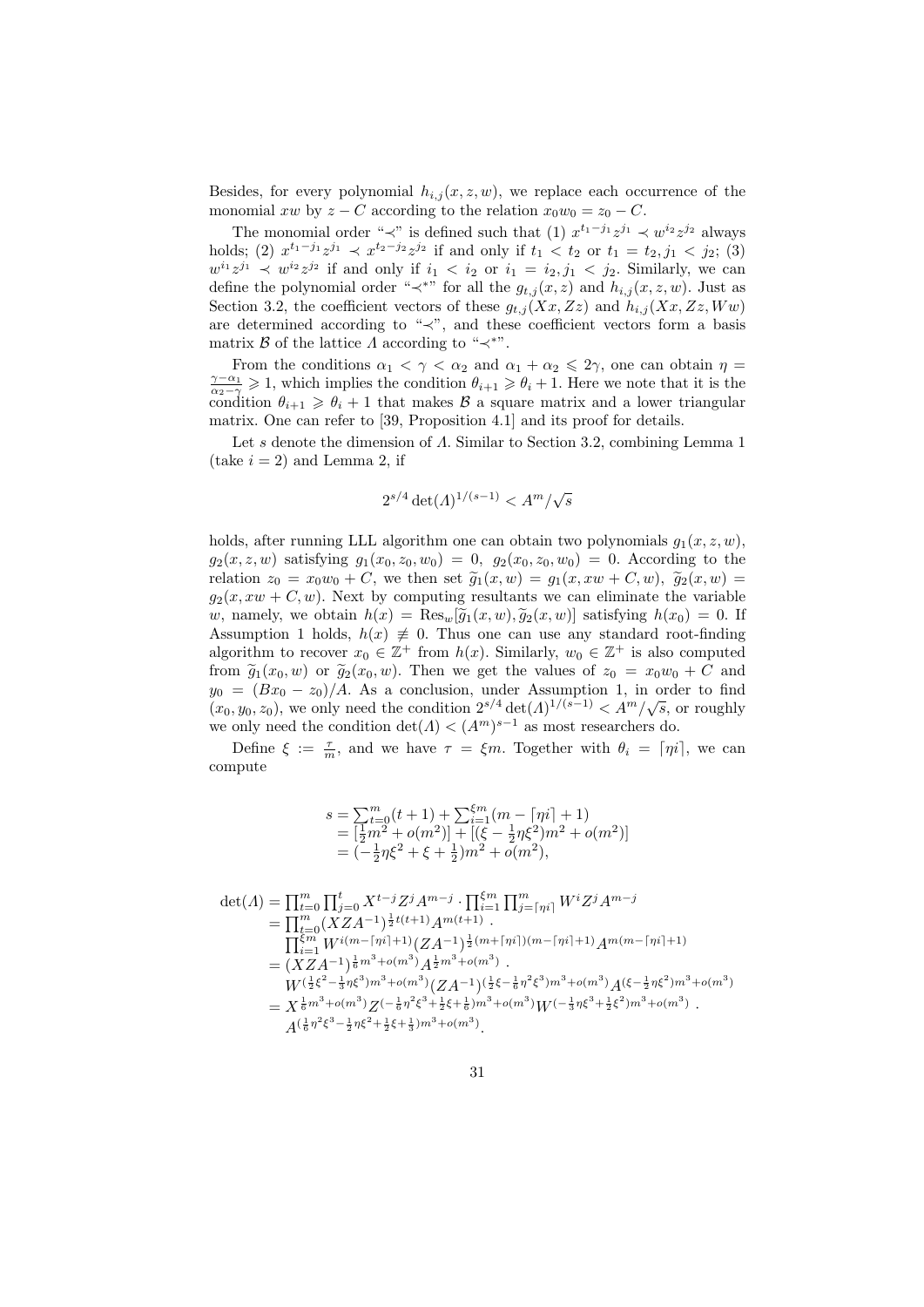Besides, for every polynomial $h_{i,j}(x, z, w)$, we replace each occurrence of the monomial $xw$ by $z - C$ according to the relation $x_0w_0 = z_0 - C$.

The monomial order "$\prec$" is defined such that (1) $x^{t_1-j_1}z^{j_1} \prec w^{i_2}z^{j_2}$ always holds; (2) $x^{t_1-j_1}z^{j_1} \prec x^{t_2-j_2}z^{j_2}$ if and only if $t_1 < t_2$ or $t_1 = t_2, j_1 < j_2$; (3) $w^{i_1}z^{j_1} \prec w^{i_2}z^{j_2}$ if and only if $i_1 < i_2$ or $i_1 = i_2, j_1 < j_2$. Similarly, we can define the polynomial order "$\prec^*$" for all the $g_{t,j}(x, z)$ and $h_{i,j}(x, z, w)$. Just as Section 3.2, the coefficient vectors of these $g_{t,j}(Xx, Zz)$ and $h_{i,j}(Xx, Zz, Ww)$ are determined according to "$\prec$", and these coefficient vectors form a basis matrix $\mathcal{B}$ of the lattice $\Lambda$ according to "$\prec^*$".

From the conditions $\alpha_1 < \gamma < \alpha_2$ and $\alpha_1 + \alpha_2 \leqslant 2\gamma$, one can obtain $\eta = \frac{\gamma-\alpha_1}{\alpha_2-\gamma} \geqslant 1$, which implies the condition $\theta_{i+1} \geqslant \theta_i + 1$. Here we note that it is the condition $\theta_{i+1} \geqslant \theta_i + 1$ that makes $\mathcal{B}$ a square matrix and a lower triangular matrix. One can refer to [39, Proposition 4.1] and its proof for details.

Let $s$ denote the dimension of $\Lambda$. Similar to Section 3.2, combining Lemma 1 (take $i = 2$) and Lemma 2, if

$$2^{s/4}\det(\Lambda)^{1/(s-1)} < A^m/\sqrt{s}$$

holds, after running LLL algorithm one can obtain two polynomials $g_1(x, z, w)$, $g_2(x, z, w)$ satisfying $g_1(x_0, z_0, w_0) = 0$, $g_2(x_0, z_0, w_0) = 0$. According to the relation $z_0 = x_0w_0 + C$, we then set $\widetilde{g}_1(x, w) = g_1(x, xw + C, w)$, $\widetilde{g}_2(x, w) = g_2(x, xw + C, w)$. Next by computing resultants we can eliminate the variable $w$, namely, we obtain $h(x) = \mathrm{Res}_w[\widetilde{g}_1(x, w), \widetilde{g}_2(x, w)]$ satisfying $h(x_0) = 0$. If Assumption 1 holds, $h(x) \not\equiv 0$. Thus one can use any standard root-finding algorithm to recover $x_0 \in \mathbb{Z}^+$ from $h(x)$. Similarly, $w_0 \in \mathbb{Z}^+$ is also computed from $\widetilde{g}_1(x_0, w)$ or $\widetilde{g}_2(x_0, w)$. Then we get the values of $z_0 = x_0w_0 + C$ and $y_0 = (Bx_0 - z_0)/A$. As a conclusion, under Assumption 1, in order to find $(x_0, y_0, z_0)$, we only need the condition $2^{s/4}\det(\Lambda)^{1/(s-1)} < A^m/\sqrt{s}$, or roughly we only need the condition $\det(\Lambda) < (A^m)^{s-1}$ as most researchers do.

Define $\xi := \frac{\tau}{m}$, and we have $\tau = \xi m$. Together with $\theta_i = \lceil \eta i \rceil$, we can compute

$$\begin{aligned}
s &= \textstyle\sum_{t=0}^{m}(t+1) + \sum_{i=1}^{\xi m}(m - \lceil \eta i \rceil + 1) \\
&= [\tfrac{1}{2}m^2 + o(m^2)] + [(\xi - \tfrac{1}{2}\eta\xi^2)m^2 + o(m^2)] \\
&= (-\tfrac{1}{2}\eta\xi^2 + \xi + \tfrac{1}{2})m^2 + o(m^2),
\end{aligned}$$

$$\begin{aligned}
\det(\Lambda) &= \textstyle\prod_{t=0}^{m}\prod_{j=0}^{t} X^{t-j}Z^jA^{m-j} \cdot \prod_{i=1}^{\xi m}\prod_{j=\lceil \eta i \rceil}^{m} W^iZ^jA^{m-j} \\
&= \textstyle\prod_{t=0}^{m}(XZA^{-1})^{\frac{1}{2}t(t+1)}A^{m(t+1)} \cdot \\
&\quad \textstyle\prod_{i=1}^{\xi m} W^{i(m-\lceil \eta i \rceil+1)}(ZA^{-1})^{\frac{1}{2}(m+\lceil \eta i \rceil)(m-\lceil \eta i \rceil+1)}A^{m(m-\lceil \eta i \rceil+1)} \\
&= (XZA^{-1})^{\frac{1}{6}m^3+o(m^3)}A^{\frac{1}{2}m^3+o(m^3)} \cdot \\
&\quad W^{(\frac{1}{2}\xi^2-\frac{1}{3}\eta\xi^3)m^3+o(m^3)}(ZA^{-1})^{(\frac{1}{2}\xi-\frac{1}{6}\eta^2\xi^3)m^3+o(m^3)}A^{(\xi-\frac{1}{2}\eta\xi^2)m^3+o(m^3)} \\
&= X^{\frac{1}{6}m^3+o(m^3)}Z^{(-\frac{1}{6}\eta^2\xi^3+\frac{1}{2}\xi+\frac{1}{6})m^3+o(m^3)}W^{(-\frac{1}{3}\eta\xi^3+\frac{1}{2}\xi^2)m^3+o(m^3)} \cdot \\
&\quad A^{(\frac{1}{6}\eta^2\xi^3-\frac{1}{2}\eta\xi^2+\frac{1}{2}\xi+\frac{1}{3})m^3+o(m^3)}.
\end{aligned}$$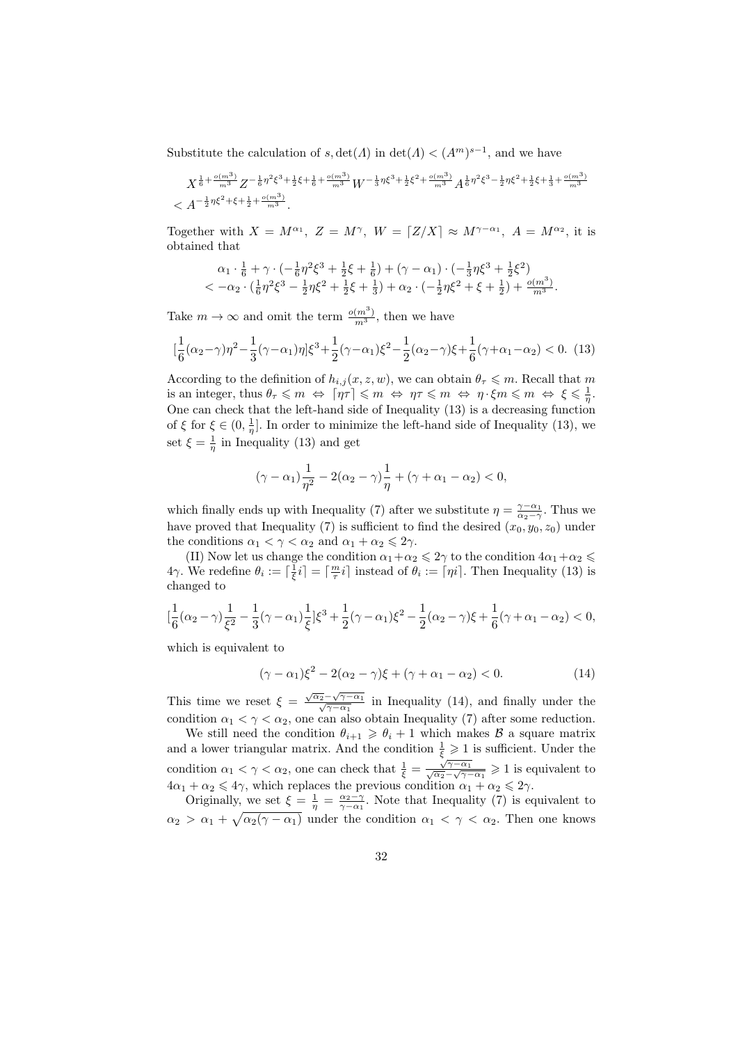Substitute the calculation of $s, \det(\Lambda)$ in $\det(\Lambda) < (A^m)^{s-1}$, and we have

$$X^{\frac{1}{6}+\frac{o(m^3)}{m^3}} Z^{-\frac{1}{6}\eta^2\xi^3+\frac{1}{2}\xi+\frac{1}{6}+\frac{o(m^3)}{m^3}} W^{-\frac{1}{3}\eta\xi^3+\frac{1}{2}\xi^2+\frac{o(m^3)}{m^3}} A^{\frac{1}{6}\eta^2\xi^3-\frac{1}{2}\eta\xi^2+\frac{1}{2}\xi+\frac{1}{3}+\frac{o(m^3)}{m^3}}$$
$$< A^{-\frac{1}{2}\eta\xi^2+\xi+\frac{1}{2}+\frac{o(m^3)}{m^3}}.$$

Together with $X = M^{\alpha_1},\ Z = M^{\gamma},\ W = \lceil Z/X \rceil \approx M^{\gamma-\alpha_1},\ A = M^{\alpha_2}$, it is obtained that

$$\alpha_1 \cdot \tfrac{1}{6} + \gamma \cdot (-\tfrac{1}{6}\eta^2\xi^3 + \tfrac{1}{2}\xi + \tfrac{1}{6}) + (\gamma - \alpha_1) \cdot (-\tfrac{1}{3}\eta\xi^3 + \tfrac{1}{2}\xi^2)$$
$$< -\alpha_2 \cdot (\tfrac{1}{6}\eta^2\xi^3 - \tfrac{1}{2}\eta\xi^2 + \tfrac{1}{2}\xi + \tfrac{1}{3}) + \alpha_2 \cdot (-\tfrac{1}{2}\eta\xi^2 + \xi + \tfrac{1}{2}) + \tfrac{o(m^3)}{m^3}.$$

Take $m \to \infty$ and omit the term $\frac{o(m^3)}{m^3}$, then we have

$$[\frac{1}{6}(\alpha_2-\gamma)\eta^2 - \frac{1}{3}(\gamma-\alpha_1)\eta]\xi^3 + \frac{1}{2}(\gamma-\alpha_1)\xi^2 - \frac{1}{2}(\alpha_2-\gamma)\xi + \frac{1}{6}(\gamma+\alpha_1-\alpha_2) < 0. \quad (13)$$

According to the definition of $h_{i,j}(x,z,w)$, we can obtain $\theta_\tau \leqslant m$. Recall that $m$ is an integer, thus $\theta_\tau \leqslant m \Leftrightarrow \lceil \eta\tau \rceil \leqslant m \Leftrightarrow \eta\tau \leqslant m \Leftrightarrow \eta \cdot \xi m \leqslant m \Leftrightarrow \xi \leqslant \frac{1}{\eta}$. One can check that the left-hand side of Inequality (13) is a decreasing function of $\xi$ for $\xi \in (0, \frac{1}{\eta}]$. In order to minimize the left-hand side of Inequality (13), we set $\xi = \frac{1}{\eta}$ in Inequality (13) and get

$$(\gamma - \alpha_1)\frac{1}{\eta^2} - 2(\alpha_2 - \gamma)\frac{1}{\eta} + (\gamma + \alpha_1 - \alpha_2) < 0,$$

which finally ends up with Inequality (7) after we substitute $\eta = \frac{\gamma-\alpha_1}{\alpha_2-\gamma}$. Thus we have proved that Inequality (7) is sufficient to find the desired $(x_0, y_0, z_0)$ under the conditions $\alpha_1 < \gamma < \alpha_2$ and $\alpha_1 + \alpha_2 \leqslant 2\gamma$.

(II) Now let us change the condition $\alpha_1+\alpha_2 \leqslant 2\gamma$ to the condition $4\alpha_1+\alpha_2 \leqslant 4\gamma$. We redefine $\theta_i := \lceil \frac{1}{\xi} i \rceil = \lceil \frac{m}{\tau} i \rceil$ instead of $\theta_i := \lceil \eta i \rceil$. Then Inequality (13) is changed to

$$[\frac{1}{6}(\alpha_2-\gamma)\frac{1}{\xi^2} - \frac{1}{3}(\gamma-\alpha_1)\frac{1}{\xi}]\xi^3 + \frac{1}{2}(\gamma-\alpha_1)\xi^2 - \frac{1}{2}(\alpha_2-\gamma)\xi + \frac{1}{6}(\gamma+\alpha_1-\alpha_2) < 0,$$

which is equivalent to

$$(\gamma - \alpha_1)\xi^2 - 2(\alpha_2 - \gamma)\xi + (\gamma + \alpha_1 - \alpha_2) < 0. \quad (14)$$

This time we reset $\xi = \frac{\sqrt{\alpha_2}-\sqrt{\gamma-\alpha_1}}{\sqrt{\gamma-\alpha_1}}$ in Inequality (14), and finally under the condition $\alpha_1 < \gamma < \alpha_2$, one can also obtain Inequality (7) after some reduction.

We still need the condition $\theta_{i+1} \geqslant \theta_i + 1$ which makes $\mathcal{B}$ a square matrix and a lower triangular matrix. And the condition $\frac{1}{\xi} \geqslant 1$ is sufficient. Under the condition $\alpha_1 < \gamma < \alpha_2$, one can check that $\frac{1}{\xi} = \frac{\sqrt{\gamma-\alpha_1}}{\sqrt{\alpha_2}-\sqrt{\gamma-\alpha_1}} \geqslant 1$ is equivalent to $4\alpha_1 + \alpha_2 \leqslant 4\gamma$, which replaces the previous condition $\alpha_1 + \alpha_2 \leqslant 2\gamma$.

Originally, we set $\xi = \frac{1}{\eta} = \frac{\alpha_2-\gamma}{\gamma-\alpha_1}$. Note that Inequality (7) is equivalent to $\alpha_2 > \alpha_1 + \sqrt{\alpha_2(\gamma-\alpha_1)}$ under the condition $\alpha_1 < \gamma < \alpha_2$. Then one knows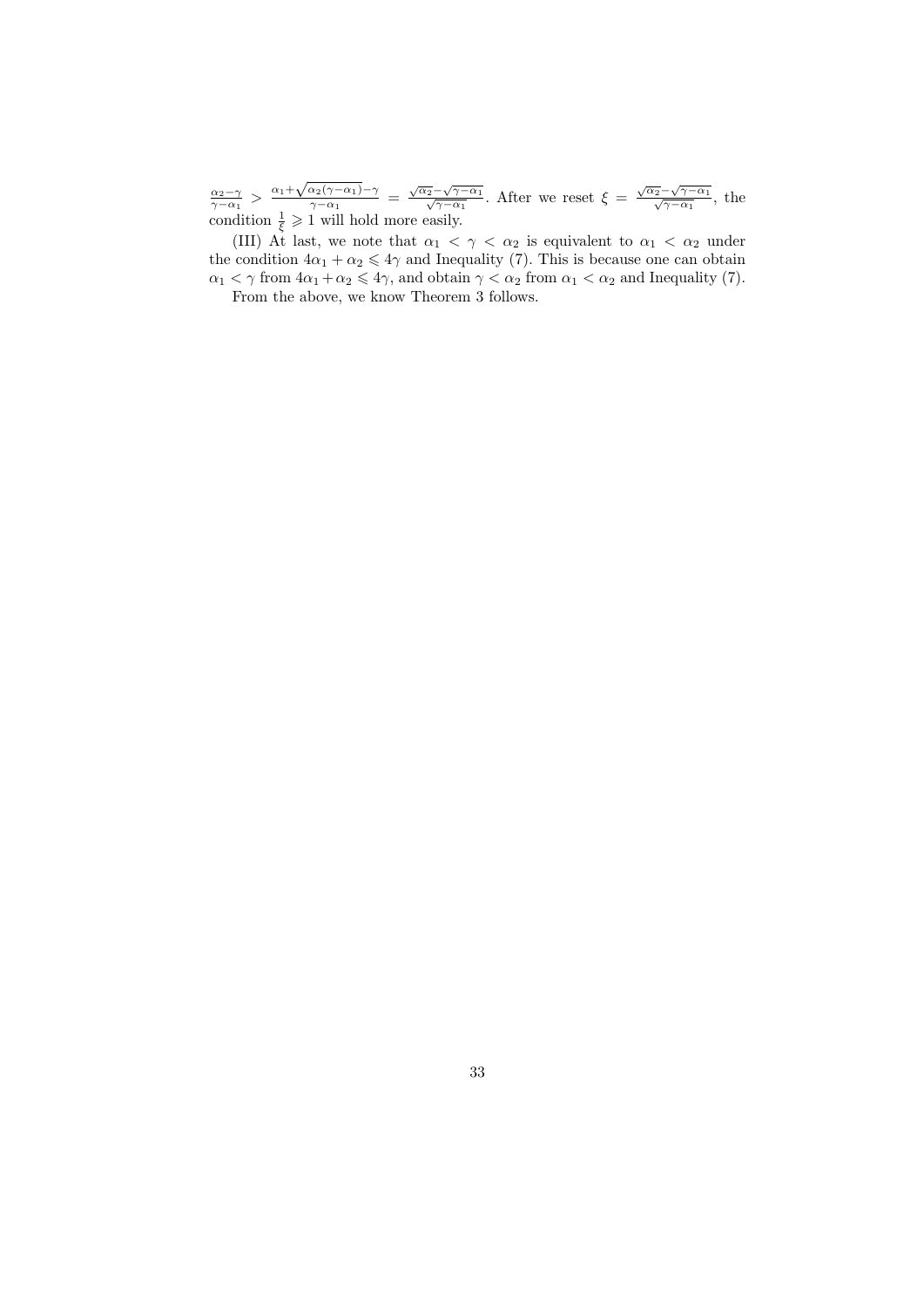$\frac{\alpha_2-\gamma}{\gamma-\alpha_1} > \frac{\alpha_1+\sqrt{\alpha_2(\gamma-\alpha_1)}-\gamma}{\gamma-\alpha_1} = \frac{\sqrt{\alpha_2}-\sqrt{\gamma-\alpha_1}}{\sqrt{\gamma-\alpha_1}}$. After we reset $\xi = \frac{\sqrt{\alpha_2}-\sqrt{\gamma-\alpha_1}}{\sqrt{\gamma-\alpha_1}}$, the condition $\frac{1}{\xi} \geqslant 1$ will hold more easily.

(III) At last, we note that $\alpha_1 < \gamma < \alpha_2$ is equivalent to $\alpha_1 < \alpha_2$ under the condition $4\alpha_1 + \alpha_2 \leqslant 4\gamma$ and Inequality (7). This is because one can obtain $\alpha_1 < \gamma$ from $4\alpha_1 + \alpha_2 \leqslant 4\gamma$, and obtain $\gamma < \alpha_2$ from $\alpha_1 < \alpha_2$ and Inequality (7).

From the above, we know Theorem 3 follows.